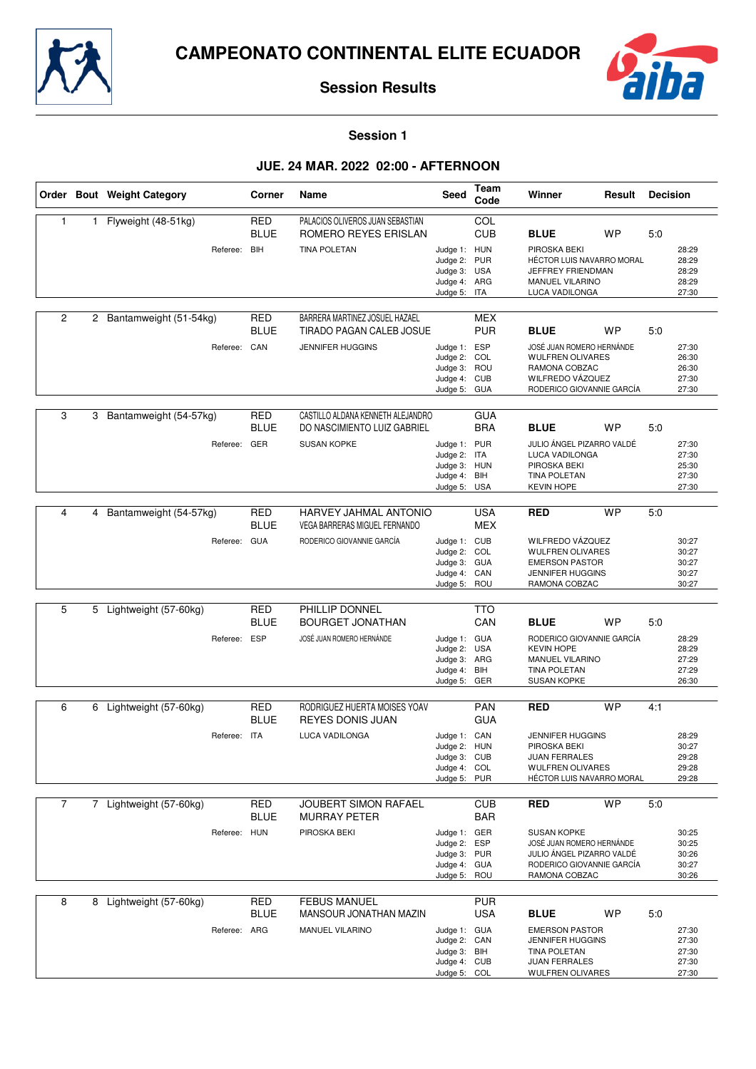# CAMPEONATO CONTINENTAL ELITE ECUADOR

## Session Results

### Session 1

### JUE. 24 MAR. 2022 02:00 - AFTERNOON

| Order | Bout | Weight Category | Corner | Name | Seed | Team Code | Winner | Result | Decision |
|---|---|---|---|---|---|---|---|---|---|
| 1 | 1 | Flyweight (48-51kg) | RED | PALACIOS OLIVEROS JUAN SEBASTIAN | | COL | | | |
| | | | BLUE | ROMERO REYES ERISLAN | | CUB | **BLUE** | WP | 5:0 |
| | | Referee: | BIH | TINA POLETAN | Judge 1: | HUN | PIROSKA BEKI | | 28:29 |
| | | | | | Judge 2: | PUR | HÉCTOR LUIS NAVARRO MORAL | | 28:29 |
| | | | | | Judge 3: | USA | JEFFREY FRIENDMAN | | 28:29 |
| | | | | | Judge 4: | ARG | MANUEL VILARINO | | 28:29 |
| | | | | | Judge 5: | ITA | LUCA VADILONGA | | 27:30 |
| 2 | 2 | Bantamweight (51-54kg) | RED | BARRERA MARTINEZ JOSUEL HAZAEL | | MEX | | | |
| | | | BLUE | TIRADO PAGAN CALEB JOSUE | | PUR | **BLUE** | WP | 5:0 |
| | | Referee: | CAN | JENNIFER HUGGINS | Judge 1: | ESP | JOSÉ JUAN ROMERO HERNÁNDE | | 27:30 |
| | | | | | Judge 2: | COL | WULFREN OLIVARES | | 26:30 |
| | | | | | Judge 3: | ROU | RAMONA COBZAC | | 26:30 |
| | | | | | Judge 4: | CUB | WILFREDO VÁZQUEZ | | 27:30 |
| | | | | | Judge 5: | GUA | RODERICO GIOVANNIE GARCÍA | | 27:30 |
| 3 | 3 | Bantamweight (54-57kg) | RED | CASTILLO ALDANA KENNETH ALEJANDRO | | GUA | | | |
| | | | BLUE | DO NASCIMIENTO LUIZ GABRIEL | | BRA | **BLUE** | WP | 5:0 |
| | | Referee: | GER | SUSAN KOPKE | Judge 1: | PUR | JULIO ÁNGEL PIZARRO VALDÉ | | 27:30 |
| | | | | | Judge 2: | ITA | LUCA VADILONGA | | 27:30 |
| | | | | | Judge 3: | HUN | PIROSKA BEKI | | 25:30 |
| | | | | | Judge 4: | BIH | TINA POLETAN | | 27:30 |
| | | | | | Judge 5: | USA | KEVIN HOPE | | 27:30 |
| 4 | 4 | Bantamweight (54-57kg) | RED | HARVEY JAHMAL ANTONIO | | USA | **RED** | WP | 5:0 |
| | | | BLUE | VEGA BARRERAS MIGUEL FERNANDO | | MEX | | | |
| | | Referee: | GUA | RODERICO GIOVANNIE GARCÍA | Judge 1: | CUB | WILFREDO VÁZQUEZ | | 30:27 |
| | | | | | Judge 2: | COL | WULFREN OLIVARES | | 30:27 |
| | | | | | Judge 3: | GUA | EMERSON PASTOR | | 30:27 |
| | | | | | Judge 4: | CAN | JENNIFER HUGGINS | | 30:27 |
| | | | | | Judge 5: | ROU | RAMONA COBZAC | | 30:27 |
| 5 | 5 | Lightweight (57-60kg) | RED | PHILLIP DONNEL | | TTO | | | |
| | | | BLUE | BOURGET JONATHAN | | CAN | **BLUE** | WP | 5:0 |
| | | Referee: | ESP | JOSÉ JUAN ROMERO HERNÁNDE | Judge 1: | GUA | RODERICO GIOVANNIE GARCÍA | | 28:29 |
| | | | | | Judge 2: | USA | KEVIN HOPE | | 28:29 |
| | | | | | Judge 3: | ARG | MANUEL VILARINO | | 27:29 |
| | | | | | Judge 4: | BIH | TINA POLETAN | | 27:29 |
| | | | | | Judge 5: | GER | SUSAN KOPKE | | 26:30 |
| 6 | 6 | Lightweight (57-60kg) | RED | RODRIGUEZ HUERTA MOISES YOAV | | PAN | **RED** | WP | 4:1 |
| | | | BLUE | REYES DONIS JUAN | | GUA | | | |
| | | Referee: | ITA | LUCA VADILONGA | Judge 1: | CAN | JENNIFER HUGGINS | | 28:29 |
| | | | | | Judge 2: | HUN | PIROSKA BEKI | | 30:27 |
| | | | | | Judge 3: | CUB | JUAN FERRALES | | 29:28 |
| | | | | | Judge 4: | COL | WULFREN OLIVARES | | 29:28 |
| | | | | | Judge 5: | PUR | HÉCTOR LUIS NAVARRO MORAL | | 29:28 |
| 7 | 7 | Lightweight (57-60kg) | RED | JOUBERT SIMON RAFAEL | | CUB | **RED** | WP | 5:0 |
| | | | BLUE | MURRAY PETER | | BAR | | | |
| | | Referee: | HUN | PIROSKA BEKI | Judge 1: | GER | SUSAN KOPKE | | 30:25 |
| | | | | | Judge 2: | ESP | JOSÉ JUAN ROMERO HERNÁNDE | | 30:25 |
| | | | | | Judge 3: | PUR | JULIO ÁNGEL PIZARRO VALDÉ | | 30:26 |
| | | | | | Judge 4: | GUA | RODERICO GIOVANNIE GARCÍA | | 30:27 |
| | | | | | Judge 5: | ROU | RAMONA COBZAC | | 30:26 |
| 8 | 8 | Lightweight (57-60kg) | RED | FEBUS MANUEL | | PUR | | | |
| | | | BLUE | MANSOUR JONATHAN MAZIN | | USA | **BLUE** | WP | 5:0 |
| | | Referee: | ARG | MANUEL VILARINO | Judge 1: | GUA | EMERSON PASTOR | | 27:30 |
| | | | | | Judge 2: | CAN | JENNIFER HUGGINS | | 27:30 |
| | | | | | Judge 3: | BIH | TINA POLETAN | | 27:30 |
| | | | | | Judge 4: | CUB | JUAN FERRALES | | 27:30 |
| | | | | | Judge 5: | COL | WULFREN OLIVARES | | 27:30 |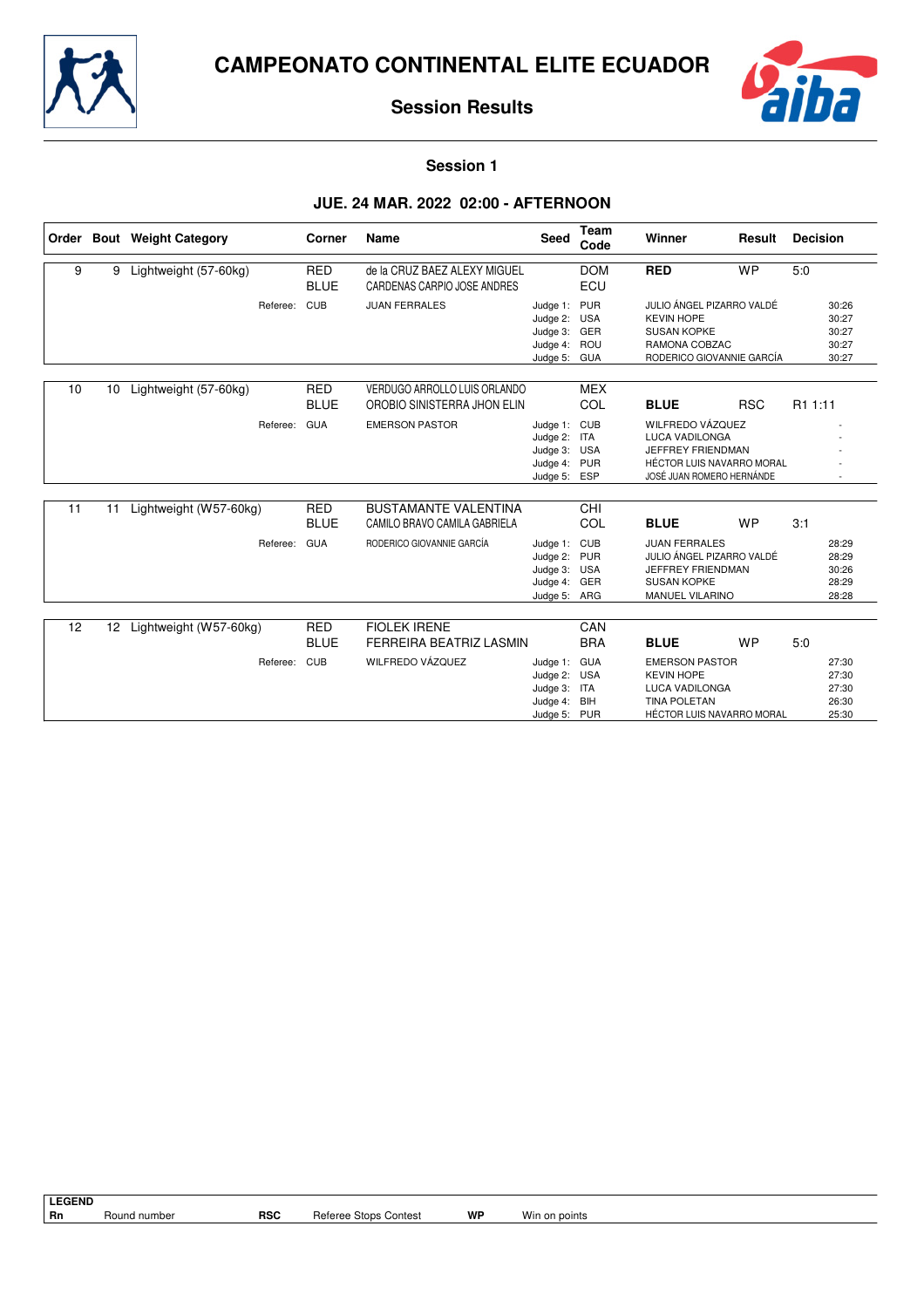# CAMPEONATO CONTINENTAL ELITE ECUADOR

## Session Results

### Session 1

### JUE. 24 MAR. 2022 02:00 - AFTERNOON

| Order | Bout | Weight Category | Corner | Name | Seed | Team Code | Winner | Result | Decision |
|---|---|---|---|---|---|---|---|---|---|
| 9 | 9 | Lightweight (57-60kg) | RED | de la CRUZ BAEZ ALEXY MIGUEL | | DOM | **RED** | WP | 5:0 |
| | | | BLUE | CARDENAS CARPIO JOSE ANDRES | | ECU | | | |
| | | Referee: | CUB | JUAN FERRALES | Judge 1: | PUR | JULIO ÁNGEL PIZARRO VALDÉ | | 30:26 |
| | | | | | Judge 2: | USA | KEVIN HOPE | | 30:27 |
| | | | | | Judge 3: | GER | SUSAN KOPKE | | 30:27 |
| | | | | | Judge 4: | ROU | RAMONA COBZAC | | 30:27 |
| | | | | | Judge 5: | GUA | RODERICO GIOVANNIE GARCÍA | | 30:27 |
| 10 | 10 | Lightweight (57-60kg) | RED | VERDUGO ARROLLO LUIS ORLANDO | | MEX | | | |
| | | | BLUE | OROBIO SINISTERRA JHON ELIN | | COL | **BLUE** | RSC | R1 1:11 |
| | | Referee: | GUA | EMERSON PASTOR | Judge 1: | CUB | WILFREDO VÁZQUEZ | | - |
| | | | | | Judge 2: | ITA | LUCA VADILONGA | | - |
| | | | | | Judge 3: | USA | JEFFREY FRIENDMAN | | - |
| | | | | | Judge 4: | PUR | HÉCTOR LUIS NAVARRO MORAL | | - |
| | | | | | Judge 5: | ESP | JOSÉ JUAN ROMERO HERNÁNDE | | - |
| 11 | 11 | Lightweight (W57-60kg) | RED | BUSTAMANTE VALENTINA | | CHI | | | |
| | | | BLUE | CAMILO BRAVO CAMILA GABRIELA | | COL | **BLUE** | WP | 3:1 |
| | | Referee: | GUA | RODERICO GIOVANNIE GARCÍA | Judge 1: | CUB | JUAN FERRALES | | 28:29 |
| | | | | | Judge 2: | PUR | JULIO ÁNGEL PIZARRO VALDÉ | | 28:29 |
| | | | | | Judge 3: | USA | JEFFREY FRIENDMAN | | 30:26 |
| | | | | | Judge 4: | GER | SUSAN KOPKE | | 28:29 |
| | | | | | Judge 5: | ARG | MANUEL VILARINO | | 28:28 |
| 12 | 12 | Lightweight (W57-60kg) | RED | FIOLEK IRENE | | CAN | | | |
| | | | BLUE | FERREIRA BEATRIZ LASMIN | | BRA | **BLUE** | WP | 5:0 |
| | | Referee: | CUB | WILFREDO VÁZQUEZ | Judge 1: | GUA | EMERSON PASTOR | | 27:30 |
| | | | | | Judge 2: | USA | KEVIN HOPE | | 27:30 |
| | | | | | Judge 3: | ITA | LUCA VADILONGA | | 27:30 |
| | | | | | Judge 4: | BIH | TINA POLETAN | | 26:30 |
| | | | | | Judge 5: | PUR | HÉCTOR LUIS NAVARRO MORAL | | 25:30 |

**LEGEND**

| | | | | | |
|---|---|---|---|---|---|
| Rn | Round number | RSC | Referee Stops Contest | WP | Win on points |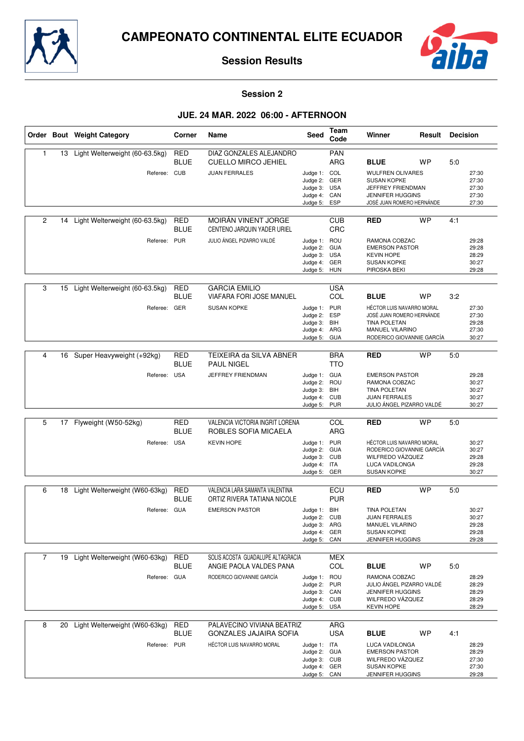# CAMPEONATO CONTINENTAL ELITE ECUADOR

## Session Results

### Session 2

### JUE. 24 MAR. 2022 06:00 - AFTERNOON

| Order | Bout | Weight Category | Corner | Name | Seed | Team Code | Winner | Result | Decision |
|---|---|---|---|---|---|---|---|---|---|
| 1 | 13 | Light Welterweight (60-63.5kg) | RED | DIAZ GONZALES ALEJANDRO | | PAN | | | |
| | | | BLUE | CUELLO MIRCO JEHIEL | | ARG | **BLUE** | WP | 5:0 |
| | | Referee: | CUB | JUAN FERRALES | Judge 1: | COL | WULFREN OLIVARES | | 27:30 |
| | | | | | Judge 2: | GER | SUSAN KOPKE | | 27:30 |
| | | | | | Judge 3: | USA | JEFFREY FRIENDMAN | | 27:30 |
| | | | | | Judge 4: | CAN | JENNIFER HUGGINS | | 27:30 |
| | | | | | Judge 5: | ESP | JOSÉ JUAN ROMERO HERNÁNDE | | 27:30 |
| 2 | 14 | Light Welterweight (60-63.5kg) | RED | MOIRÁN VINENT JORGE | | CUB | **RED** | WP | 4:1 |
| | | | BLUE | CENTENO JARQUIN YADER URIEL | | CRC | | | |
| | | Referee: | PUR | JULIO ÁNGEL PIZARRO VALDÉ | Judge 1: | ROU | RAMONA COBZAC | | 29:28 |
| | | | | | Judge 2: | GUA | EMERSON PASTOR | | 29:28 |
| | | | | | Judge 3: | USA | KEVIN HOPE | | 28:29 |
| | | | | | Judge 4: | GER | SUSAN KOPKE | | 30:27 |
| | | | | | Judge 5: | HUN | PIROSKA BEKI | | 29:28 |
| 3 | 15 | Light Welterweight (60-63.5kg) | RED | GARCIA EMILIO | | USA | | | |
| | | | BLUE | VIAFARA FORI JOSE MANUEL | | COL | **BLUE** | WP | 3:2 |
| | | Referee: | GER | SUSAN KOPKE | Judge 1: | PUR | HÉCTOR LUIS NAVARRO MORAL | | 27:30 |
| | | | | | Judge 2: | ESP | JOSÉ JUAN ROMERO HERNÁNDE | | 27:30 |
| | | | | | Judge 3: | BIH | TINA POLETAN | | 29:28 |
| | | | | | Judge 4: | ARG | MANUEL VILARINO | | 27:30 |
| | | | | | Judge 5: | GUA | RODERICO GIOVANNIE GARCÍA | | 30:27 |
| 4 | 16 | Super Heavyweight (+92kg) | RED | TEIXEIRA da SILVA ABNER | | BRA | **RED** | WP | 5:0 |
| | | | BLUE | PAUL NIGEL | | TTO | | | |
| | | Referee: | USA | JEFFREY FRIENDMAN | Judge 1: | GUA | EMERSON PASTOR | | 29:28 |
| | | | | | Judge 2: | ROU | RAMONA COBZAC | | 30:27 |
| | | | | | Judge 3: | BIH | TINA POLETAN | | 30:27 |
| | | | | | Judge 4: | CUB | JUAN FERRALES | | 30:27 |
| | | | | | Judge 5: | PUR | JULIO ÁNGEL PIZARRO VALDÉ | | 30:27 |
| 5 | 17 | Flyweight (W50-52kg) | RED | VALENCIA VICTORIA INGRIT LORENA | | COL | **RED** | WP | 5:0 |
| | | | BLUE | ROBLES SOFIA MICAELA | | ARG | | | |
| | | Referee: | USA | KEVIN HOPE | Judge 1: | PUR | HÉCTOR LUIS NAVARRO MORAL | | 30:27 |
| | | | | | Judge 2: | GUA | RODERICO GIOVANNIE GARCÍA | | 30:27 |
| | | | | | Judge 3: | CUB | WILFREDO VÁZQUEZ | | 29:28 |
| | | | | | Judge 4: | ITA | LUCA VADILONGA | | 29:28 |
| | | | | | Judge 5: | GER | SUSAN KOPKE | | 30:27 |
| 6 | 18 | Light Welterweight (W60-63kg) | RED | VALENCIA LARA SAMANTA VALENTINA | | ECU | **RED** | WP | 5:0 |
| | | | BLUE | ORTIZ RIVERA TATIANA NICOLE | | PUR | | | |
| | | Referee: | GUA | EMERSON PASTOR | Judge 1: | BIH | TINA POLETAN | | 30:27 |
| | | | | | Judge 2: | CUB | JUAN FERRALES | | 30:27 |
| | | | | | Judge 3: | ARG | MANUEL VILARINO | | 29:28 |
| | | | | | Judge 4: | GER | SUSAN KOPKE | | 29:28 |
| | | | | | Judge 5: | CAN | JENNIFER HUGGINS | | 29:28 |
| 7 | 19 | Light Welterweight (W60-63kg) | RED | SOLIS ACOSTA GUADALUPE ALTAGRACIA | | MEX | | | |
| | | | BLUE | ANGIE PAOLA VALDES PANA | | COL | **BLUE** | WP | 5:0 |
| | | Referee: | GUA | RODERICO GIOVANNIE GARCÍA | Judge 1: | ROU | RAMONA COBZAC | | 28:29 |
| | | | | | Judge 2: | PUR | JULIO ÁNGEL PIZARRO VALDÉ | | 28:29 |
| | | | | | Judge 3: | CAN | JENNIFER HUGGINS | | 28:29 |
| | | | | | Judge 4: | CUB | WILFREDO VÁZQUEZ | | 28:29 |
| | | | | | Judge 5: | USA | KEVIN HOPE | | 28:29 |
| 8 | 20 | Light Welterweight (W60-63kg) | RED | PALAVECINO VIVIANA BEATRIZ | | ARG | | | |
| | | | BLUE | GONZALES JAJAIRA SOFIA | | USA | **BLUE** | WP | 4:1 |
| | | Referee: | PUR | HÉCTOR LUIS NAVARRO MORAL | Judge 1: | ITA | LUCA VADILONGA | | 28:29 |
| | | | | | Judge 2: | GUA | EMERSON PASTOR | | 28:29 |
| | | | | | Judge 3: | CUB | WILFREDO VÁZQUEZ | | 27:30 |
| | | | | | Judge 4: | GER | SUSAN KOPKE | | 27:30 |
| | | | | | Judge 5: | CAN | JENNIFER HUGGINS | | 29:28 |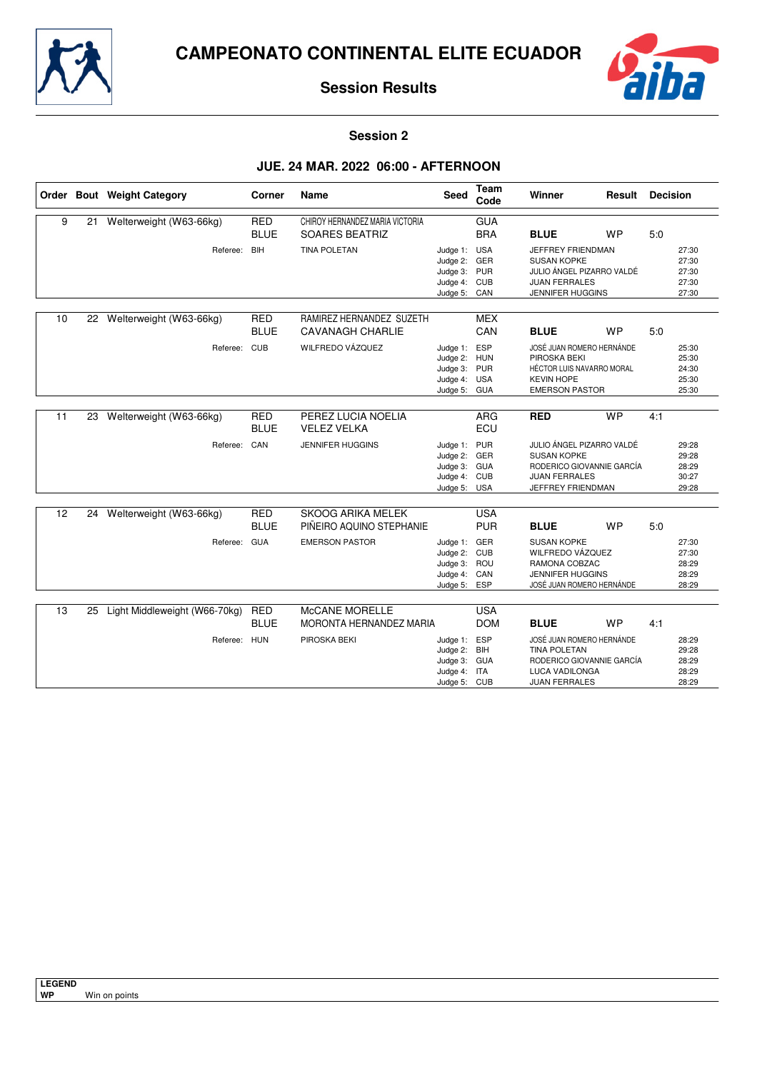# CAMPEONATO CONTINENTAL ELITE ECUADOR

## Session Results

### Session 2

### JUE. 24 MAR. 2022 06:00 - AFTERNOON

| Order | Bout | Weight Category | Corner | Name | Seed | Team Code | Winner | Result | Decision |
|---|---|---|---|---|---|---|---|---|---|
| 9 | 21 | Welterweight (W63-66kg) | RED | CHIROY HERNANDEZ MARIA VICTORIA | | GUA | | | |
| | | | BLUE | SOARES BEATRIZ | | BRA | **BLUE** | WP | 5:0 |
| | | Referee: | BIH | TINA POLETAN | Judge 1: | USA | JEFFREY FRIENDMAN | | 27:30 |
| | | | | | Judge 2: | GER | SUSAN KOPKE | | 27:30 |
| | | | | | Judge 3: | PUR | JULIO ÁNGEL PIZARRO VALDÉ | | 27:30 |
| | | | | | Judge 4: | CUB | JUAN FERRALES | | 27:30 |
| | | | | | Judge 5: | CAN | JENNIFER HUGGINS | | 27:30 |
| 10 | 22 | Welterweight (W63-66kg) | RED | RAMIREZ HERNANDEZ SUZETH | | MEX | | | |
| | | | BLUE | CAVANAGH CHARLIE | | CAN | **BLUE** | WP | 5:0 |
| | | Referee: | CUB | WILFREDO VÁZQUEZ | Judge 1: | ESP | JOSÉ JUAN ROMERO HERNÁNDE | | 25:30 |
| | | | | | Judge 2: | HUN | PIROSKA BEKI | | 25:30 |
| | | | | | Judge 3: | PUR | HÉCTOR LUIS NAVARRO MORAL | | 24:30 |
| | | | | | Judge 4: | USA | KEVIN HOPE | | 25:30 |
| | | | | | Judge 5: | GUA | EMERSON PASTOR | | 25:30 |
| 11 | 23 | Welterweight (W63-66kg) | RED | PEREZ LUCIA NOELIA | | ARG | **RED** | WP | 4:1 |
| | | | BLUE | VELEZ VELKA | | ECU | | | |
| | | Referee: | CAN | JENNIFER HUGGINS | Judge 1: | PUR | JULIO ÁNGEL PIZARRO VALDÉ | | 29:28 |
| | | | | | Judge 2: | GER | SUSAN KOPKE | | 29:28 |
| | | | | | Judge 3: | GUA | RODERICO GIOVANNIE GARCÍA | | 28:29 |
| | | | | | Judge 4: | CUB | JUAN FERRALES | | 30:27 |
| | | | | | Judge 5: | USA | JEFFREY FRIENDMAN | | 29:28 |
| 12 | 24 | Welterweight (W63-66kg) | RED | SKOOG ARIKA MELEK | | USA | | | |
| | | | BLUE | PIÑEIRO AQUINO STEPHANIE | | PUR | **BLUE** | WP | 5:0 |
| | | Referee: | GUA | EMERSON PASTOR | Judge 1: | GER | SUSAN KOPKE | | 27:30 |
| | | | | | Judge 2: | CUB | WILFREDO VÁZQUEZ | | 27:30 |
| | | | | | Judge 3: | ROU | RAMONA COBZAC | | 28:29 |
| | | | | | Judge 4: | CAN | JENNIFER HUGGINS | | 28:29 |
| | | | | | Judge 5: | ESP | JOSÉ JUAN ROMERO HERNÁNDE | | 28:29 |
| 13 | 25 | Light Middleweight (W66-70kg) | RED | McCANE MORELLE | | USA | | | |
| | | | BLUE | MORONTA HERNANDEZ MARIA | | DOM | **BLUE** | WP | 4:1 |
| | | Referee: | HUN | PIROSKA BEKI | Judge 1: | ESP | JOSÉ JUAN ROMERO HERNÁNDE | | 28:29 |
| | | | | | Judge 2: | BIH | TINA POLETAN | | 29:28 |
| | | | | | Judge 3: | GUA | RODERICO GIOVANNIE GARCÍA | | 28:29 |
| | | | | | Judge 4: | ITA | LUCA VADILONGA | | 28:29 |
| | | | | | Judge 5: | CUB | JUAN FERRALES | | 28:29 |

**LEGEND**

**WP** Win on points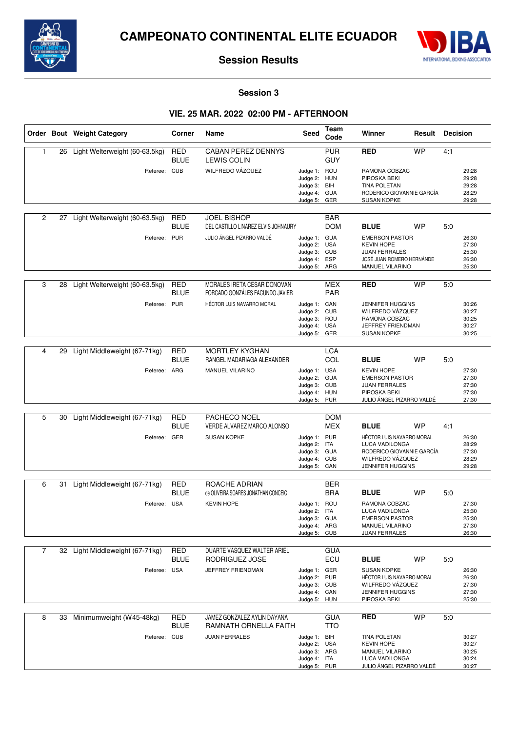# CAMPEONATO CONTINENTAL ELITE ECUADOR

## Session Results

### Session 3

### VIE. 25 MAR. 2022 02:00 PM - AFTERNOON

| Order | Bout | Weight Category | Corner | Name | Seed | Team Code | Winner | Result | Decision |
|---|---|---|---|---|---|---|---|---|---|
| 1 | 26 | Light Welterweight (60-63.5kg) | RED | CABAN PEREZ DENNYS | | PUR | RED | WP | 4:1 |
| | | | BLUE | LEWIS COLIN | | GUY | | | |
| | | Referee: | CUB | WILFREDO VÁZQUEZ | Judge 1: | ROU | RAMONA COBZAC | | 29:28 |
| | | | | | Judge 2: | HUN | PIROSKA BEKI | | 29:28 |
| | | | | | Judge 3: | BIH | TINA POLETAN | | 29:28 |
| | | | | | Judge 4: | GUA | RODERICO GIOVANNIE GARCÍA | | 28:29 |
| | | | | | Judge 5: | GER | SUSAN KOPKE | | 29:28 |
| 2 | 27 | Light Welterweight (60-63.5kg) | RED | JOEL BISHOP | | BAR | | | |
| | | | BLUE | DEL CASTILLO LINAREZ ELVIS JOHNAURY | | DOM | BLUE | WP | 5:0 |
| | | Referee: | PUR | JULIO ÁNGEL PIZARRO VALDÉ | Judge 1: | GUA | EMERSON PASTOR | | 26:30 |
| | | | | | Judge 2: | USA | KEVIN HOPE | | 27:30 |
| | | | | | Judge 3: | CUB | JUAN FERRALES | | 25:30 |
| | | | | | Judge 4: | ESP | JOSÉ JUAN ROMERO HERNÁNDE | | 26:30 |
| | | | | | Judge 5: | ARG | MANUEL VILARINO | | 25:30 |
| 3 | 28 | Light Welterweight (60-63.5kg) | RED | MORALES IRETA CESAR DONOVAN | | MEX | RED | WP | 5:0 |
| | | | BLUE | FORCADO GONZÁLES FACUNDO JAVIER | | PAR | | | |
| | | Referee: | PUR | HÉCTOR LUIS NAVARRO MORAL | Judge 1: | CAN | JENNIFER HUGGINS | | 30:26 |
| | | | | | Judge 2: | CUB | WILFREDO VÁZQUEZ | | 30:27 |
| | | | | | Judge 3: | ROU | RAMONA COBZAC | | 30:25 |
| | | | | | Judge 4: | USA | JEFFREY FRIENDMAN | | 30:27 |
| | | | | | Judge 5: | GER | SUSAN KOPKE | | 30:25 |
| 4 | 29 | Light Middleweight (67-71kg) | RED | MORTLEY KYGHAN | | LCA | | | |
| | | | BLUE | RANGEL MADARIAGA ALEXANDER | | COL | BLUE | WP | 5:0 |
| | | Referee: | ARG | MANUEL VILARINO | Judge 1: | USA | KEVIN HOPE | | 27:30 |
| | | | | | Judge 2: | GUA | EMERSON PASTOR | | 27:30 |
| | | | | | Judge 3: | CUB | JUAN FERRALES | | 27:30 |
| | | | | | Judge 4: | HUN | PIROSKA BEKI | | 27:30 |
| | | | | | Judge 5: | PUR | JULIO ÁNGEL PIZARRO VALDÉ | | 27:30 |
| 5 | 30 | Light Middleweight (67-71kg) | RED | PACHECO NOEL | | DOM | | | |
| | | | BLUE | VERDE ALVAREZ MARCO ALONSO | | MEX | BLUE | WP | 4:1 |
| | | Referee: | GER | SUSAN KOPKE | Judge 1: | PUR | HÉCTOR LUIS NAVARRO MORAL | | 26:30 |
| | | | | | Judge 2: | ITA | LUCA VADILONGA | | 28:29 |
| | | | | | Judge 3: | GUA | RODERICO GIOVANNIE GARCÍA | | 27:30 |
| | | | | | Judge 4: | CUB | WILFREDO VÁZQUEZ | | 28:29 |
| | | | | | Judge 5: | CAN | JENNIFER HUGGINS | | 29:28 |
| 6 | 31 | Light Middleweight (67-71kg) | RED | ROACHE ADRIAN | | BER | | | |
| | | | BLUE | de OLIVEIRA SOARES JONATHAN CONCEIC | | BRA | BLUE | WP | 5:0 |
| | | Referee: | USA | KEVIN HOPE | Judge 1: | ROU | RAMONA COBZAC | | 27:30 |
| | | | | | Judge 2: | ITA | LUCA VADILONGA | | 25:30 |
| | | | | | Judge 3: | GUA | EMERSON PASTOR | | 25:30 |
| | | | | | Judge 4: | ARG | MANUEL VILARINO | | 27:30 |
| | | | | | Judge 5: | CUB | JUAN FERRALES | | 26:30 |
| 7 | 32 | Light Middleweight (67-71kg) | RED | DUARTE VASQUEZ WALTER ARIEL | | GUA | | | |
| | | | BLUE | RODRIGUEZ JOSE | | ECU | BLUE | WP | 5:0 |
| | | Referee: | USA | JEFFREY FRIENDMAN | Judge 1: | GER | SUSAN KOPKE | | 26:30 |
| | | | | | Judge 2: | PUR | HÉCTOR LUIS NAVARRO MORAL | | 26:30 |
| | | | | | Judge 3: | CUB | WILFREDO VÁZQUEZ | | 27:30 |
| | | | | | Judge 4: | CAN | JENNIFER HUGGINS | | 27:30 |
| | | | | | Judge 5: | HUN | PIROSKA BEKI | | 25:30 |
| 8 | 33 | Minimumweight (W45-48kg) | RED | JAMEZ GONZALEZ AYLIN DAYANA | | GUA | RED | WP | 5:0 |
| | | | BLUE | RAMNATH ORNELLA FAITH | | TTO | | | |
| | | Referee: | CUB | JUAN FERRALES | Judge 1: | BIH | TINA POLETAN | | 30:27 |
| | | | | | Judge 2: | USA | KEVIN HOPE | | 30:27 |
| | | | | | Judge 3: | ARG | MANUEL VILARINO | | 30:25 |
| | | | | | Judge 4: | ITA | LUCA VADILONGA | | 30:24 |
| | | | | | Judge 5: | PUR | JULIO ÁNGEL PIZARRO VALDÉ | | 30:27 |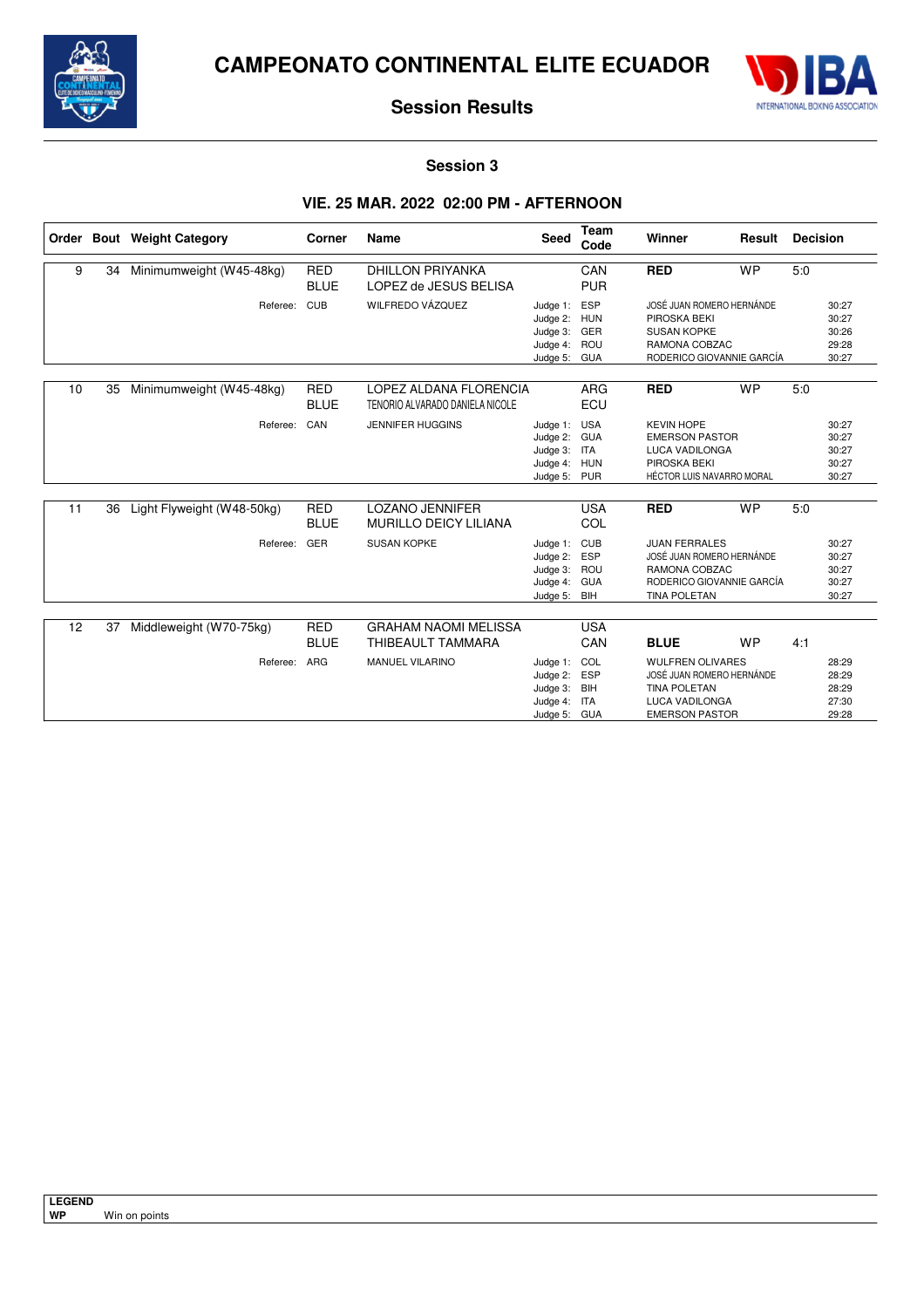# CAMPEONATO CONTINENTAL ELITE ECUADOR

## Session Results

### Session 3

### VIE. 25 MAR. 2022 02:00 PM - AFTERNOON

| Order | Bout | Weight Category | Corner | Name | Seed | Team Code | Winner | Result | Decision |
|---|---|---|---|---|---|---|---|---|---|
| 9 | 34 | Minimumweight (W45-48kg) | RED | DHILLON PRIYANKA | | CAN | **RED** | WP | 5:0 |
| | | | BLUE | LOPEZ de JESUS BELISA | | PUR | | | |
| | | Referee: | CUB | WILFREDO VÁZQUEZ | Judge 1: | ESP | JOSÉ JUAN ROMERO HERNÁNDE | | 30:27 |
| | | | | | Judge 2: | HUN | PIROSKA BEKI | | 30:27 |
| | | | | | Judge 3: | GER | SUSAN KOPKE | | 30:26 |
| | | | | | Judge 4: | ROU | RAMONA COBZAC | | 29:28 |
| | | | | | Judge 5: | GUA | RODERICO GIOVANNIE GARCÍA | | 30:27 |
| 10 | 35 | Minimumweight (W45-48kg) | RED | LOPEZ ALDANA FLORENCIA | | ARG | **RED** | WP | 5:0 |
| | | | BLUE | TENORIO ALVARADO DANIELA NICOLE | | ECU | | | |
| | | Referee: | CAN | JENNIFER HUGGINS | Judge 1: | USA | KEVIN HOPE | | 30:27 |
| | | | | | Judge 2: | GUA | EMERSON PASTOR | | 30:27 |
| | | | | | Judge 3: | ITA | LUCA VADILONGA | | 30:27 |
| | | | | | Judge 4: | HUN | PIROSKA BEKI | | 30:27 |
| | | | | | Judge 5: | PUR | HÉCTOR LUIS NAVARRO MORAL | | 30:27 |
| 11 | 36 | Light Flyweight (W48-50kg) | RED | LOZANO JENNIFER | | USA | **RED** | WP | 5:0 |
| | | | BLUE | MURILLO DEICY LILIANA | | COL | | | |
| | | Referee: | GER | SUSAN KOPKE | Judge 1: | CUB | JUAN FERRALES | | 30:27 |
| | | | | | Judge 2: | ESP | JOSÉ JUAN ROMERO HERNÁNDE | | 30:27 |
| | | | | | Judge 3: | ROU | RAMONA COBZAC | | 30:27 |
| | | | | | Judge 4: | GUA | RODERICO GIOVANNIE GARCÍA | | 30:27 |
| | | | | | Judge 5: | BIH | TINA POLETAN | | 30:27 |
| 12 | 37 | Middleweight (W70-75kg) | RED | GRAHAM NAOMI MELISSA | | USA | | | |
| | | | BLUE | THIBEAULT TAMMARA | | CAN | **BLUE** | WP | 4:1 |
| | | Referee: | ARG | MANUEL VILARINO | Judge 1: | COL | WULFREN OLIVARES | | 28:29 |
| | | | | | Judge 2: | ESP | JOSÉ JUAN ROMERO HERNÁNDE | | 28:29 |
| | | | | | Judge 3: | BIH | TINA POLETAN | | 28:29 |
| | | | | | Judge 4: | ITA | LUCA VADILONGA | | 27:30 |
| | | | | | Judge 5: | GUA | EMERSON PASTOR | | 29:28 |

**LEGEND**
**WP** Win on points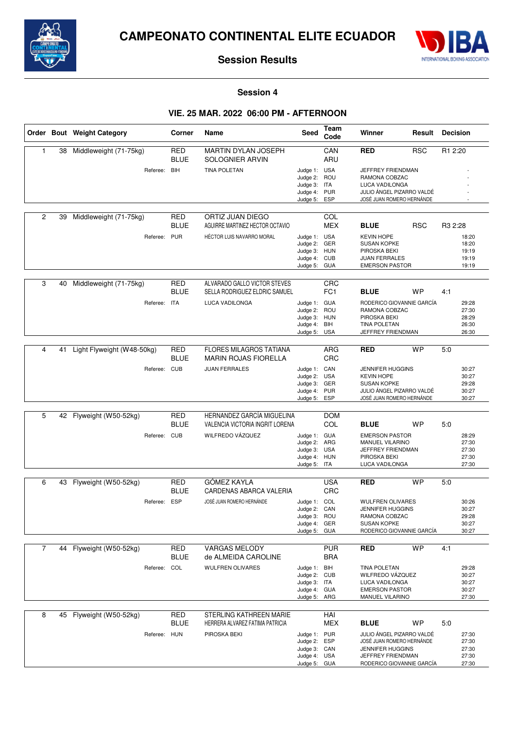# CAMPEONATO CONTINENTAL ELITE ECUADOR

## Session Results

### Session 4

### VIE. 25 MAR. 2022 06:00 PM - AFTERNOON

| Order | Bout | Weight Category | Corner | Name | Seed | Team Code | Winner | Result | Decision |
|---|---|---|---|---|---|---|---|---|---|
| 1 | 38 | Middleweight (71-75kg) | RED | MARTIN DYLAN JOSEPH | | CAN | **RED** | RSC | R1 2:20 |
| | | | BLUE | SOLOGNIER ARVIN | | ARU | | | |
| | | Referee: | BIH | TINA POLETAN | Judge 1: | USA | JEFFREY FRIENDMAN | | - |
| | | | | | Judge 2: | ROU | RAMONA COBZAC | | - |
| | | | | | Judge 3: | ITA | LUCA VADILONGA | | - |
| | | | | | Judge 4: | PUR | JULIO ÁNGEL PIZARRO VALDÉ | | - |
| | | | | | Judge 5: | ESP | JOSÉ JUAN ROMERO HERNÁNDE | | - |
| 2 | 39 | Middleweight (71-75kg) | RED | ORTIZ JUAN DIEGO | | COL | | | |
| | | | BLUE | AGUIRRE MARTINEZ HECTOR OCTAVIO | | MEX | **BLUE** | RSC | R3 2:28 |
| | | Referee: | PUR | HÉCTOR LUIS NAVARRO MORAL | Judge 1: | USA | KEVIN HOPE | | 18:20 |
| | | | | | Judge 2: | GER | SUSAN KOPKE | | 18:20 |
| | | | | | Judge 3: | HUN | PIROSKA BEKI | | 19:19 |
| | | | | | Judge 4: | CUB | JUAN FERRALES | | 19:19 |
| | | | | | Judge 5: | GUA | EMERSON PASTOR | | 19:19 |
| 3 | 40 | Middleweight (71-75kg) | RED | ALVARADO GALLO VICTOR STEVES | | CRC | | | |
| | | | BLUE | SELLA RODRIGUEZ ELDRIC SAMUEL | | FC1 | **BLUE** | WP | 4:1 |
| | | Referee: | ITA | LUCA VADILONGA | Judge 1: | GUA | RODERICO GIOVANNIE GARCÍA | | 29:28 |
| | | | | | Judge 2: | ROU | RAMONA COBZAC | | 27:30 |
| | | | | | Judge 3: | HUN | PIROSKA BEKI | | 28:29 |
| | | | | | Judge 4: | BIH | TINA POLETAN | | 26:30 |
| | | | | | Judge 5: | USA | JEFFREY FRIENDMAN | | 26:30 |
| 4 | 41 | Light Flyweight (W48-50kg) | RED | FLORES MILAGROS TATIANA | | ARG | **RED** | WP | 5:0 |
| | | | BLUE | MARIN ROJAS FIORELLA | | CRC | | | |
| | | Referee: | CUB | JUAN FERRALES | Judge 1: | CAN | JENNIFER HUGGINS | | 30:27 |
| | | | | | Judge 2: | USA | KEVIN HOPE | | 30:27 |
| | | | | | Judge 3: | GER | SUSAN KOPKE | | 29:28 |
| | | | | | Judge 4: | PUR | JULIO ÁNGEL PIZARRO VALDÉ | | 30:27 |
| | | | | | Judge 5: | ESP | JOSÉ JUAN ROMERO HERNÁNDE | | 30:27 |
| 5 | 42 | Flyweight (W50-52kg) | RED | HERNANDEZ GARCÍA MIGUELINA | | DOM | | | |
| | | | BLUE | VALENCIA VICTORIA INGRIT LORENA | | COL | **BLUE** | WP | 5:0 |
| | | Referee: | CUB | WILFREDO VÁZQUEZ | Judge 1: | GUA | EMERSON PASTOR | | 28:29 |
| | | | | | Judge 2: | ARG | MANUEL VILARINO | | 27:30 |
| | | | | | Judge 3: | USA | JEFFREY FRIENDMAN | | 27:30 |
| | | | | | Judge 4: | HUN | PIROSKA BEKI | | 27:30 |
| | | | | | Judge 5: | ITA | LUCA VADILONGA | | 27:30 |
| 6 | 43 | Flyweight (W50-52kg) | RED | GÓMEZ KAYLA | | USA | **RED** | WP | 5:0 |
| | | | BLUE | CARDENAS ABARCA VALERIA | | CRC | | | |
| | | Referee: | ESP | JOSÉ JUAN ROMERO HERNÁNDE | Judge 1: | COL | WULFREN OLIVARES | | 30:26 |
| | | | | | Judge 2: | CAN | JENNIFER HUGGINS | | 30:27 |
| | | | | | Judge 3: | ROU | RAMONA COBZAC | | 29:28 |
| | | | | | Judge 4: | GER | SUSAN KOPKE | | 30:27 |
| | | | | | Judge 5: | GUA | RODERICO GIOVANNIE GARCÍA | | 30:27 |
| 7 | 44 | Flyweight (W50-52kg) | RED | VARGAS MELODY | | PUR | **RED** | WP | 4:1 |
| | | | BLUE | de ALMEIDA CAROLINE | | BRA | | | |
| | | Referee: | COL | WULFREN OLIVARES | Judge 1: | BIH | TINA POLETAN | | 29:28 |
| | | | | | Judge 2: | CUB | WILFREDO VÁZQUEZ | | 30:27 |
| | | | | | Judge 3: | ITA | LUCA VADILONGA | | 30:27 |
| | | | | | Judge 4: | GUA | EMERSON PASTOR | | 30:27 |
| | | | | | Judge 5: | ARG | MANUEL VILARINO | | 27:30 |
| 8 | 45 | Flyweight (W50-52kg) | RED | STERLING KATHREEN MARIE | | HAI | | | |
| | | | BLUE | HERRERA ALVAREZ FATIMA PATRICIA | | MEX | **BLUE** | WP | 5:0 |
| | | Referee: | HUN | PIROSKA BEKI | Judge 1: | PUR | JULIO ÁNGEL PIZARRO VALDÉ | | 27:30 |
| | | | | | Judge 2: | ESP | JOSÉ JUAN ROMERO HERNÁNDE | | 27:30 |
| | | | | | Judge 3: | CAN | JENNIFER HUGGINS | | 27:30 |
| | | | | | Judge 4: | USA | JEFFREY FRIENDMAN | | 27:30 |
| | | | | | Judge 5: | GUA | RODERICO GIOVANNIE GARCÍA | | 27:30 |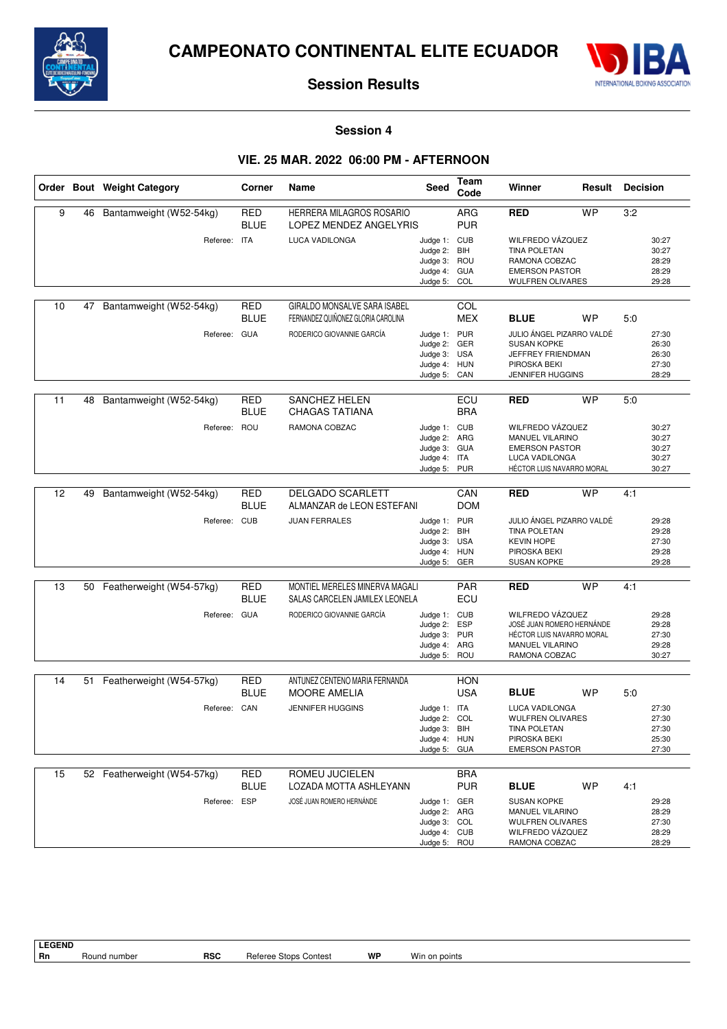# CAMPEONATO CONTINENTAL ELITE ECUADOR

## Session Results

### Session 4

### VIE. 25 MAR. 2022 06:00 PM - AFTERNOON

| Order | Bout | Weight Category | Corner | Name | Seed | Team Code | Winner | Result | Decision |
|---|---|---|---|---|---|---|---|---|---|
| 9 | 46 | Bantamweight (W52-54kg) | RED | HERRERA MILAGROS ROSARIO | | ARG | RED | WP | 3:2 |
| | | | BLUE | LOPEZ MENDEZ ANGELYRIS | | PUR | | | |
| | | Referee: | ITA | LUCA VADILONGA | Judge 1: | CUB | WILFREDO VÁZQUEZ | | 30:27 |
| | | | | | Judge 2: | BIH | TINA POLETAN | | 30:27 |
| | | | | | Judge 3: | ROU | RAMONA COBZAC | | 28:29 |
| | | | | | Judge 4: | GUA | EMERSON PASTOR | | 28:29 |
| | | | | | Judge 5: | COL | WULFREN OLIVARES | | 29:28 |
| 10 | 47 | Bantamweight (W52-54kg) | RED | GIRALDO MONSALVE SARA ISABEL | | COL | | | |
| | | | BLUE | FERNANDEZ QUIÑONEZ GLORIA CAROLINA | | MEX | BLUE | WP | 5:0 |
| | | Referee: | GUA | RODERICO GIOVANNIE GARCÍA | Judge 1: | PUR | JULIO ÁNGEL PIZARRO VALDÉ | | 27:30 |
| | | | | | Judge 2: | GER | SUSAN KOPKE | | 26:30 |
| | | | | | Judge 3: | USA | JEFFREY FRIENDMAN | | 26:30 |
| | | | | | Judge 4: | HUN | PIROSKA BEKI | | 27:30 |
| | | | | | Judge 5: | CAN | JENNIFER HUGGINS | | 28:29 |
| 11 | 48 | Bantamweight (W52-54kg) | RED | SANCHEZ HELEN | | ECU | RED | WP | 5:0 |
| | | | BLUE | CHAGAS TATIANA | | BRA | | | |
| | | Referee: | ROU | RAMONA COBZAC | Judge 1: | CUB | WILFREDO VÁZQUEZ | | 30:27 |
| | | | | | Judge 2: | ARG | MANUEL VILARINO | | 30:27 |
| | | | | | Judge 3: | GUA | EMERSON PASTOR | | 30:27 |
| | | | | | Judge 4: | ITA | LUCA VADILONGA | | 30:27 |
| | | | | | Judge 5: | PUR | HÉCTOR LUIS NAVARRO MORAL | | 30:27 |
| 12 | 49 | Bantamweight (W52-54kg) | RED | DELGADO SCARLETT | | CAN | RED | WP | 4:1 |
| | | | BLUE | ALMANZAR de LEON ESTEFANI | | DOM | | | |
| | | Referee: | CUB | JUAN FERRALES | Judge 1: | PUR | JULIO ÁNGEL PIZARRO VALDÉ | | 29:28 |
| | | | | | Judge 2: | BIH | TINA POLETAN | | 29:28 |
| | | | | | Judge 3: | USA | KEVIN HOPE | | 27:30 |
| | | | | | Judge 4: | HUN | PIROSKA BEKI | | 29:28 |
| | | | | | Judge 5: | GER | SUSAN KOPKE | | 29:28 |
| 13 | 50 | Featherweight (W54-57kg) | RED | MONTIEL MERELES MINERVA MAGALI | | PAR | RED | WP | 4:1 |
| | | | BLUE | SALAS CARCELEN JAMILEX LEONELA | | ECU | | | |
| | | Referee: | GUA | RODERICO GIOVANNIE GARCÍA | Judge 1: | CUB | WILFREDO VÁZQUEZ | | 29:28 |
| | | | | | Judge 2: | ESP | JOSÉ JUAN ROMERO HERNÁNDE | | 29:28 |
| | | | | | Judge 3: | PUR | HÉCTOR LUIS NAVARRO MORAL | | 27:30 |
| | | | | | Judge 4: | ARG | MANUEL VILARINO | | 29:28 |
| | | | | | Judge 5: | ROU | RAMONA COBZAC | | 30:27 |
| 14 | 51 | Featherweight (W54-57kg) | RED | ANTUNEZ CENTENO MARIA FERNANDA | | HON | | | |
| | | | BLUE | MOORE AMELIA | | USA | BLUE | WP | 5:0 |
| | | Referee: | CAN | JENNIFER HUGGINS | Judge 1: | ITA | LUCA VADILONGA | | 27:30 |
| | | | | | Judge 2: | COL | WULFREN OLIVARES | | 27:30 |
| | | | | | Judge 3: | BIH | TINA POLETAN | | 27:30 |
| | | | | | Judge 4: | HUN | PIROSKA BEKI | | 25:30 |
| | | | | | Judge 5: | GUA | EMERSON PASTOR | | 27:30 |
| 15 | 52 | Featherweight (W54-57kg) | RED | ROMEU JUCIELEN | | BRA | | | |
| | | | BLUE | LOZADA MOTTA ASHLEYANN | | PUR | BLUE | WP | 4:1 |
| | | Referee: | ESP | JOSÉ JUAN ROMERO HERNÁNDE | Judge 1: | GER | SUSAN KOPKE | | 29:28 |
| | | | | | Judge 2: | ARG | MANUEL VILARINO | | 28:29 |
| | | | | | Judge 3: | COL | WULFREN OLIVARES | | 27:30 |
| | | | | | Judge 4: | CUB | WILFREDO VÁZQUEZ | | 28:29 |
| | | | | | Judge 5: | ROU | RAMONA COBZAC | | 28:29 |

**LEGEND**

| | | | | | |
|---|---|---|---|---|---|
| **Rn** | Round number | **RSC** | Referee Stops Contest | **WP** | Win on points |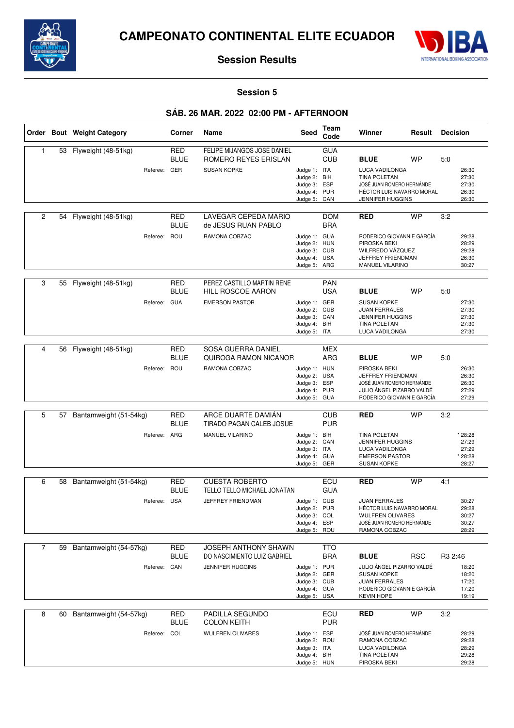# CAMPEONATO CONTINENTAL ELITE ECUADOR

## Session Results

### Session 5

### SÁB. 26 MAR. 2022 02:00 PM - AFTERNOON

| Order | Bout | Weight Category | Corner | Name | Seed | Team Code | Winner | Result | Decision |
|---|---|---|---|---|---|---|---|---|---|
| 1 | 53 | Flyweight (48-51kg) | RED | FELIPE MIJANGOS JOSE DANIEL | | GUA | | | |
| | | | BLUE | ROMERO REYES ERISLAN | | CUB | **BLUE** | WP | 5:0 |
| | | Referee: | GER | SUSAN KOPKE | Judge 1: | ITA | LUCA VADILONGA | | 26:30 |
| | | | | | Judge 2: | BIH | TINA POLETAN | | 27:30 |
| | | | | | Judge 3: | ESP | JOSÉ JUAN ROMERO HERNÁNDE | | 27:30 |
| | | | | | Judge 4: | PUR | HÉCTOR LUIS NAVARRO MORAL | | 26:30 |
| | | | | | Judge 5: | CAN | JENNIFER HUGGINS | | 26:30 |
| 2 | 54 | Flyweight (48-51kg) | RED | LAVEGAR CEPEDA MARIO | | DOM | **RED** | WP | 3:2 |
| | | | BLUE | de JESUS RUAN PABLO | | BRA | | | |
| | | Referee: | ROU | RAMONA COBZAC | Judge 1: | GUA | RODERICO GIOVANNIE GARCÍA | | 29:28 |
| | | | | | Judge 2: | HUN | PIROSKA BEKI | | 28:29 |
| | | | | | Judge 3: | CUB | WILFREDO VÁZQUEZ | | 29:28 |
| | | | | | Judge 4: | USA | JEFFREY FRIENDMAN | | 26:30 |
| | | | | | Judge 5: | ARG | MANUEL VILARINO | | 30:27 |
| 3 | 55 | Flyweight (48-51kg) | RED | PEREZ CASTILLO MARTIN RENE | | PAN | | | |
| | | | BLUE | HILL ROSCOE AARON | | USA | **BLUE** | WP | 5:0 |
| | | Referee: | GUA | EMERSON PASTOR | Judge 1: | GER | SUSAN KOPKE | | 27:30 |
| | | | | | Judge 2: | CUB | JUAN FERRALES | | 27:30 |
| | | | | | Judge 3: | CAN | JENNIFER HUGGINS | | 27:30 |
| | | | | | Judge 4: | BIH | TINA POLETAN | | 27:30 |
| | | | | | Judge 5: | ITA | LUCA VADILONGA | | 27:30 |
| 4 | 56 | Flyweight (48-51kg) | RED | SOSA GUERRA DANIEL | | MEX | | | |
| | | | BLUE | QUIROGA RAMON NICANOR | | ARG | **BLUE** | WP | 5:0 |
| | | Referee: | ROU | RAMONA COBZAC | Judge 1: | HUN | PIROSKA BEKI | | 26:30 |
| | | | | | Judge 2: | USA | JEFFREY FRIENDMAN | | 26:30 |
| | | | | | Judge 3: | ESP | JOSÉ JUAN ROMERO HERNÁNDE | | 26:30 |
| | | | | | Judge 4: | PUR | JULIO ÁNGEL PIZARRO VALDÉ | | 27:29 |
| | | | | | Judge 5: | GUA | RODERICO GIOVANNIE GARCÍA | | 27:29 |
| 5 | 57 | Bantamweight (51-54kg) | RED | ARCE DUARTE DAMIÁN | | CUB | **RED** | WP | 3:2 |
| | | | BLUE | TIRADO PAGAN CALEB JOSUE | | PUR | | | |
| | | Referee: | ARG | MANUEL VILARINO | Judge 1: | BIH | TINA POLETAN | | * 28:28 |
| | | | | | Judge 2: | CAN | JENNIFER HUGGINS | | 27:29 |
| | | | | | Judge 3: | ITA | LUCA VADILONGA | | 27:29 |
| | | | | | Judge 4: | GUA | EMERSON PASTOR | | * 28:28 |
| | | | | | Judge 5: | GER | SUSAN KOPKE | | 28:27 |
| 6 | 58 | Bantamweight (51-54kg) | RED | CUESTA ROBERTO | | ECU | **RED** | WP | 4:1 |
| | | | BLUE | TELLO TELLO MICHAEL JONATAN | | GUA | | | |
| | | Referee: | USA | JEFFREY FRIENDMAN | Judge 1: | CUB | JUAN FERRALES | | 30:27 |
| | | | | | Judge 2: | PUR | HÉCTOR LUIS NAVARRO MORAL | | 29:28 |
| | | | | | Judge 3: | COL | WULFREN OLIVARES | | 30:27 |
| | | | | | Judge 4: | ESP | JOSÉ JUAN ROMERO HERNÁNDE | | 30:27 |
| | | | | | Judge 5: | ROU | RAMONA COBZAC | | 28:29 |
| 7 | 59 | Bantamweight (54-57kg) | RED | JOSEPH ANTHONY SHAWN | | TTO | | | |
| | | | BLUE | DO NASCIMIENTO LUIZ GABRIEL | | BRA | **BLUE** | RSC | R3 2:46 |
| | | Referee: | CAN | JENNIFER HUGGINS | Judge 1: | PUR | JULIO ÁNGEL PIZARRO VALDÉ | | 18:20 |
| | | | | | Judge 2: | GER | SUSAN KOPKE | | 18:20 |
| | | | | | Judge 3: | CUB | JUAN FERRALES | | 17:20 |
| | | | | | Judge 4: | GUA | RODERICO GIOVANNIE GARCÍA | | 17:20 |
| | | | | | Judge 5: | USA | KEVIN HOPE | | 19:19 |
| 8 | 60 | Bantamweight (54-57kg) | RED | PADILLA SEGUNDO | | ECU | **RED** | WP | 3:2 |
| | | | BLUE | COLON KEITH | | PUR | | | |
| | | Referee: | COL | WULFREN OLIVARES | Judge 1: | ESP | JOSÉ JUAN ROMERO HERNÁNDE | | 28:29 |
| | | | | | Judge 2: | ROU | RAMONA COBZAC | | 29:28 |
| | | | | | Judge 3: | ITA | LUCA VADILONGA | | 28:29 |
| | | | | | Judge 4: | BIH | TINA POLETAN | | 29:28 |
| | | | | | Judge 5: | HUN | PIROSKA BEKI | | 29:28 |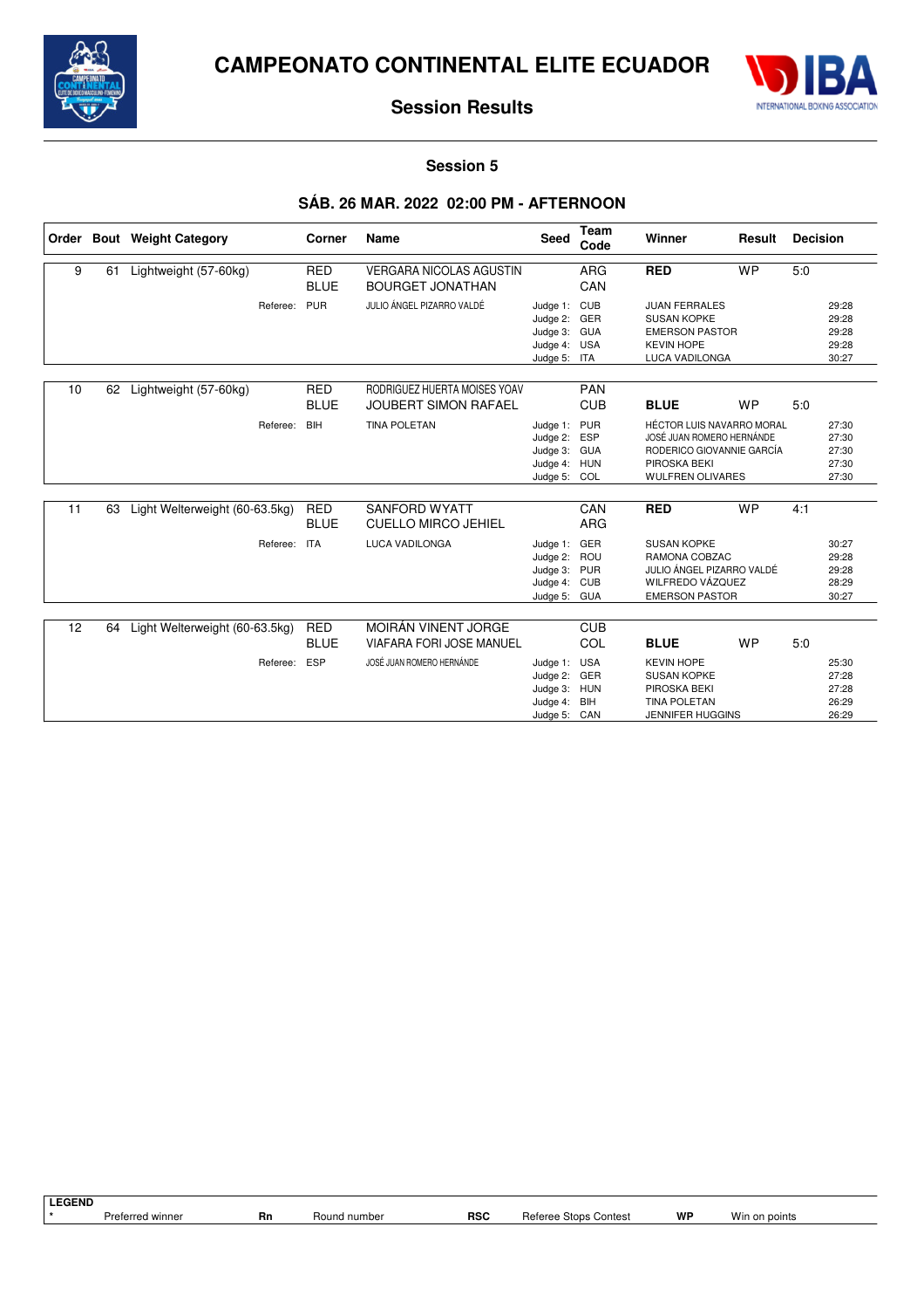# CAMPEONATO CONTINENTAL ELITE ECUADOR

## Session Results

### Session 5

### SÁB. 26 MAR. 2022 02:00 PM - AFTERNOON

| Order | Bout | Weight Category | Corner | Name | Seed | Team Code | Winner | Result | Decision |
|---|---|---|---|---|---|---|---|---|---|
| 9 | 61 | Lightweight (57-60kg) | RED | VERGARA NICOLAS AGUSTIN | | ARG | **RED** | WP | 5:0 |
| | | | BLUE | BOURGET JONATHAN | | CAN | | | |
| | | Referee: | PUR | JULIO ÁNGEL PIZARRO VALDÉ | Judge 1: | CUB | JUAN FERRALES | | 29:28 |
| | | | | | Judge 2: | GER | SUSAN KOPKE | | 29:28 |
| | | | | | Judge 3: | GUA | EMERSON PASTOR | | 29:28 |
| | | | | | Judge 4: | USA | KEVIN HOPE | | 29:28 |
| | | | | | Judge 5: | ITA | LUCA VADILONGA | | 30:27 |
| 10 | 62 | Lightweight (57-60kg) | RED | RODRIGUEZ HUERTA MOISES YOAV | | PAN | | | |
| | | | BLUE | JOUBERT SIMON RAFAEL | | CUB | **BLUE** | WP | 5:0 |
| | | Referee: | BIH | TINA POLETAN | Judge 1: | PUR | HÉCTOR LUIS NAVARRO MORAL | | 27:30 |
| | | | | | Judge 2: | ESP | JOSÉ JUAN ROMERO HERNÁNDE | | 27:30 |
| | | | | | Judge 3: | GUA | RODERICO GIOVANNIE GARCÍA | | 27:30 |
| | | | | | Judge 4: | HUN | PIROSKA BEKI | | 27:30 |
| | | | | | Judge 5: | COL | WULFREN OLIVARES | | 27:30 |
| 11 | 63 | Light Welterweight (60-63.5kg) | RED | SANFORD WYATT | | CAN | **RED** | WP | 4:1 |
| | | | BLUE | CUELLO MIRCO JEHIEL | | ARG | | | |
| | | Referee: | ITA | LUCA VADILONGA | Judge 1: | GER | SUSAN KOPKE | | 30:27 |
| | | | | | Judge 2: | ROU | RAMONA COBZAC | | 29:28 |
| | | | | | Judge 3: | PUR | JULIO ÁNGEL PIZARRO VALDÉ | | 29:28 |
| | | | | | Judge 4: | CUB | WILFREDO VÁZQUEZ | | 28:29 |
| | | | | | Judge 5: | GUA | EMERSON PASTOR | | 30:27 |
| 12 | 64 | Light Welterweight (60-63.5kg) | RED | MOIRÁN VINENT JORGE | | CUB | | | |
| | | | BLUE | VIAFARA FORI JOSE MANUEL | | COL | **BLUE** | WP | 5:0 |
| | | Referee: | ESP | JOSÉ JUAN ROMERO HERNÁNDE | Judge 1: | USA | KEVIN HOPE | | 25:30 |
| | | | | | Judge 2: | GER | SUSAN KOPKE | | 27:28 |
| | | | | | Judge 3: | HUN | PIROSKA BEKI | | 27:28 |
| | | | | | Judge 4: | BIH | TINA POLETAN | | 26:29 |
| | | | | | Judge 5: | CAN | JENNIFER HUGGINS | | 26:29 |

| LEGEND | | | | | | | |
|---|---|---|---|---|---|---|---|
| * | Preferred winner | **Rn** | Round number | **RSC** | Referee Stops Contest | **WP** | Win on points |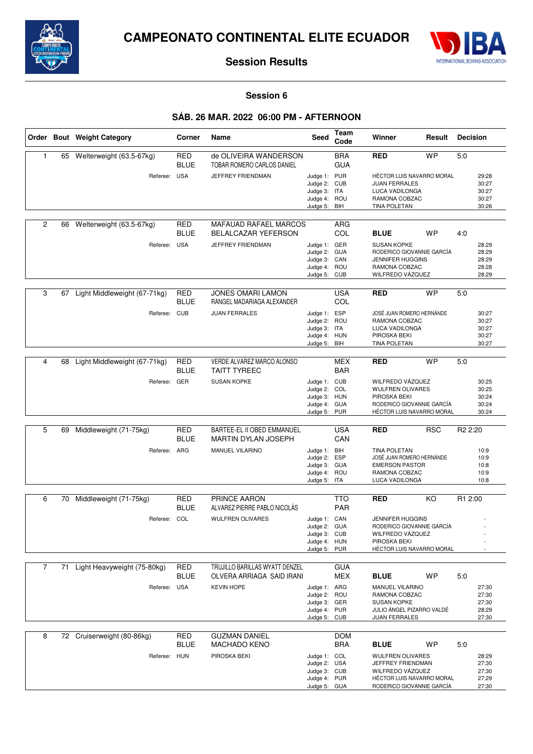# CAMPEONATO CONTINENTAL ELITE ECUADOR

## Session Results

### Session 6

### SÁB. 26 MAR. 2022 06:00 PM - AFTERNOON

| Order | Bout | Weight Category | Corner | Name | Seed | Team Code | Winner | Result | Decision |
|---|---|---|---|---|---|---|---|---|---|
| 1 | 65 | Welterweight (63.5-67kg) | RED | de OLIVEIRA WANDERSON | | BRA | RED | WP | 5:0 |
| | | | BLUE | TOBAR ROMERO CARLOS DANIEL | | GUA | | | |
| | | Referee: | USA | JEFFREY FRIENDMAN | Judge 1: | PUR | HÉCTOR LUIS NAVARRO MORAL | | 29:28 |
| | | | | | Judge 2: | CUB | JUAN FERRALES | | 30:27 |
| | | | | | Judge 3: | ITA | LUCA VADILONGA | | 30:27 |
| | | | | | Judge 4: | ROU | RAMONA COBZAC | | 30:27 |
| | | | | | Judge 5: | BIH | TINA POLETAN | | 30:26 |
| 2 | 66 | Welterweight (63.5-67kg) | RED | MAFAUAD RAFAEL MARCOS | | ARG | | | |
| | | | BLUE | BELALCAZAR YEFERSON | | COL | BLUE | WP | 4:0 |
| | | Referee: | USA | JEFFREY FRIENDMAN | Judge 1: | GER | SUSAN KOPKE | | 28:29 |
| | | | | | Judge 2: | GUA | RODERICO GIOVANNIE GARCÍA | | 28:29 |
| | | | | | Judge 3: | CAN | JENNIFER HUGGINS | | 28:29 |
| | | | | | Judge 4: | ROU | RAMONA COBZAC | | 28:28 |
| | | | | | Judge 5: | CUB | WILFREDO VÁZQUEZ | | 28:29 |
| 3 | 67 | Light Middleweight (67-71kg) | RED | JONES OMARI LAMON | | USA | RED | WP | 5:0 |
| | | | BLUE | RANGEL MADARIAGA ALEXANDER | | COL | | | |
| | | Referee: | CUB | JUAN FERRALES | Judge 1: | ESP | JOSÉ JUAN ROMERO HERNÁNDE | | 30:27 |
| | | | | | Judge 2: | ROU | RAMONA COBZAC | | 30:27 |
| | | | | | Judge 3: | ITA | LUCA VADILONGA | | 30:27 |
| | | | | | Judge 4: | HUN | PIROSKA BEKI | | 30:27 |
| | | | | | Judge 5: | BIH | TINA POLETAN | | 30:27 |
| 4 | 68 | Light Middleweight (67-71kg) | RED | VERDE ALVAREZ MARCO ALONSO | | MEX | RED | WP | 5:0 |
| | | | BLUE | TAITT TYREEC | | BAR | | | |
| | | Referee: | GER | SUSAN KOPKE | Judge 1: | CUB | WILFREDO VÁZQUEZ | | 30:25 |
| | | | | | Judge 2: | COL | WULFREN OLIVARES | | 30:25 |
| | | | | | Judge 3: | HUN | PIROSKA BEKI | | 30:24 |
| | | | | | Judge 4: | GUA | RODERICO GIOVANNIE GARCÍA | | 30:24 |
| | | | | | Judge 5: | PUR | HÉCTOR LUIS NAVARRO MORAL | | 30:24 |
| 5 | 69 | Middleweight (71-75kg) | RED | BARTEE-EL II OBED EMMANUEL | | USA | RED | RSC | R2 2:20 |
| | | | BLUE | MARTIN DYLAN JOSEPH | | CAN | | | |
| | | Referee: | ARG | MANUEL VILARINO | Judge 1: | BIH | TINA POLETAN | | 10:9 |
| | | | | | Judge 2: | ESP | JOSÉ JUAN ROMERO HERNÁNDE | | 10:9 |
| | | | | | Judge 3: | GUA | EMERSON PASTOR | | 10:8 |
| | | | | | Judge 4: | ROU | RAMONA COBZAC | | 10:9 |
| | | | | | Judge 5: | ITA | LUCA VADILONGA | | 10:8 |
| 6 | 70 | Middleweight (71-75kg) | RED | PRINCE AARON | | TTO | RED | KO | R1 2:00 |
| | | | BLUE | ALVAREZ PIERRE PABLO NICOLÁS | | PAR | | | |
| | | Referee: | COL | WULFREN OLIVARES | Judge 1: | CAN | JENNIFER HUGGINS | | - |
| | | | | | Judge 2: | GUA | RODERICO GIOVANNIE GARCÍA | | - |
| | | | | | Judge 3: | CUB | WILFREDO VÁZQUEZ | | - |
| | | | | | Judge 4: | HUN | PIROSKA BEKI | | - |
| | | | | | Judge 5: | PUR | HÉCTOR LUIS NAVARRO MORAL | | - |
| 7 | 71 | Light Heavyweight (75-80kg) | RED | TRUJILLO BARILLAS WYATT DENZEL | | GUA | | | |
| | | | BLUE | OLVERA ARRIAGA SAID IRANI | | MEX | BLUE | WP | 5:0 |
| | | Referee: | USA | KEVIN HOPE | Judge 1: | ARG | MANUEL VILARINO | | 27:30 |
| | | | | | Judge 2: | ROU | RAMONA COBZAC | | 27:30 |
| | | | | | Judge 3: | GER | SUSAN KOPKE | | 27:30 |
| | | | | | Judge 4: | PUR | JULIO ÁNGEL PIZARRO VALDÉ | | 28:29 |
| | | | | | Judge 5: | CUB | JUAN FERRALES | | 27:30 |
| 8 | 72 | Cruiserweight (80-86kg) | RED | GUZMAN DANIEL | | DOM | | | |
| | | | BLUE | MACHADO KENO | | BRA | BLUE | WP | 5:0 |
| | | Referee: | HUN | PIROSKA BEKI | Judge 1: | COL | WULFREN OLIVARES | | 28:29 |
| | | | | | Judge 2: | USA | JEFFREY FRIENDMAN | | 27:30 |
| | | | | | Judge 3: | CUB | WILFREDO VÁZQUEZ | | 27:30 |
| | | | | | Judge 4: | PUR | HÉCTOR LUIS NAVARRO MORAL | | 27:29 |
| | | | | | Judge 5: | GUA | RODERICO GIOVANNIE GARCÍA | | 27:30 |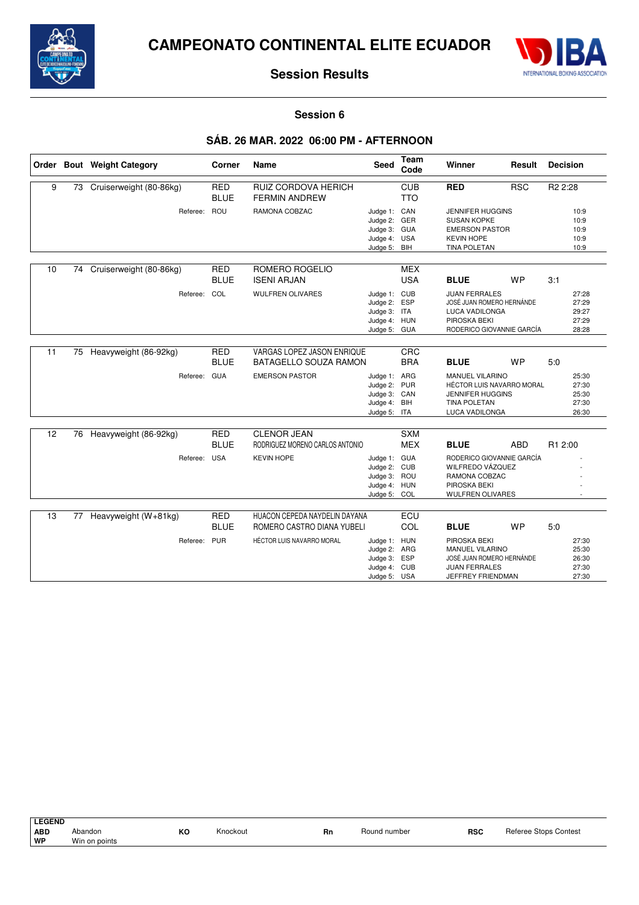# CAMPEONATO CONTINENTAL ELITE ECUADOR

## Session Results

### Session 6

### SÁB. 26 MAR. 2022 06:00 PM - AFTERNOON

| Order | Bout | Weight Category | Corner | Name | Seed | Team Code | Winner | Result | Decision |
|---|---|---|---|---|---|---|---|---|---|
| 9 | 73 | Cruiserweight (80-86kg) | RED | RUIZ CORDOVA HERICH | | CUB | **RED** | RSC | R2 2:28 |
| | | | BLUE | FERMIN ANDREW | | TTO | | | |
| | | Referee: | ROU | RAMONA COBZAC | Judge 1: | CAN | JENNIFER HUGGINS | | 10:9 |
| | | | | | Judge 2: | GER | SUSAN KOPKE | | 10:9 |
| | | | | | Judge 3: | GUA | EMERSON PASTOR | | 10:9 |
| | | | | | Judge 4: | USA | KEVIN HOPE | | 10:9 |
| | | | | | Judge 5: | BIH | TINA POLETAN | | 10:9 |
| 10 | 74 | Cruiserweight (80-86kg) | RED | ROMERO ROGELIO | | MEX | | | |
| | | | BLUE | ISENI ARJAN | | USA | **BLUE** | WP | 3:1 |
| | | Referee: | COL | WULFREN OLIVARES | Judge 1: | CUB | JUAN FERRALES | | 27:28 |
| | | | | | Judge 2: | ESP | JOSÉ JUAN ROMERO HERNÁNDE | | 27:29 |
| | | | | | Judge 3: | ITA | LUCA VADILONGA | | 29:27 |
| | | | | | Judge 4: | HUN | PIROSKA BEKI | | 27:29 |
| | | | | | Judge 5: | GUA | RODERICO GIOVANNIE GARCÍA | | 28:28 |
| 11 | 75 | Heavyweight (86-92kg) | RED | VARGAS LOPEZ JASON ENRIQUE | | CRC | | | |
| | | | BLUE | BATAGELLO SOUZA RAMON | | BRA | **BLUE** | WP | 5:0 |
| | | Referee: | GUA | EMERSON PASTOR | Judge 1: | ARG | MANUEL VILARINO | | 25:30 |
| | | | | | Judge 2: | PUR | HÉCTOR LUIS NAVARRO MORAL | | 27:30 |
| | | | | | Judge 3: | CAN | JENNIFER HUGGINS | | 25:30 |
| | | | | | Judge 4: | BIH | TINA POLETAN | | 27:30 |
| | | | | | Judge 5: | ITA | LUCA VADILONGA | | 26:30 |
| 12 | 76 | Heavyweight (86-92kg) | RED | CLENOR JEAN | | SXM | | | |
| | | | BLUE | RODRIGUEZ MORENO CARLOS ANTONIO | | MEX | **BLUE** | ABD | R1 2:00 |
| | | Referee: | USA | KEVIN HOPE | Judge 1: | GUA | RODERICO GIOVANNIE GARCÍA | | - |
| | | | | | Judge 2: | CUB | WILFREDO VÁZQUEZ | | - |
| | | | | | Judge 3: | ROU | RAMONA COBZAC | | - |
| | | | | | Judge 4: | HUN | PIROSKA BEKI | | - |
| | | | | | Judge 5: | COL | WULFREN OLIVARES | | - |
| 13 | 77 | Heavyweight (W+81kg) | RED | HUACON CEPEDA NAYDELIN DAYANA | | ECU | | | |
| | | | BLUE | ROMERO CASTRO DIANA YUBELI | | COL | **BLUE** | WP | 5:0 |
| | | Referee: | PUR | HÉCTOR LUIS NAVARRO MORAL | Judge 1: | HUN | PIROSKA BEKI | | 27:30 |
| | | | | | Judge 2: | ARG | MANUEL VILARINO | | 25:30 |
| | | | | | Judge 3: | ESP | JOSÉ JUAN ROMERO HERNÁNDE | | 26:30 |
| | | | | | Judge 4: | CUB | JUAN FERRALES | | 27:30 |
| | | | | | Judge 5: | USA | JEFFREY FRIENDMAN | | 27:30 |

| LEGEND | | | | | | | |
|---|---|---|---|---|---|---|---|
| **ABD** | Abandon | **KO** | Knockout | **Rn** | Round number | **RSC** | Referee Stops Contest |
| **WP** | Win on points | | | | | | |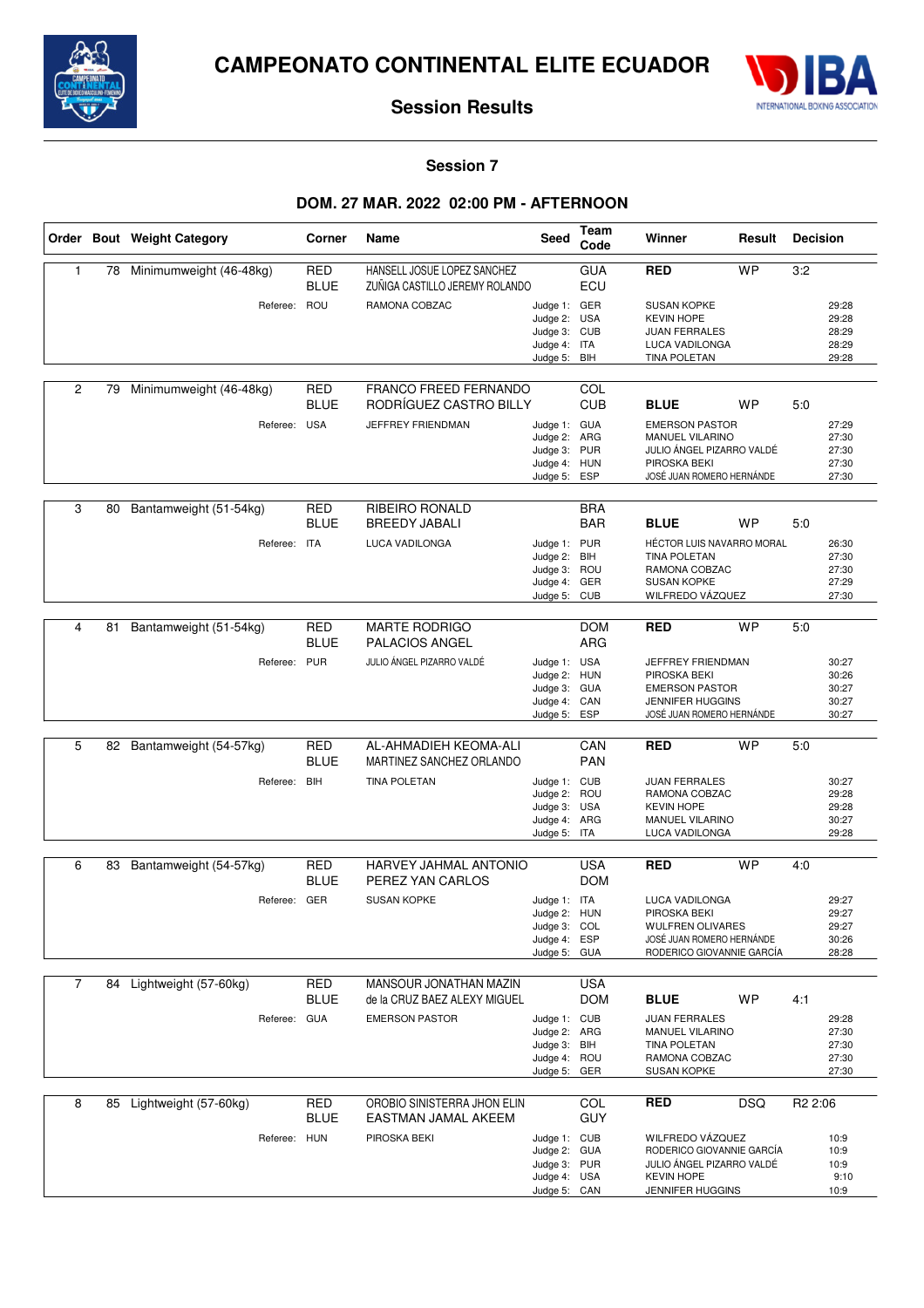# CAMPEONATO CONTINENTAL ELITE ECUADOR

## Session Results

### Session 7

### DOM. 27 MAR. 2022 02:00 PM - AFTERNOON

| Order | Bout | Weight Category | Corner | Name | Seed | Team Code | Winner | Result | Decision |
|---|---|---|---|---|---|---|---|---|---|
| 1 | 78 | Minimumweight (46-48kg) | RED | HANSELL JOSUE LOPEZ SANCHEZ | | GUA | RED | WP | 3:2 |
| | | | BLUE | ZUÑIGA CASTILLO JEREMY ROLANDO | | ECU | | | |
| | | Referee: | ROU | RAMONA COBZAC | Judge 1: | GER | SUSAN KOPKE | | 29:28 |
| | | | | | Judge 2: | USA | KEVIN HOPE | | 29:28 |
| | | | | | Judge 3: | CUB | JUAN FERRALES | | 28:29 |
| | | | | | Judge 4: | ITA | LUCA VADILONGA | | 28:29 |
| | | | | | Judge 5: | BIH | TINA POLETAN | | 29:28 |
| 2 | 79 | Minimumweight (46-48kg) | RED | FRANCO FREED FERNANDO | | COL | | | |
| | | | BLUE | RODRÍGUEZ CASTRO BILLY | | CUB | BLUE | WP | 5:0 |
| | | Referee: | USA | JEFFREY FRIENDMAN | Judge 1: | GUA | EMERSON PASTOR | | 27:29 |
| | | | | | Judge 2: | ARG | MANUEL VILARINO | | 27:30 |
| | | | | | Judge 3: | PUR | JULIO ÁNGEL PIZARRO VALDÉ | | 27:30 |
| | | | | | Judge 4: | HUN | PIROSKA BEKI | | 27:30 |
| | | | | | Judge 5: | ESP | JOSÉ JUAN ROMERO HERNÁNDE | | 27:30 |
| 3 | 80 | Bantamweight (51-54kg) | RED | RIBEIRO RONALD | | BRA | | | |
| | | | BLUE | BREEDY JABALI | | BAR | BLUE | WP | 5:0 |
| | | Referee: | ITA | LUCA VADILONGA | Judge 1: | PUR | HÉCTOR LUIS NAVARRO MORAL | | 26:30 |
| | | | | | Judge 2: | BIH | TINA POLETAN | | 27:30 |
| | | | | | Judge 3: | ROU | RAMONA COBZAC | | 27:30 |
| | | | | | Judge 4: | GER | SUSAN KOPKE | | 27:29 |
| | | | | | Judge 5: | CUB | WILFREDO VÁZQUEZ | | 27:30 |
| 4 | 81 | Bantamweight (51-54kg) | RED | MARTE RODRIGO | | DOM | RED | WP | 5:0 |
| | | | BLUE | PALACIOS ANGEL | | ARG | | | |
| | | Referee: | PUR | JULIO ÁNGEL PIZARRO VALDÉ | Judge 1: | USA | JEFFREY FRIENDMAN | | 30:27 |
| | | | | | Judge 2: | HUN | PIROSKA BEKI | | 30:26 |
| | | | | | Judge 3: | GUA | EMERSON PASTOR | | 30:27 |
| | | | | | Judge 4: | CAN | JENNIFER HUGGINS | | 30:27 |
| | | | | | Judge 5: | ESP | JOSÉ JUAN ROMERO HERNÁNDE | | 30:27 |
| 5 | 82 | Bantamweight (54-57kg) | RED | AL-AHMADIEH KEOMA-ALI | | CAN | RED | WP | 5:0 |
| | | | BLUE | MARTINEZ SANCHEZ ORLANDO | | PAN | | | |
| | | Referee: | BIH | TINA POLETAN | Judge 1: | CUB | JUAN FERRALES | | 30:27 |
| | | | | | Judge 2: | ROU | RAMONA COBZAC | | 29:28 |
| | | | | | Judge 3: | USA | KEVIN HOPE | | 29:28 |
| | | | | | Judge 4: | ARG | MANUEL VILARINO | | 30:27 |
| | | | | | Judge 5: | ITA | LUCA VADILONGA | | 29:28 |
| 6 | 83 | Bantamweight (54-57kg) | RED | HARVEY JAHMAL ANTONIO | | USA | RED | WP | 4:0 |
| | | | BLUE | PEREZ YAN CARLOS | | DOM | | | |
| | | Referee: | GER | SUSAN KOPKE | Judge 1: | ITA | LUCA VADILONGA | | 29:27 |
| | | | | | Judge 2: | HUN | PIROSKA BEKI | | 29:27 |
| | | | | | Judge 3: | COL | WULFREN OLIVARES | | 29:27 |
| | | | | | Judge 4: | ESP | JOSÉ JUAN ROMERO HERNÁNDE | | 30:26 |
| | | | | | Judge 5: | GUA | RODERICO GIOVANNIE GARCÍA | | 28:28 |
| 7 | 84 | Lightweight (57-60kg) | RED | MANSOUR JONATHAN MAZIN | | USA | | | |
| | | | BLUE | de la CRUZ BAEZ ALEXY MIGUEL | | DOM | BLUE | WP | 4:1 |
| | | Referee: | GUA | EMERSON PASTOR | Judge 1: | CUB | JUAN FERRALES | | 29:28 |
| | | | | | Judge 2: | ARG | MANUEL VILARINO | | 27:30 |
| | | | | | Judge 3: | BIH | TINA POLETAN | | 27:30 |
| | | | | | Judge 4: | ROU | RAMONA COBZAC | | 27:30 |
| | | | | | Judge 5: | GER | SUSAN KOPKE | | 27:30 |
| 8 | 85 | Lightweight (57-60kg) | RED | OROBIO SINISTERRA JHON ELIN | | COL | RED | DSQ | R2 2:06 |
| | | | BLUE | EASTMAN JAMAL AKEEM | | GUY | | | |
| | | Referee: | HUN | PIROSKA BEKI | Judge 1: | CUB | WILFREDO VÁZQUEZ | | 10:9 |
| | | | | | Judge 2: | GUA | RODERICO GIOVANNIE GARCÍA | | 10:9 |
| | | | | | Judge 3: | PUR | JULIO ÁNGEL PIZARRO VALDÉ | | 10:9 |
| | | | | | Judge 4: | USA | KEVIN HOPE | | 9:10 |
| | | | | | Judge 5: | CAN | JENNIFER HUGGINS | | 10:9 |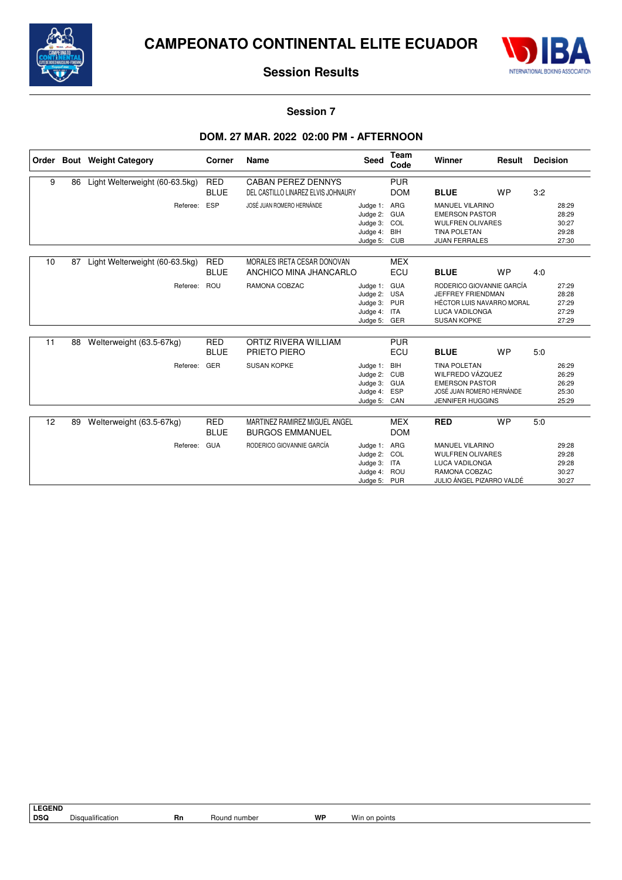# CAMPEONATO CONTINENTAL ELITE ECUADOR

## Session Results

### Session 7

### DOM. 27 MAR. 2022 02:00 PM - AFTERNOON

| Order | Bout | Weight Category | Corner | Name | Seed | Team Code | Winner | Result | Decision |
|---|---|---|---|---|---|---|---|---|---|
| 9 | 86 | Light Welterweight (60-63.5kg) | RED | CABAN PEREZ DENNYS | | PUR | | | |
| | | | BLUE | DEL CASTILLO LINAREZ ELVIS JOHNAURY | | DOM | **BLUE** | WP | 3:2 |
| | | Referee: | ESP | JOSÉ JUAN ROMERO HERNÁNDE | Judge 1: | ARG | MANUEL VILARINO | | 28:29 |
| | | | | | Judge 2: | GUA | EMERSON PASTOR | | 28:29 |
| | | | | | Judge 3: | COL | WULFREN OLIVARES | | 30:27 |
| | | | | | Judge 4: | BIH | TINA POLETAN | | 29:28 |
| | | | | | Judge 5: | CUB | JUAN FERRALES | | 27:30 |
| 10 | 87 | Light Welterweight (60-63.5kg) | RED | MORALES IRETA CESAR DONOVAN | | MEX | | | |
| | | | BLUE | ANCHICO MINA JHANCARLO | | ECU | **BLUE** | WP | 4:0 |
| | | Referee: | ROU | RAMONA COBZAC | Judge 1: | GUA | RODERICO GIOVANNIE GARCÍA | | 27:29 |
| | | | | | Judge 2: | USA | JEFFREY FRIENDMAN | | 28:28 |
| | | | | | Judge 3: | PUR | HÉCTOR LUIS NAVARRO MORAL | | 27:29 |
| | | | | | Judge 4: | ITA | LUCA VADILONGA | | 27:29 |
| | | | | | Judge 5: | GER | SUSAN KOPKE | | 27:29 |
| 11 | 88 | Welterweight (63.5-67kg) | RED | ORTIZ RIVERA WILLIAM | | PUR | | | |
| | | | BLUE | PRIETO PIERO | | ECU | **BLUE** | WP | 5:0 |
| | | Referee: | GER | SUSAN KOPKE | Judge 1: | BIH | TINA POLETAN | | 26:29 |
| | | | | | Judge 2: | CUB | WILFREDO VÁZQUEZ | | 26:29 |
| | | | | | Judge 3: | GUA | EMERSON PASTOR | | 26:29 |
| | | | | | Judge 4: | ESP | JOSÉ JUAN ROMERO HERNÁNDE | | 25:30 |
| | | | | | Judge 5: | CAN | JENNIFER HUGGINS | | 25:29 |
| 12 | 89 | Welterweight (63.5-67kg) | RED | MARTINEZ RAMIREZ MIGUEL ANGEL | | MEX | **RED** | WP | 5:0 |
| | | | BLUE | BURGOS EMMANUEL | | DOM | | | |
| | | Referee: | GUA | RODERICO GIOVANNIE GARCÍA | Judge 1: | ARG | MANUEL VILARINO | | 29:28 |
| | | | | | Judge 2: | COL | WULFREN OLIVARES | | 29:28 |
| | | | | | Judge 3: | ITA | LUCA VADILONGA | | 29:28 |
| | | | | | Judge 4: | ROU | RAMONA COBZAC | | 30:27 |
| | | | | | Judge 5: | PUR | JULIO ÁNGEL PIZARRO VALDÉ | | 30:27 |

| LEGEND | | | | | |
|---|---|---|---|---|---|
| DSQ | Disqualification | Rn | Round number | WP | Win on points |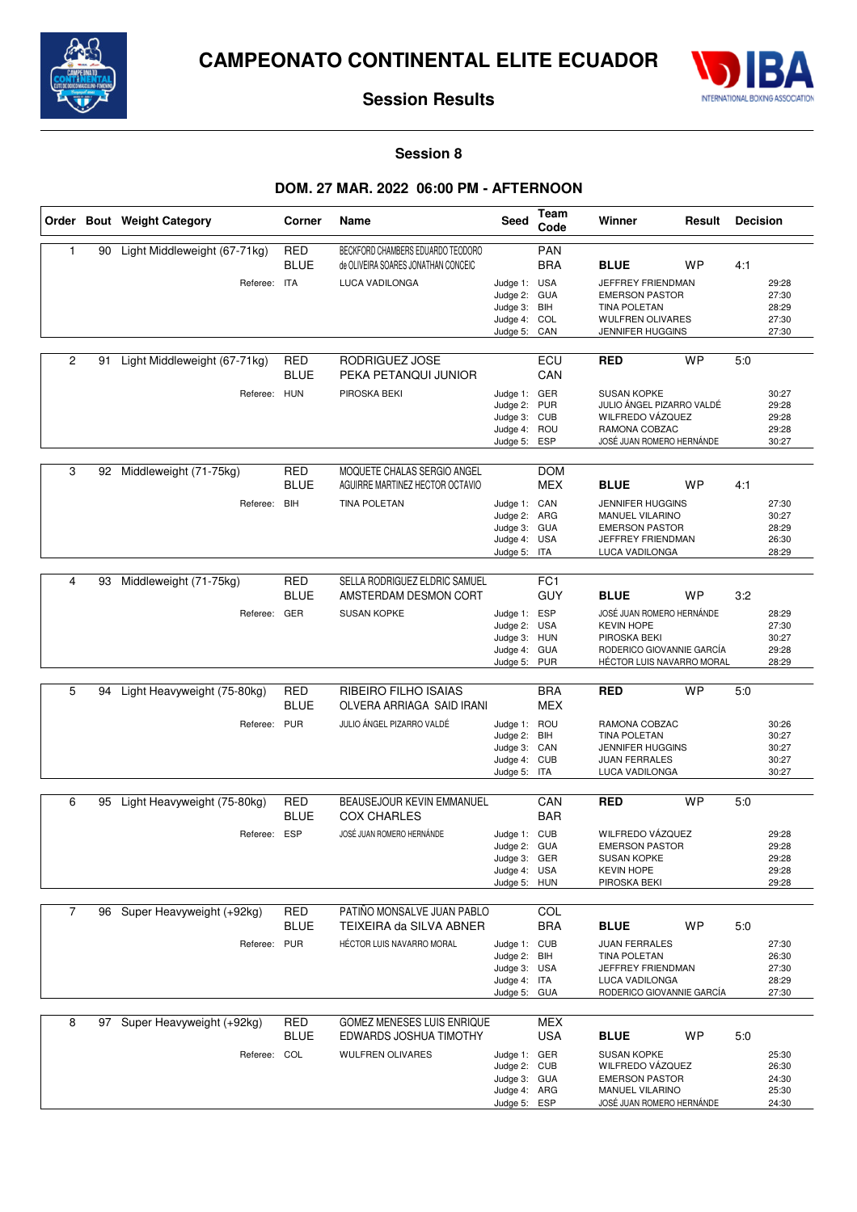# CAMPEONATO CONTINENTAL ELITE ECUADOR

## Session Results

### Session 8

### DOM. 27 MAR. 2022 06:00 PM - AFTERNOON

| Order | Bout | Weight Category | Corner | Name | Seed | Team Code | Winner | Result | Decision | |
|---|---|---|---|---|---|---|---|---|---|---|
| 1 | 90 | Light Middleweight (67-71kg) | RED | BECKFORD CHAMBERS EDUARDO TEODORO | | PAN | | | | |
| | | | BLUE | de OLIVEIRA SOARES JONATHAN CONCEIC | | BRA | **BLUE** | WP | 4:1 | |
| | | Referee: | ITA | LUCA VADILONGA | Judge 1: | USA | JEFFREY FRIENDMAN | | | 29:28 |
| | | | | | Judge 2: | GUA | EMERSON PASTOR | | | 27:30 |
| | | | | | Judge 3: | BIH | TINA POLETAN | | | 28:29 |
| | | | | | Judge 4: | COL | WULFREN OLIVARES | | | 27:30 |
| | | | | | Judge 5: | CAN | JENNIFER HUGGINS | | | 27:30 |
| 2 | 91 | Light Middleweight (67-71kg) | RED | RODRIGUEZ JOSE | | ECU | **RED** | WP | 5:0 | |
| | | | BLUE | PEKA PETANQUI JUNIOR | | CAN | | | | |
| | | Referee: | HUN | PIROSKA BEKI | Judge 1: | GER | SUSAN KOPKE | | | 30:27 |
| | | | | | Judge 2: | PUR | JULIO ÁNGEL PIZARRO VALDÉ | | | 29:28 |
| | | | | | Judge 3: | CUB | WILFREDO VÁZQUEZ | | | 29:28 |
| | | | | | Judge 4: | ROU | RAMONA COBZAC | | | 29:28 |
| | | | | | Judge 5: | ESP | JOSÉ JUAN ROMERO HERNÁNDE | | | 30:27 |
| 3 | 92 | Middleweight (71-75kg) | RED | MOQUETE CHALAS SERGIO ANGEL | | DOM | | | | |
| | | | BLUE | AGUIRRE MARTINEZ HECTOR OCTAVIO | | MEX | **BLUE** | WP | 4:1 | |
| | | Referee: | BIH | TINA POLETAN | Judge 1: | CAN | JENNIFER HUGGINS | | | 27:30 |
| | | | | | Judge 2: | ARG | MANUEL VILARINO | | | 30:27 |
| | | | | | Judge 3: | GUA | EMERSON PASTOR | | | 28:29 |
| | | | | | Judge 4: | USA | JEFFREY FRIENDMAN | | | 26:30 |
| | | | | | Judge 5: | ITA | LUCA VADILONGA | | | 28:29 |
| 4 | 93 | Middleweight (71-75kg) | RED | SELLA RODRIGUEZ ELDRIC SAMUEL | | FC1 | | | | |
| | | | BLUE | AMSTERDAM DESMON CORT | | GUY | **BLUE** | WP | 3:2 | |
| | | Referee: | GER | SUSAN KOPKE | Judge 1: | ESP | JOSÉ JUAN ROMERO HERNÁNDE | | | 28:29 |
| | | | | | Judge 2: | USA | KEVIN HOPE | | | 27:30 |
| | | | | | Judge 3: | HUN | PIROSKA BEKI | | | 30:27 |
| | | | | | Judge 4: | GUA | RODERICO GIOVANNIE GARCÍA | | | 29:28 |
| | | | | | Judge 5: | PUR | HÉCTOR LUIS NAVARRO MORAL | | | 28:29 |
| 5 | 94 | Light Heavyweight (75-80kg) | RED | RIBEIRO FILHO ISAIAS | | BRA | **RED** | WP | 5:0 | |
| | | | BLUE | OLVERA ARRIAGA SAID IRANI | | MEX | | | | |
| | | Referee: | PUR | JULIO ÁNGEL PIZARRO VALDÉ | Judge 1: | ROU | RAMONA COBZAC | | | 30:26 |
| | | | | | Judge 2: | BIH | TINA POLETAN | | | 30:27 |
| | | | | | Judge 3: | CAN | JENNIFER HUGGINS | | | 30:27 |
| | | | | | Judge 4: | CUB | JUAN FERRALES | | | 30:27 |
| | | | | | Judge 5: | ITA | LUCA VADILONGA | | | 30:27 |
| 6 | 95 | Light Heavyweight (75-80kg) | RED | BEAUSEJOUR KEVIN EMMANUEL | | CAN | **RED** | WP | 5:0 | |
| | | | BLUE | COX CHARLES | | BAR | | | | |
| | | Referee: | ESP | JOSÉ JUAN ROMERO HERNÁNDE | Judge 1: | CUB | WILFREDO VÁZQUEZ | | | 29:28 |
| | | | | | Judge 2: | GUA | EMERSON PASTOR | | | 29:28 |
| | | | | | Judge 3: | GER | SUSAN KOPKE | | | 29:28 |
| | | | | | Judge 4: | USA | KEVIN HOPE | | | 29:28 |
| | | | | | Judge 5: | HUN | PIROSKA BEKI | | | 29:28 |
| 7 | 96 | Super Heavyweight (+92kg) | RED | PATIÑO MONSALVE JUAN PABLO | | COL | | | | |
| | | | BLUE | TEIXEIRA da SILVA ABNER | | BRA | **BLUE** | WP | 5:0 | |
| | | Referee: | PUR | HÉCTOR LUIS NAVARRO MORAL | Judge 1: | CUB | JUAN FERRALES | | | 27:30 |
| | | | | | Judge 2: | BIH | TINA POLETAN | | | 26:30 |
| | | | | | Judge 3: | USA | JEFFREY FRIENDMAN | | | 27:30 |
| | | | | | Judge 4: | ITA | LUCA VADILONGA | | | 28:29 |
| | | | | | Judge 5: | GUA | RODERICO GIOVANNIE GARCÍA | | | 27:30 |
| 8 | 97 | Super Heavyweight (+92kg) | RED | GOMEZ MENESES LUIS ENRIQUE | | MEX | | | | |
| | | | BLUE | EDWARDS JOSHUA TIMOTHY | | USA | **BLUE** | WP | 5:0 | |
| | | Referee: | COL | WULFREN OLIVARES | Judge 1: | GER | SUSAN KOPKE | | | 25:30 |
| | | | | | Judge 2: | CUB | WILFREDO VÁZQUEZ | | | 26:30 |
| | | | | | Judge 3: | GUA | EMERSON PASTOR | | | 24:30 |
| | | | | | Judge 4: | ARG | MANUEL VILARINO | | | 25:30 |
| | | | | | Judge 5: | ESP | JOSÉ JUAN ROMERO HERNÁNDE | | | 24:30 |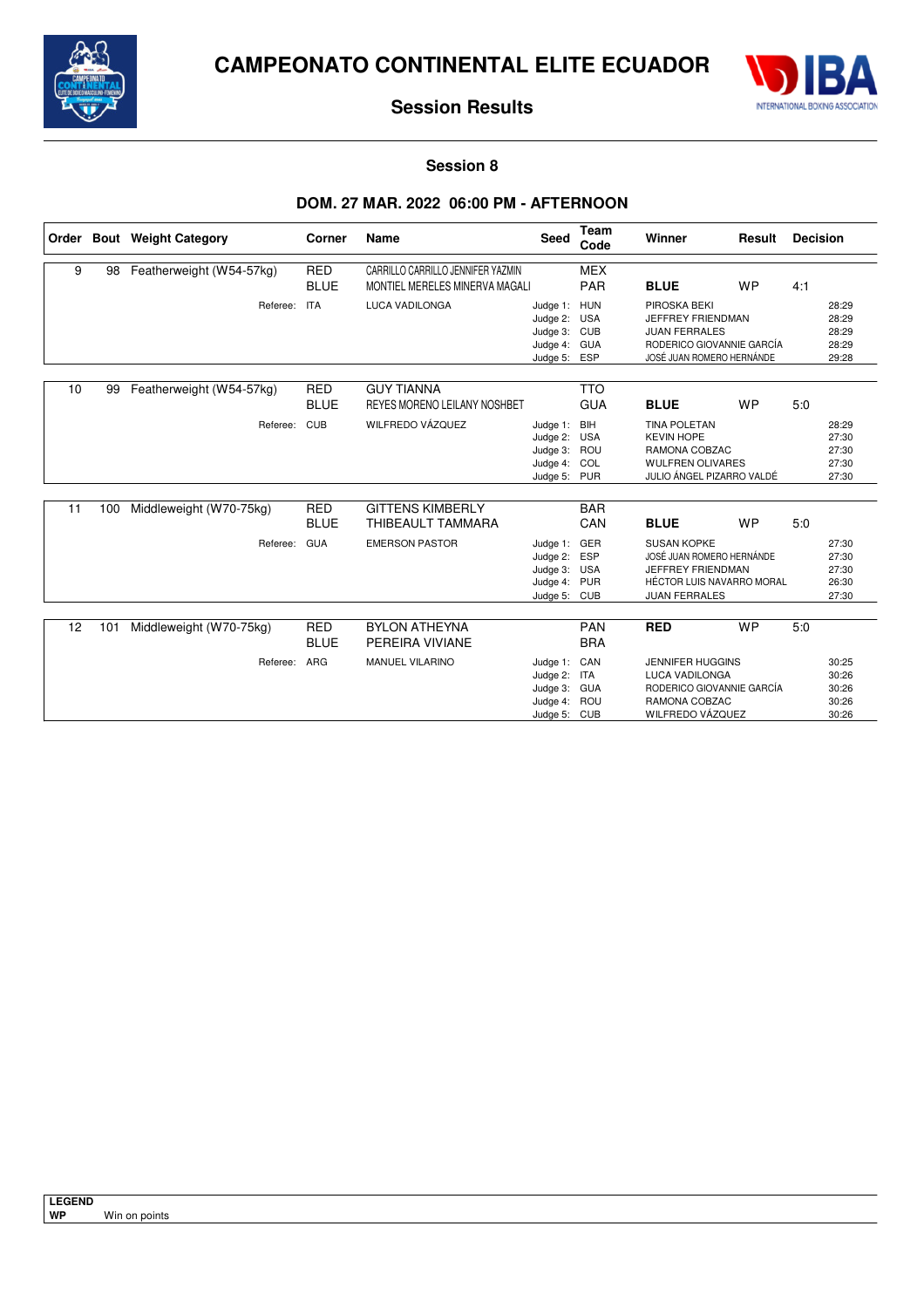# CAMPEONATO CONTINENTAL ELITE ECUADOR

## Session Results

### Session 8

### DOM. 27 MAR. 2022 06:00 PM - AFTERNOON

| Order | Bout | Weight Category | Corner | Name | Seed | Team Code | Winner | Result | Decision |
|---|---|---|---|---|---|---|---|---|---|
| 9 | 98 | Featherweight (W54-57kg) | RED | CARRILLO CARRILLO JENNIFER YAZMIN | | MEX | | | |
| | | | BLUE | MONTIEL MERELES MINERVA MAGALI | | PAR | **BLUE** | WP | 4:1 |
| | | Referee: | ITA | LUCA VADILONGA | Judge 1: | HUN | PIROSKA BEKI | | 28:29 |
| | | | | | Judge 2: | USA | JEFFREY FRIENDMAN | | 28:29 |
| | | | | | Judge 3: | CUB | JUAN FERRALES | | 28:29 |
| | | | | | Judge 4: | GUA | RODERICO GIOVANNIE GARCÍA | | 28:29 |
| | | | | | Judge 5: | ESP | JOSÉ JUAN ROMERO HERNÁNDE | | 29:28 |
| 10 | 99 | Featherweight (W54-57kg) | RED | GUY TIANNA | | TTO | | | |
| | | | BLUE | REYES MORENO LEILANY NOSHBET | | GUA | **BLUE** | WP | 5:0 |
| | | Referee: | CUB | WILFREDO VÁZQUEZ | Judge 1: | BIH | TINA POLETAN | | 28:29 |
| | | | | | Judge 2: | USA | KEVIN HOPE | | 27:30 |
| | | | | | Judge 3: | ROU | RAMONA COBZAC | | 27:30 |
| | | | | | Judge 4: | COL | WULFREN OLIVARES | | 27:30 |
| | | | | | Judge 5: | PUR | JULIO ÁNGEL PIZARRO VALDÉ | | 27:30 |
| 11 | 100 | Middleweight (W70-75kg) | RED | GITTENS KIMBERLY | | BAR | | | |
| | | | BLUE | THIBEAULT TAMMARA | | CAN | **BLUE** | WP | 5:0 |
| | | Referee: | GUA | EMERSON PASTOR | Judge 1: | GER | SUSAN KOPKE | | 27:30 |
| | | | | | Judge 2: | ESP | JOSÉ JUAN ROMERO HERNÁNDE | | 27:30 |
| | | | | | Judge 3: | USA | JEFFREY FRIENDMAN | | 27:30 |
| | | | | | Judge 4: | PUR | HÉCTOR LUIS NAVARRO MORAL | | 26:30 |
| | | | | | Judge 5: | CUB | JUAN FERRALES | | 27:30 |
| 12 | 101 | Middleweight (W70-75kg) | RED | BYLON ATHEYNA | | PAN | **RED** | WP | 5:0 |
| | | | BLUE | PEREIRA VIVIANE | | BRA | | | |
| | | Referee: | ARG | MANUEL VILARINO | Judge 1: | CAN | JENNIFER HUGGINS | | 30:25 |
| | | | | | Judge 2: | ITA | LUCA VADILONGA | | 30:26 |
| | | | | | Judge 3: | GUA | RODERICO GIOVANNIE GARCÍA | | 30:26 |
| | | | | | Judge 4: | ROU | RAMONA COBZAC | | 30:26 |
| | | | | | Judge 5: | CUB | WILFREDO VÁZQUEZ | | 30:26 |

**LEGEND**

**WP** Win on points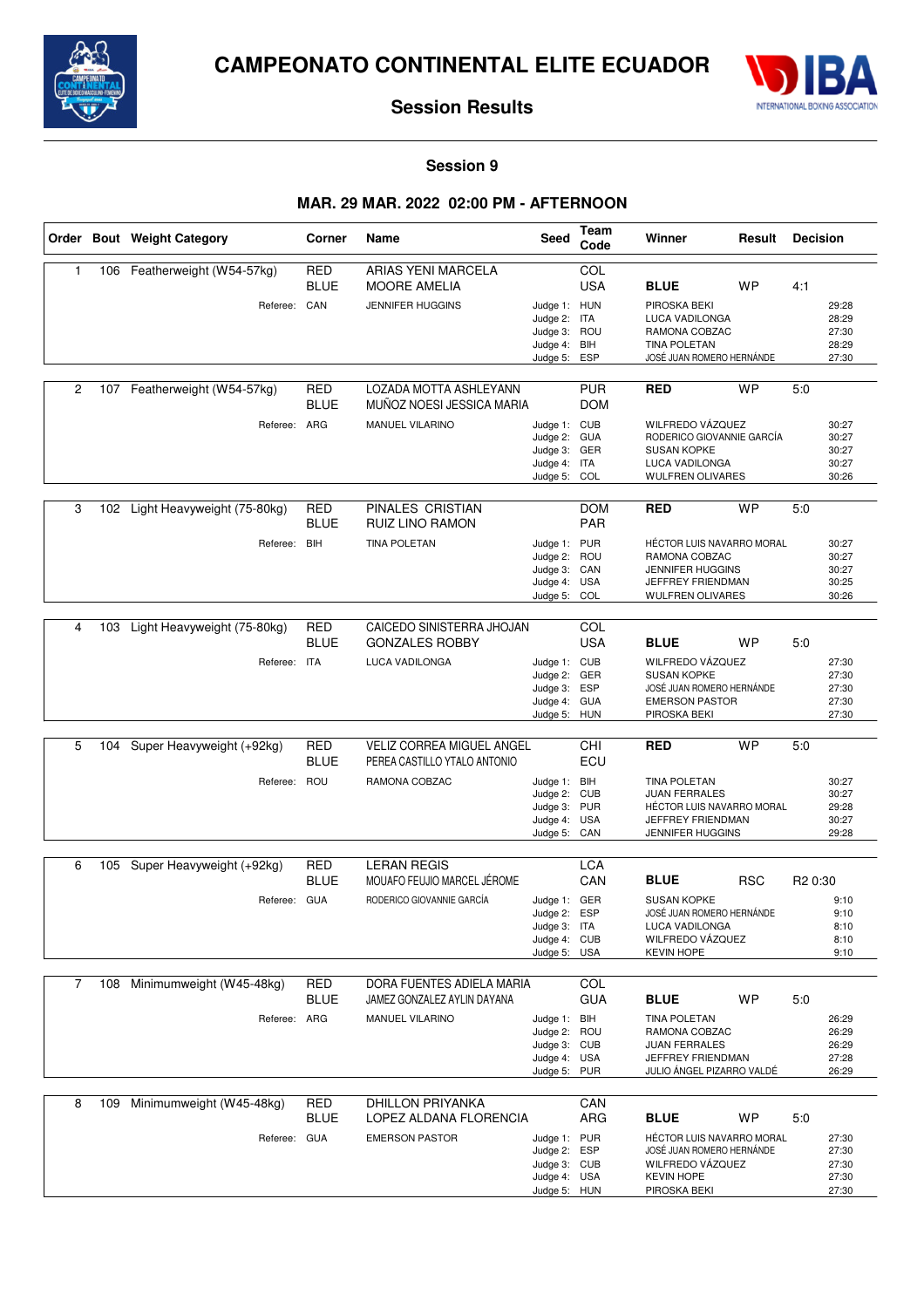# CAMPEONATO CONTINENTAL ELITE ECUADOR

## Session Results

### Session 9

### MAR. 29 MAR. 2022 02:00 PM - AFTERNOON

| Order | Bout | Weight Category | Corner | Name | Seed | Team Code | Winner | Result | Decision |
|---|---|---|---|---|---|---|---|---|---|
| 1 | 106 | Featherweight (W54-57kg) | RED | ARIAS YENI MARCELA | | COL | | | |
| | | | BLUE | MOORE AMELIA | | USA | **BLUE** | WP | 4:1 |
| | | Referee: | CAN | JENNIFER HUGGINS | Judge 1: | HUN | PIROSKA BEKI | | 29:28 |
| | | | | | Judge 2: | ITA | LUCA VADILONGA | | 28:29 |
| | | | | | Judge 3: | ROU | RAMONA COBZAC | | 27:30 |
| | | | | | Judge 4: | BIH | TINA POLETAN | | 28:29 |
| | | | | | Judge 5: | ESP | JOSÉ JUAN ROMERO HERNÁNDE | | 27:30 |
| 2 | 107 | Featherweight (W54-57kg) | RED | LOZADA MOTTA ASHLEYANN | | PUR | **RED** | WP | 5:0 |
| | | | BLUE | MUÑOZ NOESI JESSICA MARIA | | DOM | | | |
| | | Referee: | ARG | MANUEL VILARINO | Judge 1: | CUB | WILFREDO VÁZQUEZ | | 30:27 |
| | | | | | Judge 2: | GUA | RODERICO GIOVANNIE GARCÍA | | 30:27 |
| | | | | | Judge 3: | GER | SUSAN KOPKE | | 30:27 |
| | | | | | Judge 4: | ITA | LUCA VADILONGA | | 30:27 |
| | | | | | Judge 5: | COL | WULFREN OLIVARES | | 30:26 |
| 3 | 102 | Light Heavyweight (75-80kg) | RED | PINALES CRISTIAN | | DOM | **RED** | WP | 5:0 |
| | | | BLUE | RUIZ LINO RAMON | | PAR | | | |
| | | Referee: | BIH | TINA POLETAN | Judge 1: | PUR | HÉCTOR LUIS NAVARRO MORAL | | 30:27 |
| | | | | | Judge 2: | ROU | RAMONA COBZAC | | 30:27 |
| | | | | | Judge 3: | CAN | JENNIFER HUGGINS | | 30:27 |
| | | | | | Judge 4: | USA | JEFFREY FRIENDMAN | | 30:25 |
| | | | | | Judge 5: | COL | WULFREN OLIVARES | | 30:26 |
| 4 | 103 | Light Heavyweight (75-80kg) | RED | CAICEDO SINISTERRA JHOJAN | | COL | | | |
| | | | BLUE | GONZALES ROBBY | | USA | **BLUE** | WP | 5:0 |
| | | Referee: | ITA | LUCA VADILONGA | Judge 1: | CUB | WILFREDO VÁZQUEZ | | 27:30 |
| | | | | | Judge 2: | GER | SUSAN KOPKE | | 27:30 |
| | | | | | Judge 3: | ESP | JOSÉ JUAN ROMERO HERNÁNDE | | 27:30 |
| | | | | | Judge 4: | GUA | EMERSON PASTOR | | 27:30 |
| | | | | | Judge 5: | HUN | PIROSKA BEKI | | 27:30 |
| 5 | 104 | Super Heavyweight (+92kg) | RED | VELIZ CORREA MIGUEL ANGEL | | CHI | **RED** | WP | 5:0 |
| | | | BLUE | PEREA CASTILLO YTALO ANTONIO | | ECU | | | |
| | | Referee: | ROU | RAMONA COBZAC | Judge 1: | BIH | TINA POLETAN | | 30:27 |
| | | | | | Judge 2: | CUB | JUAN FERRALES | | 30:27 |
| | | | | | Judge 3: | PUR | HÉCTOR LUIS NAVARRO MORAL | | 29:28 |
| | | | | | Judge 4: | USA | JEFFREY FRIENDMAN | | 30:27 |
| | | | | | Judge 5: | CAN | JENNIFER HUGGINS | | 29:28 |
| 6 | 105 | Super Heavyweight (+92kg) | RED | LERAN REGIS | | LCA | | | |
| | | | BLUE | MOUAFO FEUJIO MARCEL JÉROME | | CAN | **BLUE** | RSC | R2 0:30 |
| | | Referee: | GUA | RODERICO GIOVANNIE GARCÍA | Judge 1: | GER | SUSAN KOPKE | | 9:10 |
| | | | | | Judge 2: | ESP | JOSÉ JUAN ROMERO HERNÁNDE | | 9:10 |
| | | | | | Judge 3: | ITA | LUCA VADILONGA | | 8:10 |
| | | | | | Judge 4: | CUB | WILFREDO VÁZQUEZ | | 8:10 |
| | | | | | Judge 5: | USA | KEVIN HOPE | | 9:10 |
| 7 | 108 | Minimumweight (W45-48kg) | RED | DORA FUENTES ADIELA MARIA | | COL | | | |
| | | | BLUE | JAMEZ GONZALEZ AYLIN DAYANA | | GUA | **BLUE** | WP | 5:0 |
| | | Referee: | ARG | MANUEL VILARINO | Judge 1: | BIH | TINA POLETAN | | 26:29 |
| | | | | | Judge 2: | ROU | RAMONA COBZAC | | 26:29 |
| | | | | | Judge 3: | CUB | JUAN FERRALES | | 26:29 |
| | | | | | Judge 4: | USA | JEFFREY FRIENDMAN | | 27:28 |
| | | | | | Judge 5: | PUR | JULIO ÁNGEL PIZARRO VALDÉ | | 26:29 |
| 8 | 109 | Minimumweight (W45-48kg) | RED | DHILLON PRIYANKA | | CAN | | | |
| | | | BLUE | LOPEZ ALDANA FLORENCIA | | ARG | **BLUE** | WP | 5:0 |
| | | Referee: | GUA | EMERSON PASTOR | Judge 1: | PUR | HÉCTOR LUIS NAVARRO MORAL | | 27:30 |
| | | | | | Judge 2: | ESP | JOSÉ JUAN ROMERO HERNÁNDE | | 27:30 |
| | | | | | Judge 3: | CUB | WILFREDO VÁZQUEZ | | 27:30 |
| | | | | | Judge 4: | USA | KEVIN HOPE | | 27:30 |
| | | | | | Judge 5: | HUN | PIROSKA BEKI | | 27:30 |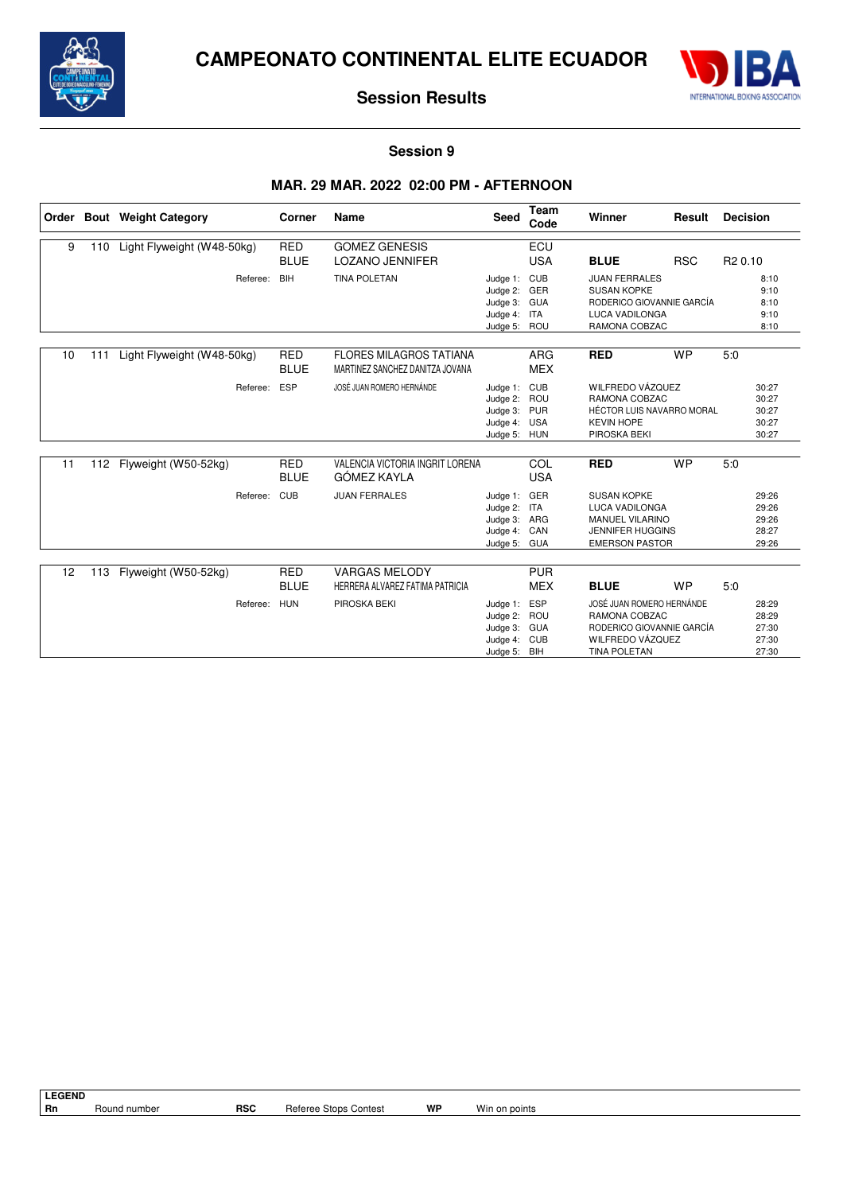# CAMPEONATO CONTINENTAL ELITE ECUADOR

## Session Results

### Session 9

### MAR. 29 MAR. 2022 02:00 PM - AFTERNOON

| Order | Bout | Weight Category | Corner | Name | Seed | Team Code | Winner | Result | Decision |
|---|---|---|---|---|---|---|---|---|---|
| 9 | 110 | Light Flyweight (W48-50kg) | RED | GOMEZ GENESIS | | ECU | | | |
| | | | BLUE | LOZANO JENNIFER | | USA | **BLUE** | RSC | R2 0.10 |
| | | Referee: | BIH | TINA POLETAN | Judge 1: | CUB | JUAN FERRALES | | 8:10 |
| | | | | | Judge 2: | GER | SUSAN KOPKE | | 9:10 |
| | | | | | Judge 3: | GUA | RODERICO GIOVANNIE GARCÍA | | 8:10 |
| | | | | | Judge 4: | ITA | LUCA VADILONGA | | 9:10 |
| | | | | | Judge 5: | ROU | RAMONA COBZAC | | 8:10 |
| 10 | 111 | Light Flyweight (W48-50kg) | RED | FLORES MILAGROS TATIANA | | ARG | **RED** | WP | 5:0 |
| | | | BLUE | MARTINEZ SANCHEZ DANITZA JOVANA | | MEX | | | |
| | | Referee: | ESP | JOSÉ JUAN ROMERO HERNÁNDE | Judge 1: | CUB | WILFREDO VÁZQUEZ | | 30:27 |
| | | | | | Judge 2: | ROU | RAMONA COBZAC | | 30:27 |
| | | | | | Judge 3: | PUR | HÉCTOR LUIS NAVARRO MORAL | | 30:27 |
| | | | | | Judge 4: | USA | KEVIN HOPE | | 30:27 |
| | | | | | Judge 5: | HUN | PIROSKA BEKI | | 30:27 |
| 11 | 112 | Flyweight (W50-52kg) | RED | VALENCIA VICTORIA INGRIT LORENA | | COL | **RED** | WP | 5:0 |
| | | | BLUE | GÓMEZ KAYLA | | USA | | | |
| | | Referee: | CUB | JUAN FERRALES | Judge 1: | GER | SUSAN KOPKE | | 29:26 |
| | | | | | Judge 2: | ITA | LUCA VADILONGA | | 29:26 |
| | | | | | Judge 3: | ARG | MANUEL VILARINO | | 29:26 |
| | | | | | Judge 4: | CAN | JENNIFER HUGGINS | | 28:27 |
| | | | | | Judge 5: | GUA | EMERSON PASTOR | | 29:26 |
| 12 | 113 | Flyweight (W50-52kg) | RED | VARGAS MELODY | | PUR | | | |
| | | | BLUE | HERRERA ALVAREZ FATIMA PATRICIA | | MEX | **BLUE** | WP | 5:0 |
| | | Referee: | HUN | PIROSKA BEKI | Judge 1: | ESP | JOSÉ JUAN ROMERO HERNÁNDE | | 28:29 |
| | | | | | Judge 2: | ROU | RAMONA COBZAC | | 28:29 |
| | | | | | Judge 3: | GUA | RODERICO GIOVANNIE GARCÍA | | 27:30 |
| | | | | | Judge 4: | CUB | WILFREDO VÁZQUEZ | | 27:30 |
| | | | | | Judge 5: | BIH | TINA POLETAN | | 27:30 |

**LEGEND**

| | | | | | |
|---|---|---|---|---|---|
| **Rn** | Round number | **RSC** | Referee Stops Contest | **WP** | Win on points |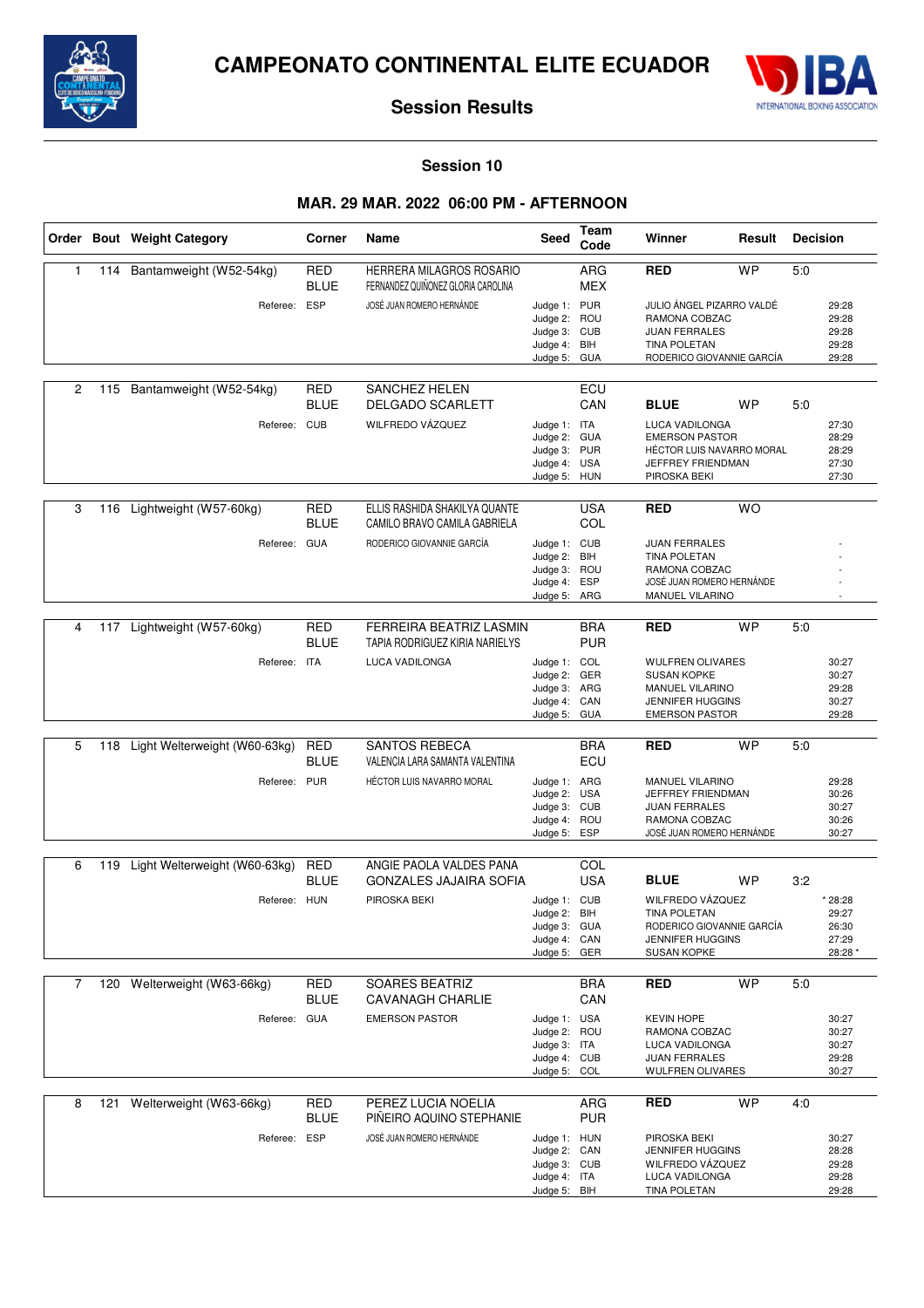# CAMPEONATO CONTINENTAL ELITE ECUADOR

## Session Results

### Session 10

### MAR. 29 MAR. 2022 06:00 PM - AFTERNOON

| Order | Bout | Weight Category | Corner | Name | Seed | Team Code | Winner | Result | Decision |
|---|---|---|---|---|---|---|---|---|---|
| 1 | 114 | Bantamweight (W52-54kg) | RED | HERRERA MILAGROS ROSARIO | | ARG | RED | WP | 5:0 |
| | | | BLUE | FERNANDEZ QUIÑONEZ GLORIA CAROLINA | | MEX | | | |
| | | Referee: | ESP | JOSÉ JUAN ROMERO HERNÁNDE | Judge 1: | PUR | JULIO ÁNGEL PIZARRO VALDÉ | | 29:28 |
| | | | | | Judge 2: | ROU | RAMONA COBZAC | | 29:28 |
| | | | | | Judge 3: | CUB | JUAN FERRALES | | 29:28 |
| | | | | | Judge 4: | BIH | TINA POLETAN | | 29:28 |
| | | | | | Judge 5: | GUA | RODERICO GIOVANNIE GARCÍA | | 29:28 |
| 2 | 115 | Bantamweight (W52-54kg) | RED | SANCHEZ HELEN | | ECU | | | |
| | | | BLUE | DELGADO SCARLETT | | CAN | BLUE | WP | 5:0 |
| | | Referee: | CUB | WILFREDO VÁZQUEZ | Judge 1: | ITA | LUCA VADILONGA | | 27:30 |
| | | | | | Judge 2: | GUA | EMERSON PASTOR | | 28:29 |
| | | | | | Judge 3: | PUR | HÉCTOR LUIS NAVARRO MORAL | | 28:29 |
| | | | | | Judge 4: | USA | JEFFREY FRIENDMAN | | 27:30 |
| | | | | | Judge 5: | HUN | PIROSKA BEKI | | 27:30 |
| 3 | 116 | Lightweight (W57-60kg) | RED | ELLIS RASHIDA SHAKILYA QUANTE | | USA | RED | WO | |
| | | | BLUE | CAMILO BRAVO CAMILA GABRIELA | | COL | | | |
| | | Referee: | GUA | RODERICO GIOVANNIE GARCÍA | Judge 1: | CUB | JUAN FERRALES | | - |
| | | | | | Judge 2: | BIH | TINA POLETAN | | - |
| | | | | | Judge 3: | ROU | RAMONA COBZAC | | - |
| | | | | | Judge 4: | ESP | JOSÉ JUAN ROMERO HERNÁNDE | | - |
| | | | | | Judge 5: | ARG | MANUEL VILARINO | | - |
| 4 | 117 | Lightweight (W57-60kg) | RED | FERREIRA BEATRIZ LASMIN | | BRA | RED | WP | 5:0 |
| | | | BLUE | TAPIA RODRIGUEZ KIRIA NARIELYS | | PUR | | | |
| | | Referee: | ITA | LUCA VADILONGA | Judge 1: | COL | WULFREN OLIVARES | | 30:27 |
| | | | | | Judge 2: | GER | SUSAN KOPKE | | 30:27 |
| | | | | | Judge 3: | ARG | MANUEL VILARINO | | 29:28 |
| | | | | | Judge 4: | CAN | JENNIFER HUGGINS | | 30:27 |
| | | | | | Judge 5: | GUA | EMERSON PASTOR | | 29:28 |
| 5 | 118 | Light Welterweight (W60-63kg) | RED | SANTOS REBECA | | BRA | RED | WP | 5:0 |
| | | | BLUE | VALENCIA LARA SAMANTA VALENTINA | | ECU | | | |
| | | Referee: | PUR | HÉCTOR LUIS NAVARRO MORAL | Judge 1: | ARG | MANUEL VILARINO | | 29:28 |
| | | | | | Judge 2: | USA | JEFFREY FRIENDMAN | | 30:26 |
| | | | | | Judge 3: | CUB | JUAN FERRALES | | 30:27 |
| | | | | | Judge 4: | ROU | RAMONA COBZAC | | 30:26 |
| | | | | | Judge 5: | ESP | JOSÉ JUAN ROMERO HERNÁNDE | | 30:27 |
| 6 | 119 | Light Welterweight (W60-63kg) | RED | ANGIE PAOLA VALDES PANA | | COL | | | |
| | | | BLUE | GONZALES JAJAIRA SOFIA | | USA | BLUE | WP | 3:2 |
| | | Referee: | HUN | PIROSKA BEKI | Judge 1: | CUB | WILFREDO VÁZQUEZ | | * 28:28 |
| | | | | | Judge 2: | BIH | TINA POLETAN | | 29:27 |
| | | | | | Judge 3: | GUA | RODERICO GIOVANNIE GARCÍA | | 26:30 |
| | | | | | Judge 4: | CAN | JENNIFER HUGGINS | | 27:29 |
| | | | | | Judge 5: | GER | SUSAN KOPKE | | 28:28 * |
| 7 | 120 | Welterweight (W63-66kg) | RED | SOARES BEATRIZ | | BRA | RED | WP | 5:0 |
| | | | BLUE | CAVANAGH CHARLIE | | CAN | | | |
| | | Referee: | GUA | EMERSON PASTOR | Judge 1: | USA | KEVIN HOPE | | 30:27 |
| | | | | | Judge 2: | ROU | RAMONA COBZAC | | 30:27 |
| | | | | | Judge 3: | ITA | LUCA VADILONGA | | 30:27 |
| | | | | | Judge 4: | CUB | JUAN FERRALES | | 29:28 |
| | | | | | Judge 5: | COL | WULFREN OLIVARES | | 30:27 |
| 8 | 121 | Welterweight (W63-66kg) | RED | PEREZ LUCIA NOELIA | | ARG | RED | WP | 4:0 |
| | | | BLUE | PIÑEIRO AQUINO STEPHANIE | | PUR | | | |
| | | Referee: | ESP | JOSÉ JUAN ROMERO HERNÁNDE | Judge 1: | HUN | PIROSKA BEKI | | 30:27 |
| | | | | | Judge 2: | CAN | JENNIFER HUGGINS | | 28:28 |
| | | | | | Judge 3: | CUB | WILFREDO VÁZQUEZ | | 29:28 |
| | | | | | Judge 4: | ITA | LUCA VADILONGA | | 29:28 |
| | | | | | Judge 5: | BIH | TINA POLETAN | | 29:28 |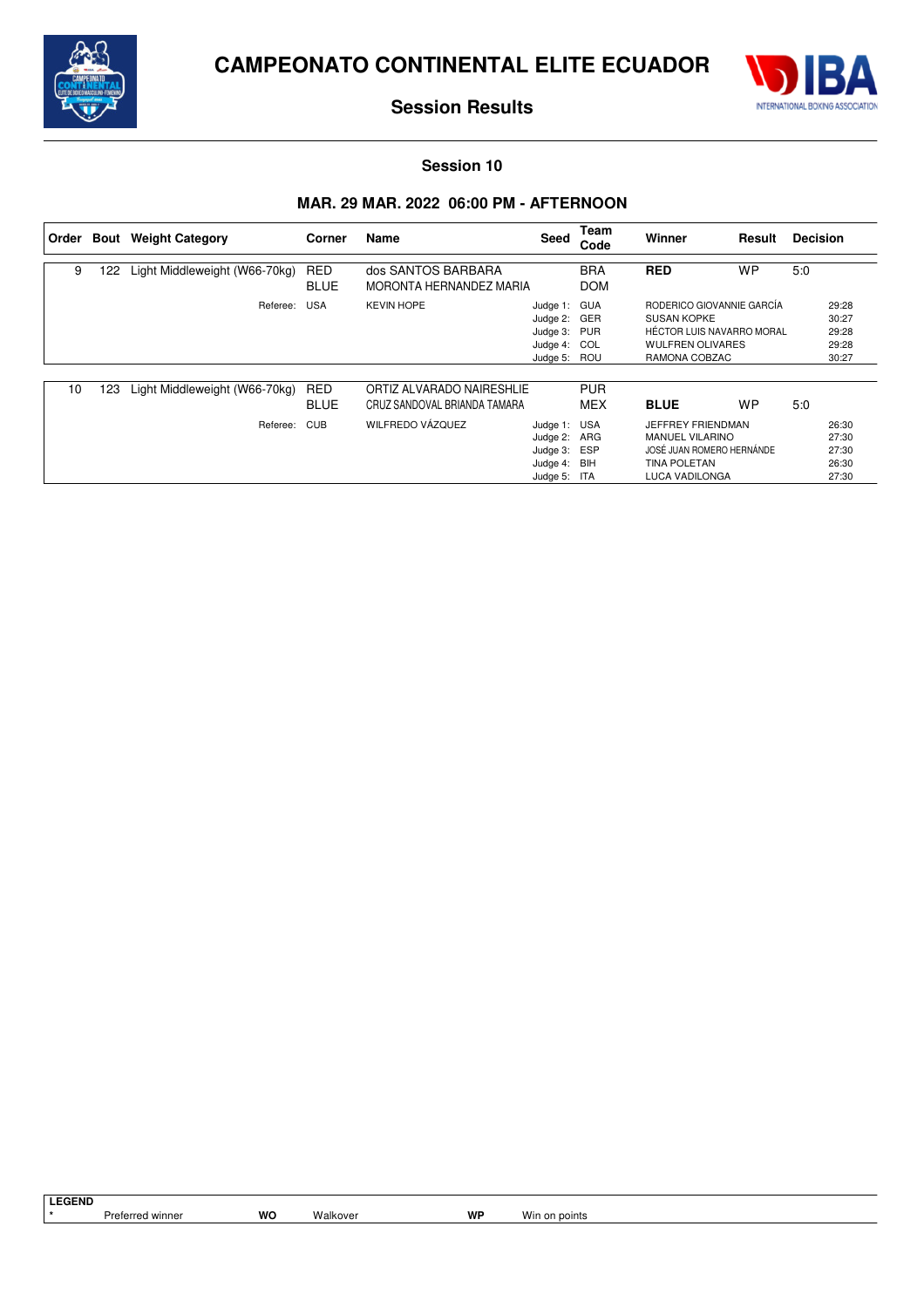# CAMPEONATO CONTINENTAL ELITE ECUADOR

## Session Results

### Session 10

### MAR. 29 MAR. 2022 06:00 PM - AFTERNOON

| Order | Bout | Weight Category | Corner | Name | Seed | Team Code | Winner | Result | Decision |
|---|---|---|---|---|---|---|---|---|---|
| 9 | 122 | Light Middleweight (W66-70kg) | RED | dos SANTOS BARBARA | | BRA | **RED** | WP | 5:0 |
| | | | BLUE | MORONTA HERNANDEZ MARIA | | DOM | | | |
| | | Referee: | USA | KEVIN HOPE | Judge 1: | GUA | RODERICO GIOVANNIE GARCÍA | | 29:28 |
| | | | | | Judge 2: | GER | SUSAN KOPKE | | 30:27 |
| | | | | | Judge 3: | PUR | HÉCTOR LUIS NAVARRO MORAL | | 29:28 |
| | | | | | Judge 4: | COL | WULFREN OLIVARES | | 29:28 |
| | | | | | Judge 5: | ROU | RAMONA COBZAC | | 30:27 |
| 10 | 123 | Light Middleweight (W66-70kg) | RED | ORTIZ ALVARADO NAIRESHLIE | | PUR | | | |
| | | | BLUE | CRUZ SANDOVAL BRIANDA TAMARA | | MEX | **BLUE** | WP | 5:0 |
| | | Referee: | CUB | WILFREDO VÁZQUEZ | Judge 1: | USA | JEFFREY FRIENDMAN | | 26:30 |
| | | | | | Judge 2: | ARG | MANUEL VILARINO | | 27:30 |
| | | | | | Judge 3: | ESP | JOSÉ JUAN ROMERO HERNÁNDE | | 27:30 |
| | | | | | Judge 4: | BIH | TINA POLETAN | | 26:30 |
| | | | | | Judge 5: | ITA | LUCA VADILONGA | | 27:30 |

**LEGEND**

| * | Preferred winner | WO | Walkover | WP | Win on points |
|---|---|---|---|---|---|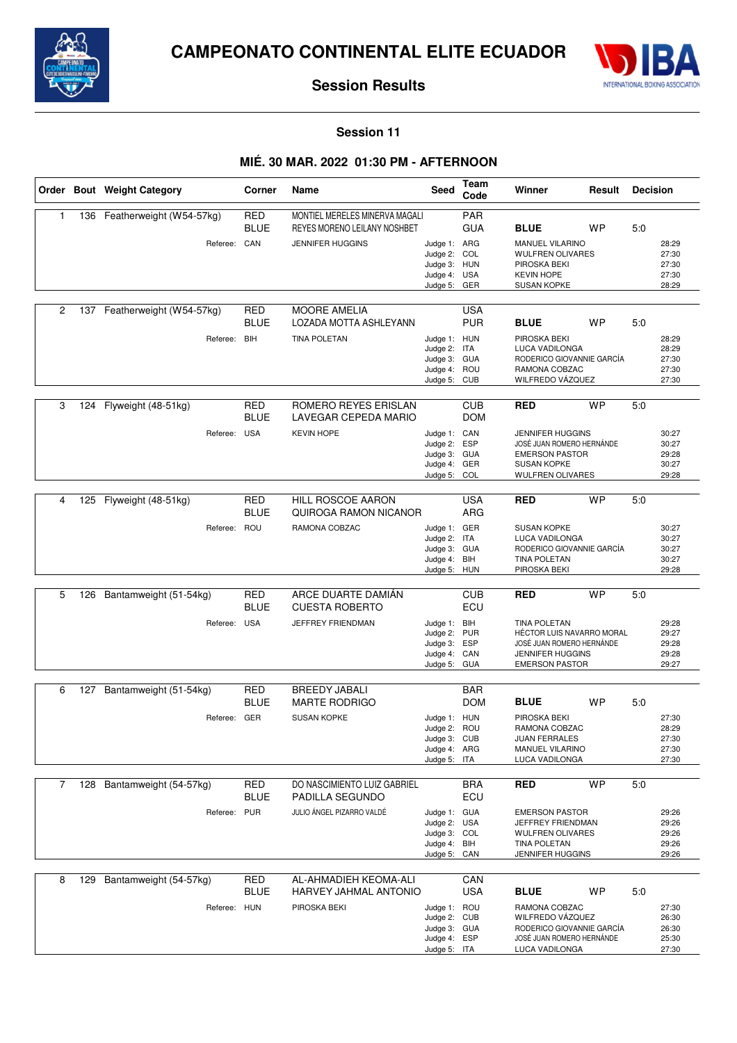# CAMPEONATO CONTINENTAL ELITE ECUADOR

## Session Results

### Session 11

### MIÉ. 30 MAR. 2022 01:30 PM - AFTERNOON

| Order | Bout | Weight Category | Corner | Name | Seed | Team Code | Winner | Result | Decision | |
|---|---|---|---|---|---|---|---|---|---|---|
| 1 | 136 | Featherweight (W54-57kg) | RED | MONTIEL MERELES MINERVA MAGALI | | PAR | | | | |
| | | | BLUE | REYES MORENO LEILANY NOSHBET | | GUA | **BLUE** | WP | 5:0 | |
| | | Referee: | CAN | JENNIFER HUGGINS | Judge 1: | ARG | MANUEL VILARINO | | | 28:29 |
| | | | | | Judge 2: | COL | WULFREN OLIVARES | | | 27:30 |
| | | | | | Judge 3: | HUN | PIROSKA BEKI | | | 27:30 |
| | | | | | Judge 4: | USA | KEVIN HOPE | | | 27:30 |
| | | | | | Judge 5: | GER | SUSAN KOPKE | | | 28:29 |
| 2 | 137 | Featherweight (W54-57kg) | RED | MOORE AMELIA | | USA | | | | |
| | | | BLUE | LOZADA MOTTA ASHLEYANN | | PUR | **BLUE** | WP | 5:0 | |
| | | Referee: | BIH | TINA POLETAN | Judge 1: | HUN | PIROSKA BEKI | | | 28:29 |
| | | | | | Judge 2: | ITA | LUCA VADILONGA | | | 28:29 |
| | | | | | Judge 3: | GUA | RODERICO GIOVANNIE GARCÍA | | | 27:30 |
| | | | | | Judge 4: | ROU | RAMONA COBZAC | | | 27:30 |
| | | | | | Judge 5: | CUB | WILFREDO VÁZQUEZ | | | 27:30 |
| 3 | 124 | Flyweight (48-51kg) | RED | ROMERO REYES ERISLAN | | CUB | **RED** | WP | 5:0 | |
| | | | BLUE | LAVEGAR CEPEDA MARIO | | DOM | | | | |
| | | Referee: | USA | KEVIN HOPE | Judge 1: | CAN | JENNIFER HUGGINS | | | 30:27 |
| | | | | | Judge 2: | ESP | JOSÉ JUAN ROMERO HERNÁNDE | | | 30:27 |
| | | | | | Judge 3: | GUA | EMERSON PASTOR | | | 29:28 |
| | | | | | Judge 4: | GER | SUSAN KOPKE | | | 30:27 |
| | | | | | Judge 5: | COL | WULFREN OLIVARES | | | 29:28 |
| 4 | 125 | Flyweight (48-51kg) | RED | HILL ROSCOE AARON | | USA | **RED** | WP | 5:0 | |
| | | | BLUE | QUIROGA RAMON NICANOR | | ARG | | | | |
| | | Referee: | ROU | RAMONA COBZAC | Judge 1: | GER | SUSAN KOPKE | | | 30:27 |
| | | | | | Judge 2: | ITA | LUCA VADILONGA | | | 30:27 |
| | | | | | Judge 3: | GUA | RODERICO GIOVANNIE GARCÍA | | | 30:27 |
| | | | | | Judge 4: | BIH | TINA POLETAN | | | 30:27 |
| | | | | | Judge 5: | HUN | PIROSKA BEKI | | | 29:28 |
| 5 | 126 | Bantamweight (51-54kg) | RED | ARCE DUARTE DAMIÁN | | CUB | **RED** | WP | 5:0 | |
| | | | BLUE | CUESTA ROBERTO | | ECU | | | | |
| | | Referee: | USA | JEFFREY FRIENDMAN | Judge 1: | BIH | TINA POLETAN | | | 29:28 |
| | | | | | Judge 2: | PUR | HÉCTOR LUIS NAVARRO MORAL | | | 29:27 |
| | | | | | Judge 3: | ESP | JOSÉ JUAN ROMERO HERNÁNDE | | | 29:28 |
| | | | | | Judge 4: | CAN | JENNIFER HUGGINS | | | 29:28 |
| | | | | | Judge 5: | GUA | EMERSON PASTOR | | | 29:27 |
| 6 | 127 | Bantamweight (51-54kg) | RED | BREEDY JABALI | | BAR | | | | |
| | | | BLUE | MARTE RODRIGO | | DOM | **BLUE** | WP | 5:0 | |
| | | Referee: | GER | SUSAN KOPKE | Judge 1: | HUN | PIROSKA BEKI | | | 27:30 |
| | | | | | Judge 2: | ROU | RAMONA COBZAC | | | 28:29 |
| | | | | | Judge 3: | CUB | JUAN FERRALES | | | 27:30 |
| | | | | | Judge 4: | ARG | MANUEL VILARINO | | | 27:30 |
| | | | | | Judge 5: | ITA | LUCA VADILONGA | | | 27:30 |
| 7 | 128 | Bantamweight (54-57kg) | RED | DO NASCIMIENTO LUIZ GABRIEL | | BRA | **RED** | WP | 5:0 | |
| | | | BLUE | PADILLA SEGUNDO | | ECU | | | | |
| | | Referee: | PUR | JULIO ÁNGEL PIZARRO VALDÉ | Judge 1: | GUA | EMERSON PASTOR | | | 29:26 |
| | | | | | Judge 2: | USA | JEFFREY FRIENDMAN | | | 29:26 |
| | | | | | Judge 3: | COL | WULFREN OLIVARES | | | 29:26 |
| | | | | | Judge 4: | BIH | TINA POLETAN | | | 29:26 |
| | | | | | Judge 5: | CAN | JENNIFER HUGGINS | | | 29:26 |
| 8 | 129 | Bantamweight (54-57kg) | RED | AL-AHMADIEH KEOMA-ALI | | CAN | | | | |
| | | | BLUE | HARVEY JAHMAL ANTONIO | | USA | **BLUE** | WP | 5:0 | |
| | | Referee: | HUN | PIROSKA BEKI | Judge 1: | ROU | RAMONA COBZAC | | | 27:30 |
| | | | | | Judge 2: | CUB | WILFREDO VÁZQUEZ | | | 26:30 |
| | | | | | Judge 3: | GUA | RODERICO GIOVANNIE GARCÍA | | | 26:30 |
| | | | | | Judge 4: | ESP | JOSÉ JUAN ROMERO HERNÁNDE | | | 25:30 |
| | | | | | Judge 5: | ITA | LUCA VADILONGA | | | 27:30 |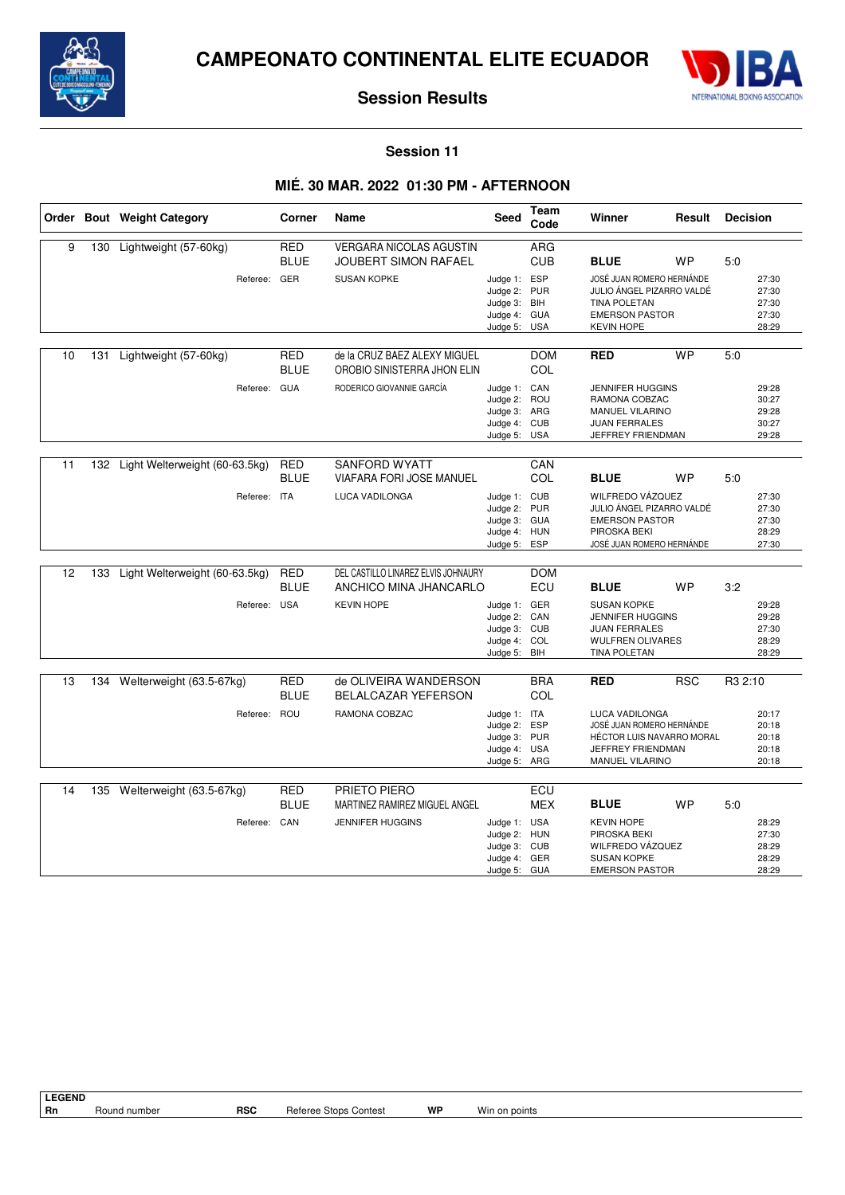# CAMPEONATO CONTINENTAL ELITE ECUADOR

## Session Results

### Session 11

### MIÉ. 30 MAR. 2022 01:30 PM - AFTERNOON

| Order | Bout | Weight Category | Corner | Name | Seed | Team Code | Winner | Result | Decision |
|---|---|---|---|---|---|---|---|---|---|
| 9 | 130 | Lightweight (57-60kg) | RED | VERGARA NICOLAS AGUSTIN | | ARG | | | |
| | | | BLUE | JOUBERT SIMON RAFAEL | | CUB | **BLUE** | WP | 5:0 |
| | | Referee: | GER | SUSAN KOPKE | Judge 1: | ESP | JOSÉ JUAN ROMERO HERNÁNDE | | 27:30 |
| | | | | | Judge 2: | PUR | JULIO ÁNGEL PIZARRO VALDÉ | | 27:30 |
| | | | | | Judge 3: | BIH | TINA POLETAN | | 27:30 |
| | | | | | Judge 4: | GUA | EMERSON PASTOR | | 27:30 |
| | | | | | Judge 5: | USA | KEVIN HOPE | | 28:29 |
| 10 | 131 | Lightweight (57-60kg) | RED | de la CRUZ BAEZ ALEXY MIGUEL | | DOM | **RED** | WP | 5:0 |
| | | | BLUE | OROBIO SINISTERRA JHON ELIN | | COL | | | |
| | | Referee: | GUA | RODERICO GIOVANNIE GARCÍA | Judge 1: | CAN | JENNIFER HUGGINS | | 29:28 |
| | | | | | Judge 2: | ROU | RAMONA COBZAC | | 30:27 |
| | | | | | Judge 3: | ARG | MANUEL VILARINO | | 29:28 |
| | | | | | Judge 4: | CUB | JUAN FERRALES | | 30:27 |
| | | | | | Judge 5: | USA | JEFFREY FRIENDMAN | | 29:28 |
| 11 | 132 | Light Welterweight (60-63.5kg) | RED | SANFORD WYATT | | CAN | | | |
| | | | BLUE | VIAFARA FORI JOSE MANUEL | | COL | **BLUE** | WP | 5:0 |
| | | Referee: | ITA | LUCA VADILONGA | Judge 1: | CUB | WILFREDO VÁZQUEZ | | 27:30 |
| | | | | | Judge 2: | PUR | JULIO ÁNGEL PIZARRO VALDÉ | | 27:30 |
| | | | | | Judge 3: | GUA | EMERSON PASTOR | | 27:30 |
| | | | | | Judge 4: | HUN | PIROSKA BEKI | | 28:29 |
| | | | | | Judge 5: | ESP | JOSÉ JUAN ROMERO HERNÁNDE | | 27:30 |
| 12 | 133 | Light Welterweight (60-63.5kg) | RED | DEL CASTILLO LINAREZ ELVIS JOHNAURY | | DOM | | | |
| | | | BLUE | ANCHICO MINA JHANCARLO | | ECU | **BLUE** | WP | 3:2 |
| | | Referee: | USA | KEVIN HOPE | Judge 1: | GER | SUSAN KOPKE | | 29:28 |
| | | | | | Judge 2: | CAN | JENNIFER HUGGINS | | 29:28 |
| | | | | | Judge 3: | CUB | JUAN FERRALES | | 27:30 |
| | | | | | Judge 4: | COL | WULFREN OLIVARES | | 28:29 |
| | | | | | Judge 5: | BIH | TINA POLETAN | | 28:29 |
| 13 | 134 | Welterweight (63.5-67kg) | RED | de OLIVEIRA WANDERSON | | BRA | **RED** | RSC | R3 2:10 |
| | | | BLUE | BELALCAZAR YEFERSON | | COL | | | |
| | | Referee: | ROU | RAMONA COBZAC | Judge 1: | ITA | LUCA VADILONGA | | 20:17 |
| | | | | | Judge 2: | ESP | JOSÉ JUAN ROMERO HERNÁNDE | | 20:18 |
| | | | | | Judge 3: | PUR | HÉCTOR LUIS NAVARRO MORAL | | 20:18 |
| | | | | | Judge 4: | USA | JEFFREY FRIENDMAN | | 20:18 |
| | | | | | Judge 5: | ARG | MANUEL VILARINO | | 20:18 |
| 14 | 135 | Welterweight (63.5-67kg) | RED | PRIETO PIERO | | ECU | | | |
| | | | BLUE | MARTINEZ RAMIREZ MIGUEL ANGEL | | MEX | **BLUE** | WP | 5:0 |
| | | Referee: | CAN | JENNIFER HUGGINS | Judge 1: | USA | KEVIN HOPE | | 28:29 |
| | | | | | Judge 2: | HUN | PIROSKA BEKI | | 27:30 |
| | | | | | Judge 3: | CUB | WILFREDO VÁZQUEZ | | 28:29 |
| | | | | | Judge 4: | GER | SUSAN KOPKE | | 28:29 |
| | | | | | Judge 5: | GUA | EMERSON PASTOR | | 28:29 |

**LEGEND**

| | | | | | |
|---|---|---|---|---|---|
| **Rn** | Round number | **RSC** | Referee Stops Contest | **WP** | Win on points |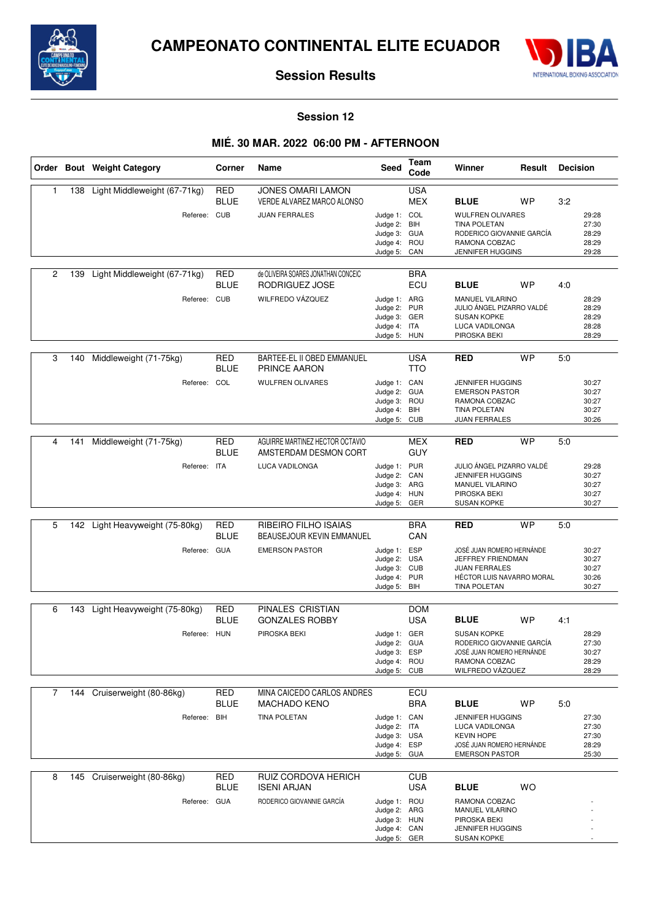# CAMPEONATO CONTINENTAL ELITE ECUADOR

## Session Results

### Session 12

### MIÉ. 30 MAR. 2022 06:00 PM - AFTERNOON

| Order | Bout | Weight Category | Corner | Name | Seed | Team Code | Winner | Result | Decision |
|---|---|---|---|---|---|---|---|---|---|
| 1 | 138 | Light Middleweight (67-71kg) | RED | JONES OMARI LAMON | | USA | | | |
| | | | BLUE | VERDE ALVAREZ MARCO ALONSO | | MEX | **BLUE** | WP | 3:2 |
| | | Referee: | CUB | JUAN FERRALES | Judge 1: | COL | WULFREN OLIVARES | | 29:28 |
| | | | | | Judge 2: | BIH | TINA POLETAN | | 27:30 |
| | | | | | Judge 3: | GUA | RODERICO GIOVANNIE GARCÍA | | 28:29 |
| | | | | | Judge 4: | ROU | RAMONA COBZAC | | 28:29 |
| | | | | | Judge 5: | CAN | JENNIFER HUGGINS | | 29:28 |
| 2 | 139 | Light Middleweight (67-71kg) | RED | de OLIVEIRA SOARES JONATHAN CONCEIC | | BRA | | | |
| | | | BLUE | RODRIGUEZ JOSE | | ECU | **BLUE** | WP | 4:0 |
| | | Referee: | CUB | WILFREDO VÁZQUEZ | Judge 1: | ARG | MANUEL VILARINO | | 28:29 |
| | | | | | Judge 2: | PUR | JULIO ÁNGEL PIZARRO VALDÉ | | 28:29 |
| | | | | | Judge 3: | GER | SUSAN KOPKE | | 28:29 |
| | | | | | Judge 4: | ITA | LUCA VADILONGA | | 28:28 |
| | | | | | Judge 5: | HUN | PIROSKA BEKI | | 28:29 |
| 3 | 140 | Middleweight (71-75kg) | RED | BARTEE-EL II OBED EMMANUEL | | USA | **RED** | WP | 5:0 |
| | | | BLUE | PRINCE AARON | | TTO | | | |
| | | Referee: | COL | WULFREN OLIVARES | Judge 1: | CAN | JENNIFER HUGGINS | | 30:27 |
| | | | | | Judge 2: | GUA | EMERSON PASTOR | | 30:27 |
| | | | | | Judge 3: | ROU | RAMONA COBZAC | | 30:27 |
| | | | | | Judge 4: | BIH | TINA POLETAN | | 30:27 |
| | | | | | Judge 5: | CUB | JUAN FERRALES | | 30:26 |
| 4 | 141 | Middleweight (71-75kg) | RED | AGUIRRE MARTINEZ HECTOR OCTAVIO | | MEX | **RED** | WP | 5:0 |
| | | | BLUE | AMSTERDAM DESMON CORT | | GUY | | | |
| | | Referee: | ITA | LUCA VADILONGA | Judge 1: | PUR | JULIO ÁNGEL PIZARRO VALDÉ | | 29:28 |
| | | | | | Judge 2: | CAN | JENNIFER HUGGINS | | 30:27 |
| | | | | | Judge 3: | ARG | MANUEL VILARINO | | 30:27 |
| | | | | | Judge 4: | HUN | PIROSKA BEKI | | 30:27 |
| | | | | | Judge 5: | GER | SUSAN KOPKE | | 30:27 |
| 5 | 142 | Light Heavyweight (75-80kg) | RED | RIBEIRO FILHO ISAIAS | | BRA | **RED** | WP | 5:0 |
| | | | BLUE | BEAUSEJOUR KEVIN EMMANUEL | | CAN | | | |
| | | Referee: | GUA | EMERSON PASTOR | Judge 1: | ESP | JOSÉ JUAN ROMERO HERNÁNDE | | 30:27 |
| | | | | | Judge 2: | USA | JEFFREY FRIENDMAN | | 30:27 |
| | | | | | Judge 3: | CUB | JUAN FERRALES | | 30:27 |
| | | | | | Judge 4: | PUR | HÉCTOR LUIS NAVARRO MORAL | | 30:26 |
| | | | | | Judge 5: | BIH | TINA POLETAN | | 30:27 |
| 6 | 143 | Light Heavyweight (75-80kg) | RED | PINALES CRISTIAN | | DOM | | | |
| | | | BLUE | GONZALES ROBBY | | USA | **BLUE** | WP | 4:1 |
| | | Referee: | HUN | PIROSKA BEKI | Judge 1: | GER | SUSAN KOPKE | | 28:29 |
| | | | | | Judge 2: | GUA | RODERICO GIOVANNIE GARCÍA | | 27:30 |
| | | | | | Judge 3: | ESP | JOSÉ JUAN ROMERO HERNÁNDE | | 30:27 |
| | | | | | Judge 4: | ROU | RAMONA COBZAC | | 28:29 |
| | | | | | Judge 5: | CUB | WILFREDO VÁZQUEZ | | 28:29 |
| 7 | 144 | Cruiserweight (80-86kg) | RED | MINA CAICEDO CARLOS ANDRES | | ECU | | | |
| | | | BLUE | MACHADO KENO | | BRA | **BLUE** | WP | 5:0 |
| | | Referee: | BIH | TINA POLETAN | Judge 1: | CAN | JENNIFER HUGGINS | | 27:30 |
| | | | | | Judge 2: | ITA | LUCA VADILONGA | | 27:30 |
| | | | | | Judge 3: | USA | KEVIN HOPE | | 27:30 |
| | | | | | Judge 4: | ESP | JOSÉ JUAN ROMERO HERNÁNDE | | 28:29 |
| | | | | | Judge 5: | GUA | EMERSON PASTOR | | 25:30 |
| 8 | 145 | Cruiserweight (80-86kg) | RED | RUIZ CORDOVA HERICH | | CUB | | | |
| | | | BLUE | ISENI ARJAN | | USA | **BLUE** | WO | |
| | | Referee: | GUA | RODERICO GIOVANNIE GARCÍA | Judge 1: | ROU | RAMONA COBZAC | | - |
| | | | | | Judge 2: | ARG | MANUEL VILARINO | | - |
| | | | | | Judge 3: | HUN | PIROSKA BEKI | | - |
| | | | | | Judge 4: | CAN | JENNIFER HUGGINS | | - |
| | | | | | Judge 5: | GER | SUSAN KOPKE | | - |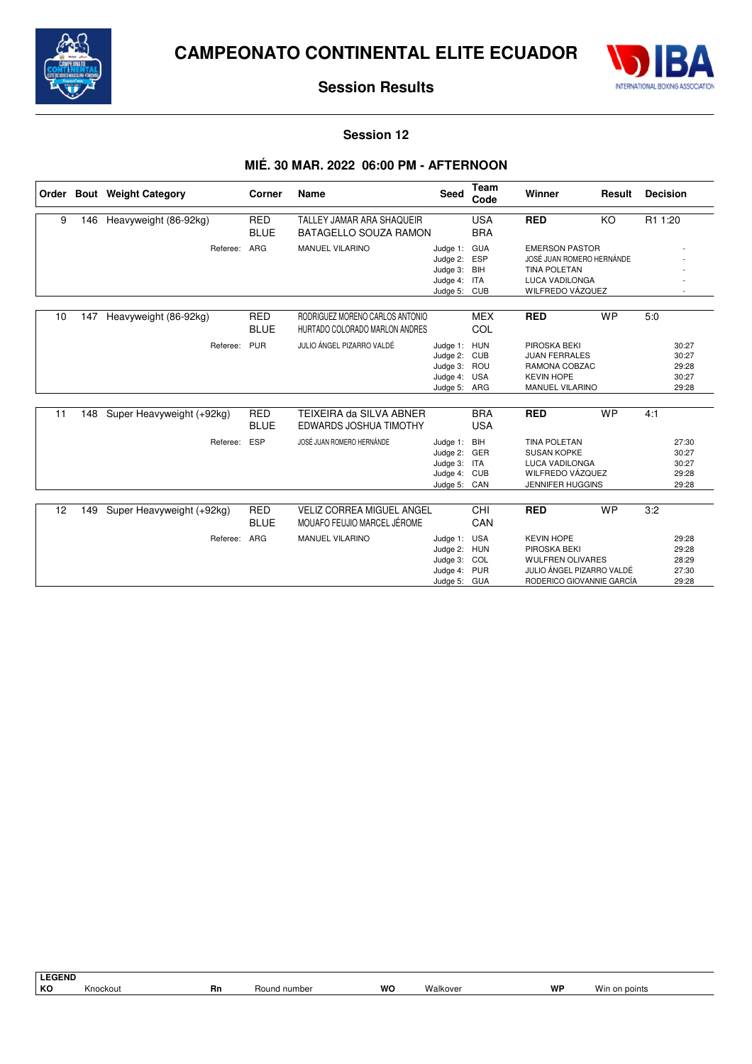# CAMPEONATO CONTINENTAL ELITE ECUADOR

## Session Results

### Session 12

### MIÉ. 30 MAR. 2022 06:00 PM - AFTERNOON

| Order | Bout | Weight Category | Corner | Name | Seed | Team Code | Winner | Result | Decision |
|---|---|---|---|---|---|---|---|---|---|
| 9 | 146 | Heavyweight (86-92kg) | RED | TALLEY JAMAR ARA SHAQUEIR | | USA | **RED** | KO | R1 1:20 |
| | | | BLUE | BATAGELLO SOUZA RAMON | | BRA | | | |
| | | Referee: | ARG | MANUEL VILARINO | Judge 1: | GUA | EMERSON PASTOR | | - |
| | | | | | Judge 2: | ESP | JOSÉ JUAN ROMERO HERNÁNDE | | - |
| | | | | | Judge 3: | BIH | TINA POLETAN | | - |
| | | | | | Judge 4: | ITA | LUCA VADILONGA | | - |
| | | | | | Judge 5: | CUB | WILFREDO VÁZQUEZ | | - |
| 10 | 147 | Heavyweight (86-92kg) | RED | RODRIGUEZ MORENO CARLOS ANTONIO | | MEX | **RED** | WP | 5:0 |
| | | | BLUE | HURTADO COLORADO MARLON ANDRES | | COL | | | |
| | | Referee: | PUR | JULIO ÁNGEL PIZARRO VALDÉ | Judge 1: | HUN | PIROSKA BEKI | | 30:27 |
| | | | | | Judge 2: | CUB | JUAN FERRALES | | 30:27 |
| | | | | | Judge 3: | ROU | RAMONA COBZAC | | 29:28 |
| | | | | | Judge 4: | USA | KEVIN HOPE | | 30:27 |
| | | | | | Judge 5: | ARG | MANUEL VILARINO | | 29:28 |
| 11 | 148 | Super Heavyweight (+92kg) | RED | TEIXEIRA da SILVA ABNER | | BRA | **RED** | WP | 4:1 |
| | | | BLUE | EDWARDS JOSHUA TIMOTHY | | USA | | | |
| | | Referee: | ESP | JOSÉ JUAN ROMERO HERNÁNDE | Judge 1: | BIH | TINA POLETAN | | 27:30 |
| | | | | | Judge 2: | GER | SUSAN KOPKE | | 30:27 |
| | | | | | Judge 3: | ITA | LUCA VADILONGA | | 30:27 |
| | | | | | Judge 4: | CUB | WILFREDO VÁZQUEZ | | 29:28 |
| | | | | | Judge 5: | CAN | JENNIFER HUGGINS | | 29:28 |
| 12 | 149 | Super Heavyweight (+92kg) | RED | VELIZ CORREA MIGUEL ANGEL | | CHI | **RED** | WP | 3:2 |
| | | | BLUE | MOUAFO FEUJIO MARCEL JÉROME | | CAN | | | |
| | | Referee: | ARG | MANUEL VILARINO | Judge 1: | USA | KEVIN HOPE | | 29:28 |
| | | | | | Judge 2: | HUN | PIROSKA BEKI | | 29:28 |
| | | | | | Judge 3: | COL | WULFREN OLIVARES | | 28:29 |
| | | | | | Judge 4: | PUR | JULIO ÁNGEL PIZARRO VALDÉ | | 27:30 |
| | | | | | Judge 5: | GUA | RODERICO GIOVANNIE GARCÍA | | 29:28 |

| LEGEND | | | | | | | |
|---|---|---|---|---|---|---|---|
| KO | Knockout | Rn | Round number | WO | Walkover | WP | Win on points |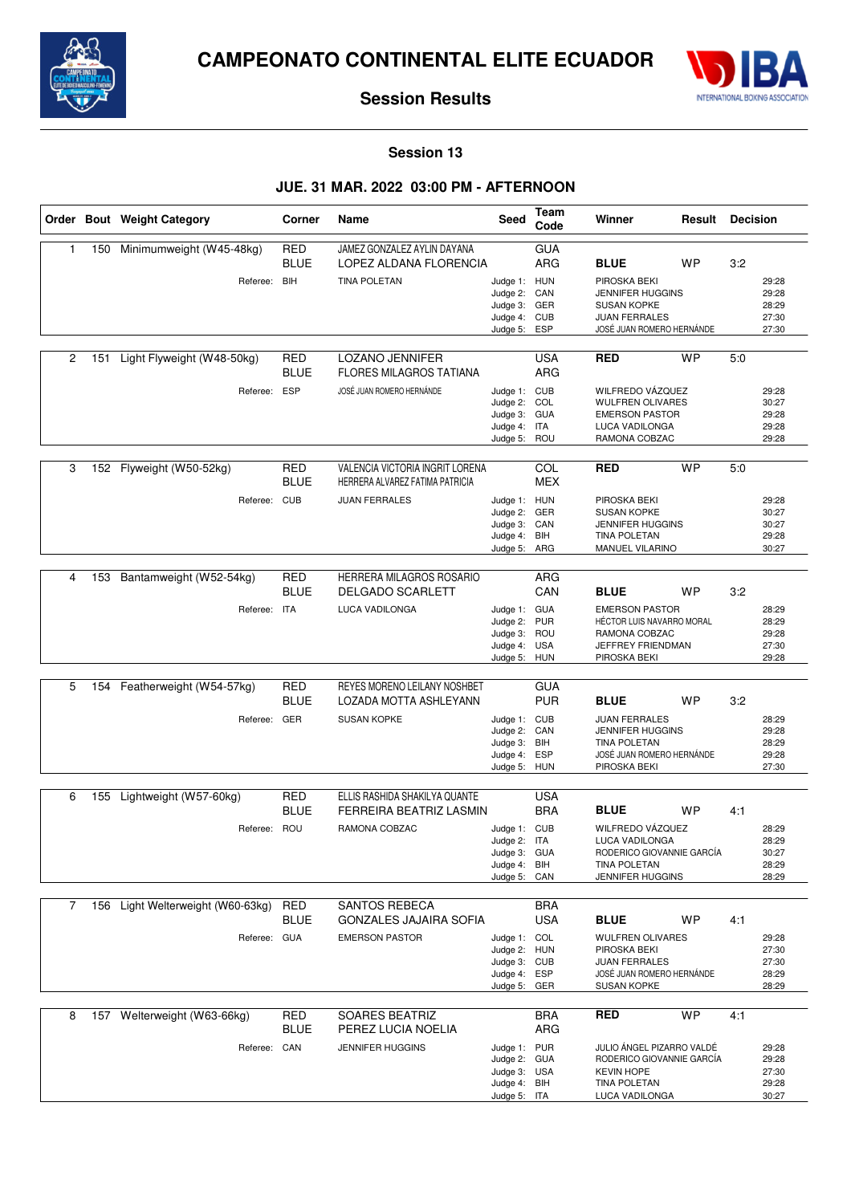# CAMPEONATO CONTINENTAL ELITE ECUADOR

## Session Results

### Session 13

### JUE. 31 MAR. 2022 03:00 PM - AFTERNOON

| Order | Bout | Weight Category | Corner | Name | Seed | Team Code | Winner | Result | Decision |
|---|---|---|---|---|---|---|---|---|---|
| 1 | 150 | Minimumweight (W45-48kg) | RED | JAMEZ GONZALEZ AYLIN DAYANA | | GUA | | | |
| | | | BLUE | LOPEZ ALDANA FLORENCIA | | ARG | **BLUE** | WP | 3:2 |
| | | Referee: | BIH | TINA POLETAN | Judge 1: | HUN | PIROSKA BEKI | | 29:28 |
| | | | | | Judge 2: | CAN | JENNIFER HUGGINS | | 29:28 |
| | | | | | Judge 3: | GER | SUSAN KOPKE | | 28:29 |
| | | | | | Judge 4: | CUB | JUAN FERRALES | | 27:30 |
| | | | | | Judge 5: | ESP | JOSÉ JUAN ROMERO HERNÁNDE | | 27:30 |
| 2 | 151 | Light Flyweight (W48-50kg) | RED | LOZANO JENNIFER | | USA | **RED** | WP | 5:0 |
| | | | BLUE | FLORES MILAGROS TATIANA | | ARG | | | |
| | | Referee: | ESP | JOSÉ JUAN ROMERO HERNÁNDE | Judge 1: | CUB | WILFREDO VÁZQUEZ | | 29:28 |
| | | | | | Judge 2: | COL | WULFREN OLIVARES | | 30:27 |
| | | | | | Judge 3: | GUA | EMERSON PASTOR | | 29:28 |
| | | | | | Judge 4: | ITA | LUCA VADILONGA | | 29:28 |
| | | | | | Judge 5: | ROU | RAMONA COBZAC | | 29:28 |
| 3 | 152 | Flyweight (W50-52kg) | RED | VALENCIA VICTORIA INGRIT LORENA | | COL | **RED** | WP | 5:0 |
| | | | BLUE | HERRERA ALVAREZ FATIMA PATRICIA | | MEX | | | |
| | | Referee: | CUB | JUAN FERRALES | Judge 1: | HUN | PIROSKA BEKI | | 29:28 |
| | | | | | Judge 2: | GER | SUSAN KOPKE | | 30:27 |
| | | | | | Judge 3: | CAN | JENNIFER HUGGINS | | 30:27 |
| | | | | | Judge 4: | BIH | TINA POLETAN | | 29:28 |
| | | | | | Judge 5: | ARG | MANUEL VILARINO | | 30:27 |
| 4 | 153 | Bantamweight (W52-54kg) | RED | HERRERA MILAGROS ROSARIO | | ARG | | | |
| | | | BLUE | DELGADO SCARLETT | | CAN | **BLUE** | WP | 3:2 |
| | | Referee: | ITA | LUCA VADILONGA | Judge 1: | GUA | EMERSON PASTOR | | 28:29 |
| | | | | | Judge 2: | PUR | HÉCTOR LUIS NAVARRO MORAL | | 28:29 |
| | | | | | Judge 3: | ROU | RAMONA COBZAC | | 29:28 |
| | | | | | Judge 4: | USA | JEFFREY FRIENDMAN | | 27:30 |
| | | | | | Judge 5: | HUN | PIROSKA BEKI | | 29:28 |
| 5 | 154 | Featherweight (W54-57kg) | RED | REYES MORENO LEILANY NOSHBET | | GUA | | | |
| | | | BLUE | LOZADA MOTTA ASHLEYANN | | PUR | **BLUE** | WP | 3:2 |
| | | Referee: | GER | SUSAN KOPKE | Judge 1: | CUB | JUAN FERRALES | | 28:29 |
| | | | | | Judge 2: | CAN | JENNIFER HUGGINS | | 29:28 |
| | | | | | Judge 3: | BIH | TINA POLETAN | | 28:29 |
| | | | | | Judge 4: | ESP | JOSÉ JUAN ROMERO HERNÁNDE | | 29:28 |
| | | | | | Judge 5: | HUN | PIROSKA BEKI | | 27:30 |
| 6 | 155 | Lightweight (W57-60kg) | RED | ELLIS RASHIDA SHAKILYA QUANTE | | USA | | | |
| | | | BLUE | FERREIRA BEATRIZ LASMIN | | BRA | **BLUE** | WP | 4:1 |
| | | Referee: | ROU | RAMONA COBZAC | Judge 1: | CUB | WILFREDO VÁZQUEZ | | 28:29 |
| | | | | | Judge 2: | ITA | LUCA VADILONGA | | 28:29 |
| | | | | | Judge 3: | GUA | RODERICO GIOVANNIE GARCÍA | | 30:27 |
| | | | | | Judge 4: | BIH | TINA POLETAN | | 28:29 |
| | | | | | Judge 5: | CAN | JENNIFER HUGGINS | | 28:29 |
| 7 | 156 | Light Welterweight (W60-63kg) | RED | SANTOS REBECA | | BRA | | | |
| | | | BLUE | GONZALES JAJAIRA SOFIA | | USA | **BLUE** | WP | 4:1 |
| | | Referee: | GUA | EMERSON PASTOR | Judge 1: | COL | WULFREN OLIVARES | | 29:28 |
| | | | | | Judge 2: | HUN | PIROSKA BEKI | | 27:30 |
| | | | | | Judge 3: | CUB | JUAN FERRALES | | 27:30 |
| | | | | | Judge 4: | ESP | JOSÉ JUAN ROMERO HERNÁNDE | | 28:29 |
| | | | | | Judge 5: | GER | SUSAN KOPKE | | 28:29 |
| 8 | 157 | Welterweight (W63-66kg) | RED | SOARES BEATRIZ | | BRA | **RED** | WP | 4:1 |
| | | | BLUE | PEREZ LUCIA NOELIA | | ARG | | | |
| | | Referee: | CAN | JENNIFER HUGGINS | Judge 1: | PUR | JULIO ÁNGEL PIZARRO VALDÉ | | 29:28 |
| | | | | | Judge 2: | GUA | RODERICO GIOVANNIE GARCÍA | | 29:28 |
| | | | | | Judge 3: | USA | KEVIN HOPE | | 27:30 |
| | | | | | Judge 4: | BIH | TINA POLETAN | | 29:28 |
| | | | | | Judge 5: | ITA | LUCA VADILONGA | | 30:27 |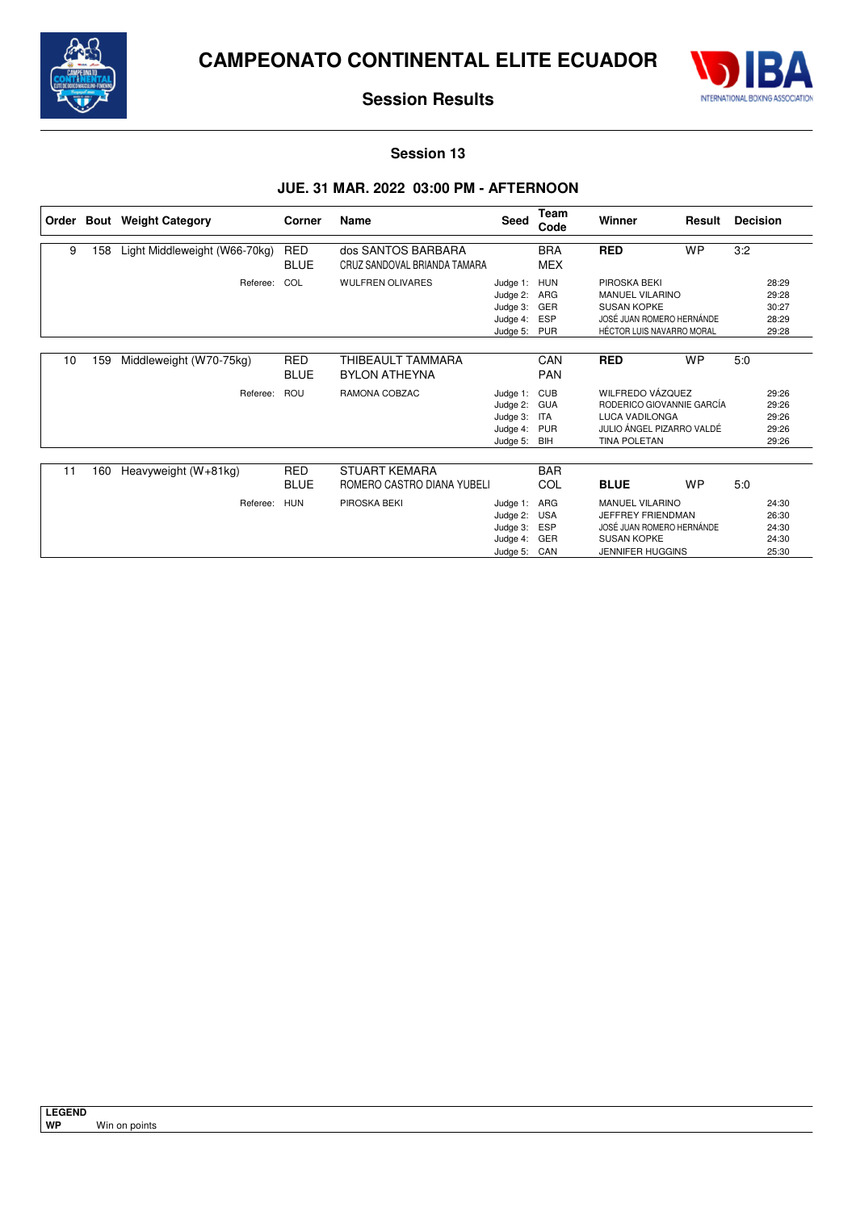# CAMPEONATO CONTINENTAL ELITE ECUADOR

## Session Results

### Session 13

### JUE. 31 MAR. 2022 03:00 PM - AFTERNOON

| Order | Bout | Weight Category | Corner | Name | Seed | Team Code | Winner | Result | Decision |
|---|---|---|---|---|---|---|---|---|---|
| 9 | 158 | Light Middleweight (W66-70kg) | RED | dos SANTOS BARBARA | | BRA | **RED** | WP | 3:2 |
| | | | BLUE | CRUZ SANDOVAL BRIANDA TAMARA | | MEX | | | |
| | | Referee: | COL | WULFREN OLIVARES | Judge 1: | HUN | PIROSKA BEKI | | 28:29 |
| | | | | | Judge 2: | ARG | MANUEL VILARINO | | 29:28 |
| | | | | | Judge 3: | GER | SUSAN KOPKE | | 30:27 |
| | | | | | Judge 4: | ESP | JOSÉ JUAN ROMERO HERNÁNDE | | 28:29 |
| | | | | | Judge 5: | PUR | HÉCTOR LUIS NAVARRO MORAL | | 29:28 |
| 10 | 159 | Middleweight (W70-75kg) | RED | THIBEAULT TAMMARA | | CAN | **RED** | WP | 5:0 |
| | | | BLUE | BYLON ATHEYNA | | PAN | | | |
| | | Referee: | ROU | RAMONA COBZAC | Judge 1: | CUB | WILFREDO VÁZQUEZ | | 29:26 |
| | | | | | Judge 2: | GUA | RODERICO GIOVANNIE GARCÍA | | 29:26 |
| | | | | | Judge 3: | ITA | LUCA VADILONGA | | 29:26 |
| | | | | | Judge 4: | PUR | JULIO ÁNGEL PIZARRO VALDÉ | | 29:26 |
| | | | | | Judge 5: | BIH | TINA POLETAN | | 29:26 |
| 11 | 160 | Heavyweight (W+81kg) | RED | STUART KEMARA | | BAR | | | |
| | | | BLUE | ROMERO CASTRO DIANA YUBELI | | COL | **BLUE** | WP | 5:0 |
| | | Referee: | HUN | PIROSKA BEKI | Judge 1: | ARG | MANUEL VILARINO | | 24:30 |
| | | | | | Judge 2: | USA | JEFFREY FRIENDMAN | | 26:30 |
| | | | | | Judge 3: | ESP | JOSÉ JUAN ROMERO HERNÁNDE | | 24:30 |
| | | | | | Judge 4: | GER | SUSAN KOPKE | | 24:30 |
| | | | | | Judge 5: | CAN | JENNIFER HUGGINS | | 25:30 |

**LEGEND**

**WP** Win on points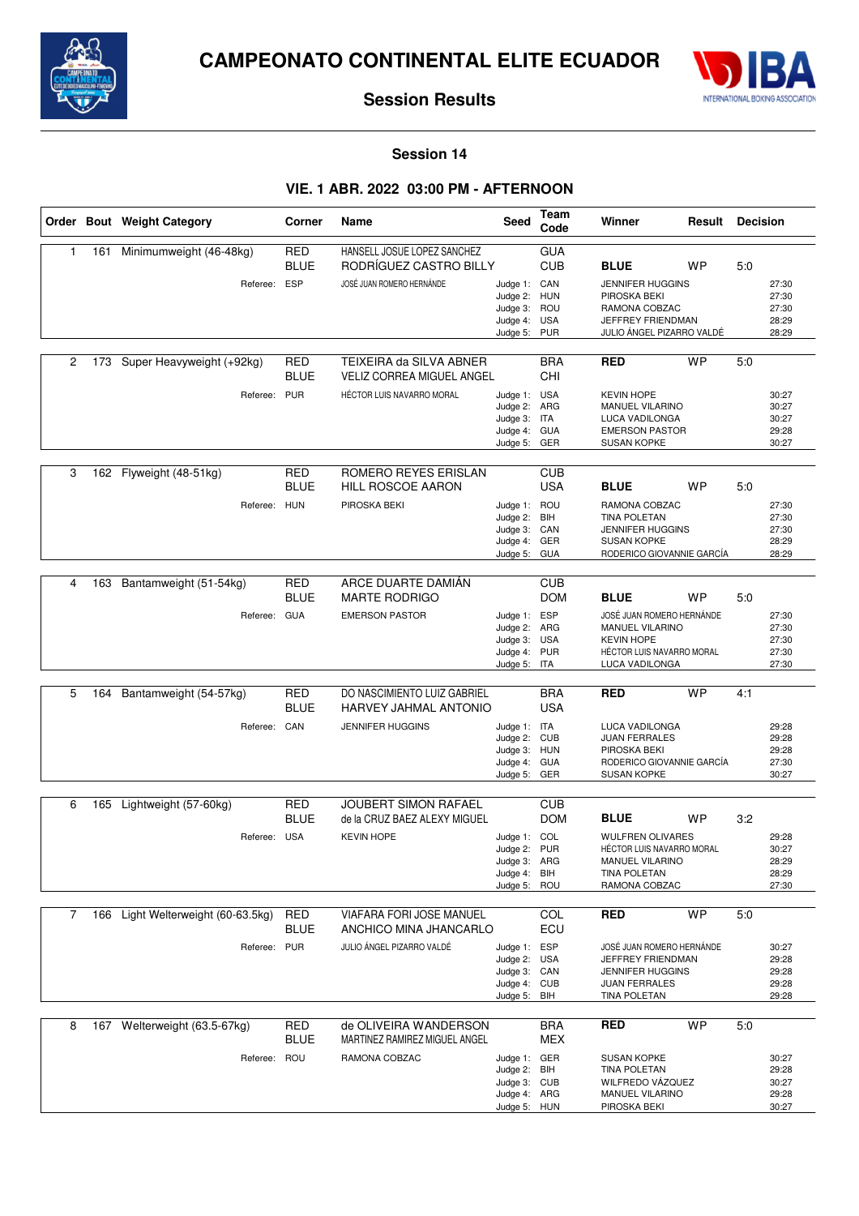# CAMPEONATO CONTINENTAL ELITE ECUADOR

## Session Results

### Session 14

### VIE. 1 ABR. 2022 03:00 PM - AFTERNOON

| Order | Bout | Weight Category | Corner | Name | Seed | Team Code | Winner | Result | Decision |
|---|---|---|---|---|---|---|---|---|---|
| 1 | 161 | Minimumweight (46-48kg) | RED | HANSELL JOSUE LOPEZ SANCHEZ | | GUA | | | |
| | | | BLUE | RODRÍGUEZ CASTRO BILLY | | CUB | BLUE | WP | 5:0 |
| | | Referee: | ESP | JOSÉ JUAN ROMERO HERNÁNDE | Judge 1: | CAN | JENNIFER HUGGINS | | 27:30 |
| | | | | | Judge 2: | HUN | PIROSKA BEKI | | 27:30 |
| | | | | | Judge 3: | ROU | RAMONA COBZAC | | 27:30 |
| | | | | | Judge 4: | USA | JEFFREY FRIENDMAN | | 28:29 |
| | | | | | Judge 5: | PUR | JULIO ÁNGEL PIZARRO VALDÉ | | 28:29 |
| 2 | 173 | Super Heavyweight (+92kg) | RED | TEIXEIRA da SILVA ABNER | | BRA | RED | WP | 5:0 |
| | | | BLUE | VELIZ CORREA MIGUEL ANGEL | | CHI | | | |
| | | Referee: | PUR | HÉCTOR LUIS NAVARRO MORAL | Judge 1: | USA | KEVIN HOPE | | 30:27 |
| | | | | | Judge 2: | ARG | MANUEL VILARINO | | 30:27 |
| | | | | | Judge 3: | ITA | LUCA VADILONGA | | 30:27 |
| | | | | | Judge 4: | GUA | EMERSON PASTOR | | 29:28 |
| | | | | | Judge 5: | GER | SUSAN KOPKE | | 30:27 |
| 3 | 162 | Flyweight (48-51kg) | RED | ROMERO REYES ERISLAN | | CUB | | | |
| | | | BLUE | HILL ROSCOE AARON | | USA | BLUE | WP | 5:0 |
| | | Referee: | HUN | PIROSKA BEKI | Judge 1: | ROU | RAMONA COBZAC | | 27:30 |
| | | | | | Judge 2: | BIH | TINA POLETAN | | 27:30 |
| | | | | | Judge 3: | CAN | JENNIFER HUGGINS | | 27:30 |
| | | | | | Judge 4: | GER | SUSAN KOPKE | | 28:29 |
| | | | | | Judge 5: | GUA | RODERICO GIOVANNIE GARCÍA | | 28:29 |
| 4 | 163 | Bantamweight (51-54kg) | RED | ARCE DUARTE DAMIÁN | | CUB | | | |
| | | | BLUE | MARTE RODRIGO | | DOM | BLUE | WP | 5:0 |
| | | Referee: | GUA | EMERSON PASTOR | Judge 1: | ESP | JOSÉ JUAN ROMERO HERNÁNDE | | 27:30 |
| | | | | | Judge 2: | ARG | MANUEL VILARINO | | 27:30 |
| | | | | | Judge 3: | USA | KEVIN HOPE | | 27:30 |
| | | | | | Judge 4: | PUR | HÉCTOR LUIS NAVARRO MORAL | | 27:30 |
| | | | | | Judge 5: | ITA | LUCA VADILONGA | | 27:30 |
| 5 | 164 | Bantamweight (54-57kg) | RED | DO NASCIMIENTO LUIZ GABRIEL | | BRA | RED | WP | 4:1 |
| | | | BLUE | HARVEY JAHMAL ANTONIO | | USA | | | |
| | | Referee: | CAN | JENNIFER HUGGINS | Judge 1: | ITA | LUCA VADILONGA | | 29:28 |
| | | | | | Judge 2: | CUB | JUAN FERRALES | | 29:28 |
| | | | | | Judge 3: | HUN | PIROSKA BEKI | | 29:28 |
| | | | | | Judge 4: | GUA | RODERICO GIOVANNIE GARCÍA | | 27:30 |
| | | | | | Judge 5: | GER | SUSAN KOPKE | | 30:27 |
| 6 | 165 | Lightweight (57-60kg) | RED | JOUBERT SIMON RAFAEL | | CUB | | | |
| | | | BLUE | de la CRUZ BAEZ ALEXY MIGUEL | | DOM | BLUE | WP | 3:2 |
| | | Referee: | USA | KEVIN HOPE | Judge 1: | COL | WULFREN OLIVARES | | 29:28 |
| | | | | | Judge 2: | PUR | HÉCTOR LUIS NAVARRO MORAL | | 30:27 |
| | | | | | Judge 3: | ARG | MANUEL VILARINO | | 28:29 |
| | | | | | Judge 4: | BIH | TINA POLETAN | | 28:29 |
| | | | | | Judge 5: | ROU | RAMONA COBZAC | | 27:30 |
| 7 | 166 | Light Welterweight (60-63.5kg) | RED | VIAFARA FORI JOSE MANUEL | | COL | RED | WP | 5:0 |
| | | | BLUE | ANCHICO MINA JHANCARLO | | ECU | | | |
| | | Referee: | PUR | JULIO ÁNGEL PIZARRO VALDÉ | Judge 1: | ESP | JOSÉ JUAN ROMERO HERNÁNDE | | 30:27 |
| | | | | | Judge 2: | USA | JEFFREY FRIENDMAN | | 29:28 |
| | | | | | Judge 3: | CAN | JENNIFER HUGGINS | | 29:28 |
| | | | | | Judge 4: | CUB | JUAN FERRALES | | 29:28 |
| | | | | | Judge 5: | BIH | TINA POLETAN | | 29:28 |
| 8 | 167 | Welterweight (63.5-67kg) | RED | de OLIVEIRA WANDERSON | | BRA | RED | WP | 5:0 |
| | | | BLUE | MARTINEZ RAMIREZ MIGUEL ANGEL | | MEX | | | |
| | | Referee: | ROU | RAMONA COBZAC | Judge 1: | GER | SUSAN KOPKE | | 30:27 |
| | | | | | Judge 2: | BIH | TINA POLETAN | | 29:28 |
| | | | | | Judge 3: | CUB | WILFREDO VÁZQUEZ | | 30:27 |
| | | | | | Judge 4: | ARG | MANUEL VILARINO | | 29:28 |
| | | | | | Judge 5: | HUN | PIROSKA BEKI | | 30:27 |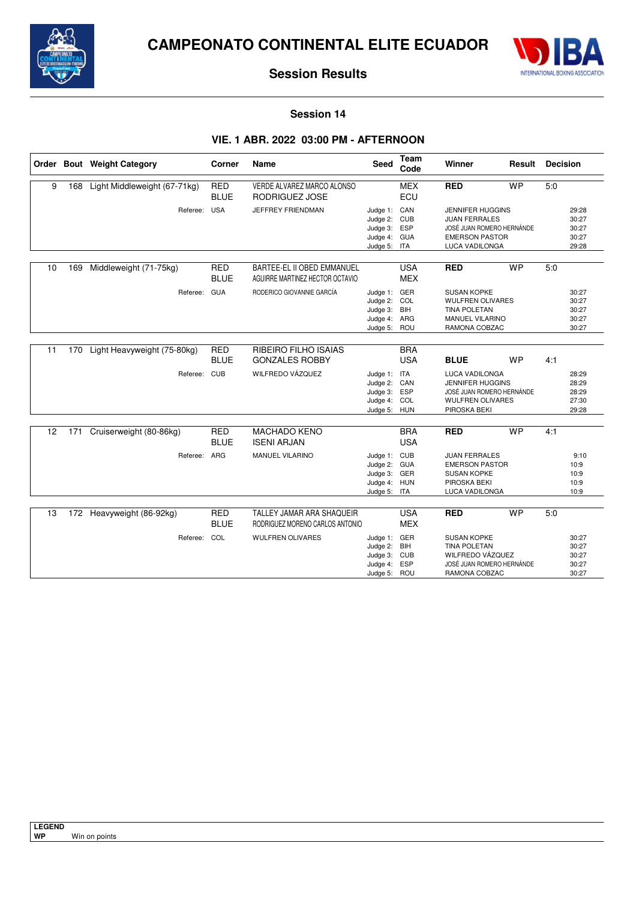# CAMPEONATO CONTINENTAL ELITE ECUADOR

## Session Results

### Session 14

### VIE. 1 ABR. 2022 03:00 PM - AFTERNOON

| Order | Bout | Weight Category | Corner | Name | Seed | Team Code | Winner | Result | Decision |
|---|---|---|---|---|---|---|---|---|---|
| 9 | 168 | Light Middleweight (67-71kg) | RED | VERDE ALVAREZ MARCO ALONSO | | MEX | **RED** | WP | 5:0 |
| | | | BLUE | RODRIGUEZ JOSE | | ECU | | | |
| | | Referee: | USA | JEFFREY FRIENDMAN | Judge 1: | CAN | JENNIFER HUGGINS | | 29:28 |
| | | | | | Judge 2: | CUB | JUAN FERRALES | | 30:27 |
| | | | | | Judge 3: | ESP | JOSÉ JUAN ROMERO HERNÁNDE | | 30:27 |
| | | | | | Judge 4: | GUA | EMERSON PASTOR | | 30:27 |
| | | | | | Judge 5: | ITA | LUCA VADILONGA | | 29:28 |
| 10 | 169 | Middleweight (71-75kg) | RED | BARTEE-EL II OBED EMMANUEL | | USA | **RED** | WP | 5:0 |
| | | | BLUE | AGUIRRE MARTINEZ HECTOR OCTAVIO | | MEX | | | |
| | | Referee: | GUA | RODERICO GIOVANNIE GARCÍA | Judge 1: | GER | SUSAN KOPKE | | 30:27 |
| | | | | | Judge 2: | COL | WULFREN OLIVARES | | 30:27 |
| | | | | | Judge 3: | BIH | TINA POLETAN | | 30:27 |
| | | | | | Judge 4: | ARG | MANUEL VILARINO | | 30:27 |
| | | | | | Judge 5: | ROU | RAMONA COBZAC | | 30:27 |
| 11 | 170 | Light Heavyweight (75-80kg) | RED | RIBEIRO FILHO ISAIAS | | BRA | | | |
| | | | BLUE | GONZALES ROBBY | | USA | **BLUE** | WP | 4:1 |
| | | Referee: | CUB | WILFREDO VÁZQUEZ | Judge 1: | ITA | LUCA VADILONGA | | 28:29 |
| | | | | | Judge 2: | CAN | JENNIFER HUGGINS | | 28:29 |
| | | | | | Judge 3: | ESP | JOSÉ JUAN ROMERO HERNÁNDE | | 28:29 |
| | | | | | Judge 4: | COL | WULFREN OLIVARES | | 27:30 |
| | | | | | Judge 5: | HUN | PIROSKA BEKI | | 29:28 |
| 12 | 171 | Cruiserweight (80-86kg) | RED | MACHADO KENO | | BRA | **RED** | WP | 4:1 |
| | | | BLUE | ISENI ARJAN | | USA | | | |
| | | Referee: | ARG | MANUEL VILARINO | Judge 1: | CUB | JUAN FERRALES | | 9:10 |
| | | | | | Judge 2: | GUA | EMERSON PASTOR | | 10:9 |
| | | | | | Judge 3: | GER | SUSAN KOPKE | | 10:9 |
| | | | | | Judge 4: | HUN | PIROSKA BEKI | | 10:9 |
| | | | | | Judge 5: | ITA | LUCA VADILONGA | | 10:9 |
| 13 | 172 | Heavyweight (86-92kg) | RED | TALLEY JAMAR ARA SHAQUEIR | | USA | **RED** | WP | 5:0 |
| | | | BLUE | RODRIGUEZ MORENO CARLOS ANTONIO | | MEX | | | |
| | | Referee: | COL | WULFREN OLIVARES | Judge 1: | GER | SUSAN KOPKE | | 30:27 |
| | | | | | Judge 2: | BIH | TINA POLETAN | | 30:27 |
| | | | | | Judge 3: | CUB | WILFREDO VÁZQUEZ | | 30:27 |
| | | | | | Judge 4: | ESP | JOSÉ JUAN ROMERO HERNÁNDE | | 30:27 |
| | | | | | Judge 5: | ROU | RAMONA COBZAC | | 30:27 |

**LEGEND**

**WP** Win on points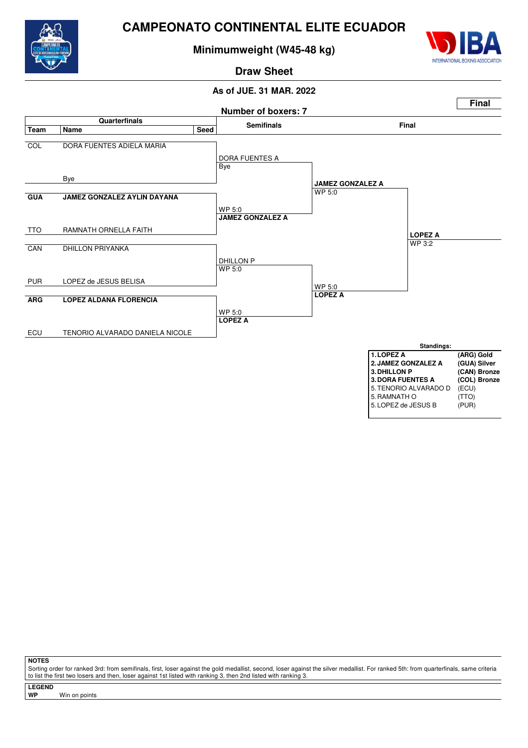# CAMPEONATO CONTINENTAL ELITE ECUADOR

## Minimumweight (W45-48 kg)

### Draw Sheet

**As of JUE. 31 MAR. 2022**

**Final**

**Number of boxers: 7**

| Team | Name | Seed |
|---|---|---|
| COL | DORA FUENTES ADIELA MARIA | |
| | Bye | |
| **GUA** | **JAMEZ GONZALEZ AYLIN DAYANA** | |
| TTO | RAMNATH ORNELLA FAITH | |
| CAN | DHILLON PRIYANKA | |
| PUR | LOPEZ de JESUS BELISA | |
| **ARG** | **LOPEZ ALDANA FLORENCIA** | |
| ECU | TENORIO ALVARADO DANIELA NICOLE | |

**Quarterfinals**

- DORA FUENTES A — Bye
- WP 5:0 **JAMEZ GONZALEZ A**
- DHILLON P — WP 5:0
- WP 5:0 **LOPEZ A**

**Semifinals**

- **JAMEZ GONZALEZ A** — WP 5:0
- WP 5:0 **LOPEZ A**

**Final**

- **LOPEZ A** — WP 3:2

**Standings:**

| | | |
|---|---|---|
| **1.** | **LOPEZ A** | **(ARG) Gold** |
| **2.** | **JAMEZ GONZALEZ A** | **(GUA) Silver** |
| **3.** | **DHILLON P** | **(CAN) Bronze** |
| **3.** | **DORA FUENTES A** | **(COL) Bronze** |
| 5. | TENORIO ALVARADO D | (ECU) |
| 5. | RAMNATH O | (TTO) |
| 5. | LOPEZ de JESUS B | (PUR) |

**NOTES**

Sorting order for ranked 3rd: from semifinals, first, loser against the gold medallist, second, loser against the silver medallist. For ranked 5th: from quarterfinals, same criteria to list the first two losers and then, loser against 1st listed with ranking 3, then 2nd listed with ranking 3.

**LEGEND**

**WP** Win on points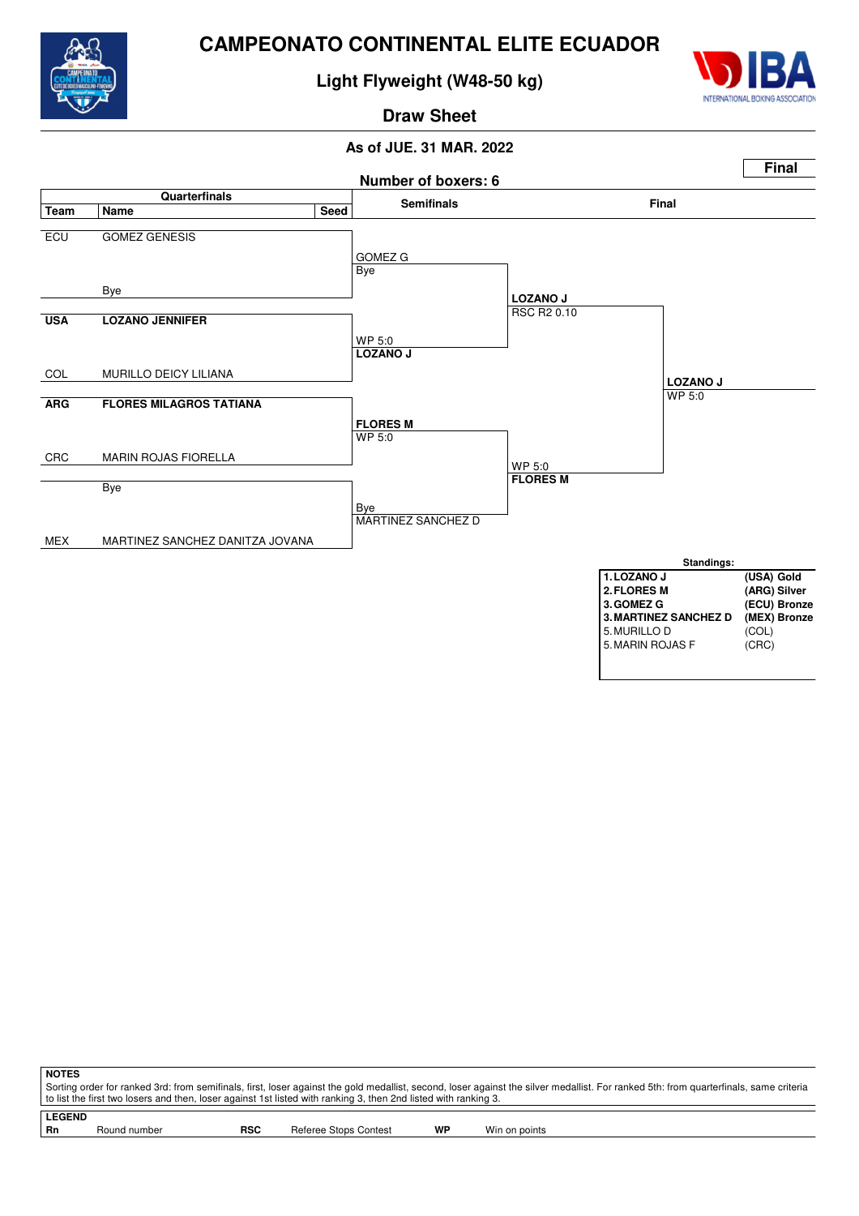# CAMPEONATO CONTINENTAL ELITE ECUADOR

## Light Flyweight (W48-50 kg)

### Draw Sheet

**As of JUE. 31 MAR. 2022**

**Final**

**Number of boxers: 6**

| Team | Name | Seed | Semifinals | Final | |
|---|---|---|---|---|---|
| ECU | GOMEZ GENESIS | | GOMEZ G | | |
| | Bye | | Bye | LOZANO J | |
| **USA** | **LOZANO JENNIFER** | | WP 5:0 | RSC R2 0.10 | |
| COL | MURILLO DEICY LILIANA | | **LOZANO J** | | **LOZANO J** |
| **ARG** | **FLORES MILAGROS TATIANA** | | **FLORES M** | | WP 5:0 |
| CRC | MARIN ROJAS FIORELLA | | WP 5:0 | WP 5:0 | |
| | Bye | | Bye | **FLORES M** | |
| MEX | MARTINEZ SANCHEZ DANITZA JOVANA | | MARTINEZ SANCHEZ D | | |

**Standings:**

| | |
|---|---|
| **1. LOZANO J** | **(USA) Gold** |
| **2. FLORES M** | **(ARG) Silver** |
| **3. GOMEZ G** | **(ECU) Bronze** |
| **3. MARTINEZ SANCHEZ D** | **(MEX) Bronze** |
| 5. MURILLO D | (COL) |
| 5. MARIN ROJAS F | (CRC) |

**NOTES**

Sorting order for ranked 3rd: from semifinals, first, loser against the gold medallist, second, loser against the silver medallist. For ranked 5th: from quarterfinals, same criteria to list the first two losers and then, loser against 1st listed with ranking 3, then 2nd listed with ranking 3.

**LEGEND**

| | | | | | |
|---|---|---|---|---|---|
| **Rn** | Round number | **RSC** | Referee Stops Contest | **WP** | Win on points |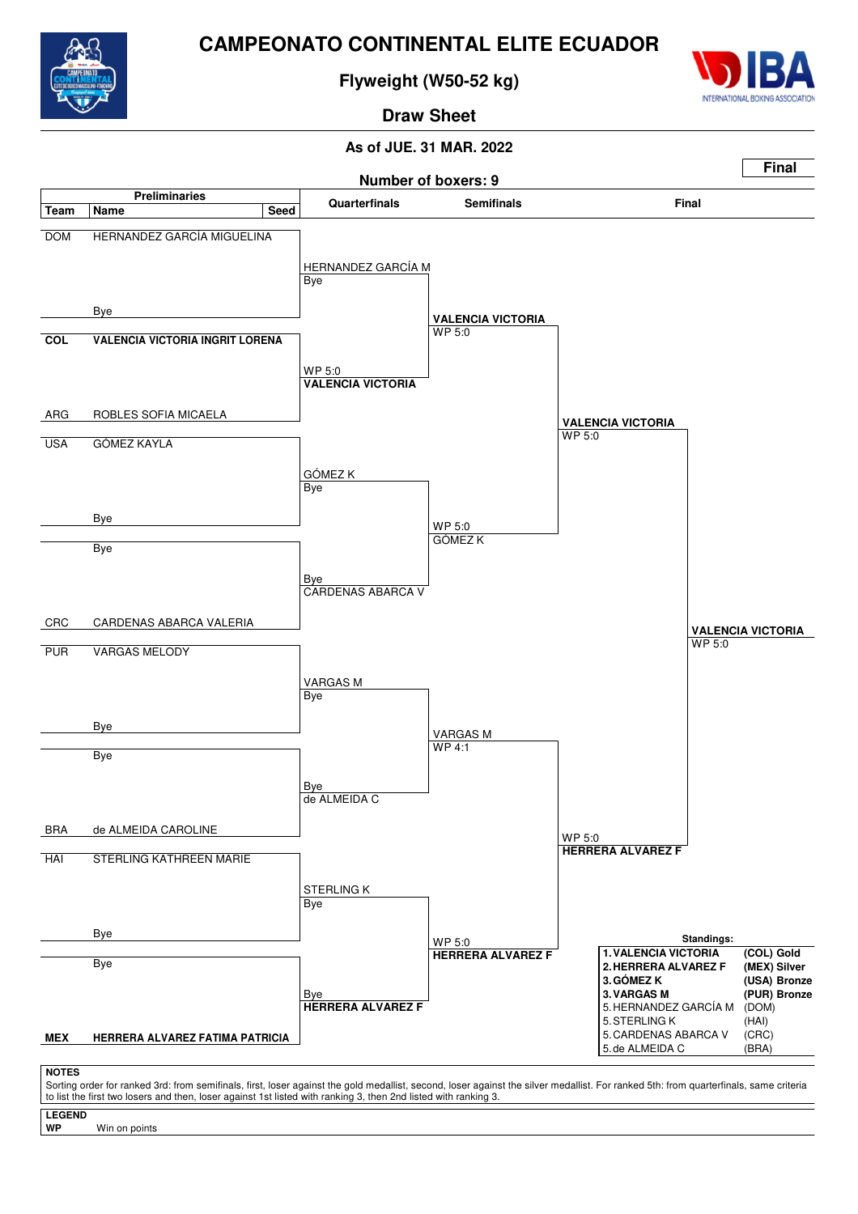# CAMPEONATO CONTINENTAL ELITE ECUADOR

## Flyweight (W50-52 kg)

### Draw Sheet

**As of JUE. 31 MAR. 2022**

**Final**

**Number of boxers: 9**

## Preliminaries

| Team | Name | Seed |
|---|---|---|
| DOM | HERNANDEZ GARCÍA MIGUELINA | |
| | Bye | |
| **COL** | **VALENCIA VICTORIA INGRIT LORENA** | |
| ARG | ROBLES SOFIA MICAELA | |
| USA | GÓMEZ KAYLA | |
| | Bye | |
| | Bye | |
| CRC | CARDENAS ABARCA VALERIA | |
| PUR | VARGAS MELODY | |
| | Bye | |
| | Bye | |
| BRA | de ALMEIDA CAROLINE | |
| HAI | STERLING KATHREEN MARIE | |
| | Bye | |
| | Bye | |
| **MEX** | **HERRERA ALVAREZ FATIMA PATRICIA** | |

## Quarterfinals

| Winner | Result |
|---|---|
| HERNANDEZ GARCÍA M | Bye |
| **VALENCIA VICTORIA** | WP 5:0 |
| GÓMEZ K | Bye |
| CARDENAS ABARCA V | Bye |
| VARGAS M | Bye |
| de ALMEIDA C | Bye |
| STERLING K | Bye |
| **HERRERA ALVAREZ F** | Bye |

## Semifinals

| Winner | Result |
|---|---|
| **VALENCIA VICTORIA** | WP 5:0 |
| GÓMEZ K | WP 5:0 |
| VARGAS M | WP 4:1 |
| **HERRERA ALVAREZ F** | WP 5:0 |

## Final

| Winner | Result |
|---|---|
| **VALENCIA VICTORIA** | WP 5:0 |
| **HERRERA ALVAREZ F** | WP 5:0 |

**Winner: VALENCIA VICTORIA** — WP 5:0

## Standings:

| Rank | Name | Team |
|---|---|---|
| **1.** | **VALENCIA VICTORIA** | **(COL) Gold** |
| **2.** | **HERRERA ALVAREZ F** | **(MEX) Silver** |
| **3.** | **GÓMEZ K** | **(USA) Bronze** |
| **3.** | **VARGAS M** | **(PUR) Bronze** |
| 5. | HERNANDEZ GARCÍA M | (DOM) |
| 5. | STERLING K | (HAI) |
| 5. | CARDENAS ABARCA V | (CRC) |
| 5. | de ALMEIDA C | (BRA) |

**NOTES**

Sorting order for ranked 3rd: from semifinals, first, loser against the gold medallist, second, loser against the silver medallist. For ranked 5th: from quarterfinals, same criteria to list the first two losers and then, loser against 1st listed with ranking 3, then 2nd listed with ranking 3.

**LEGEND**

**WP** Win on points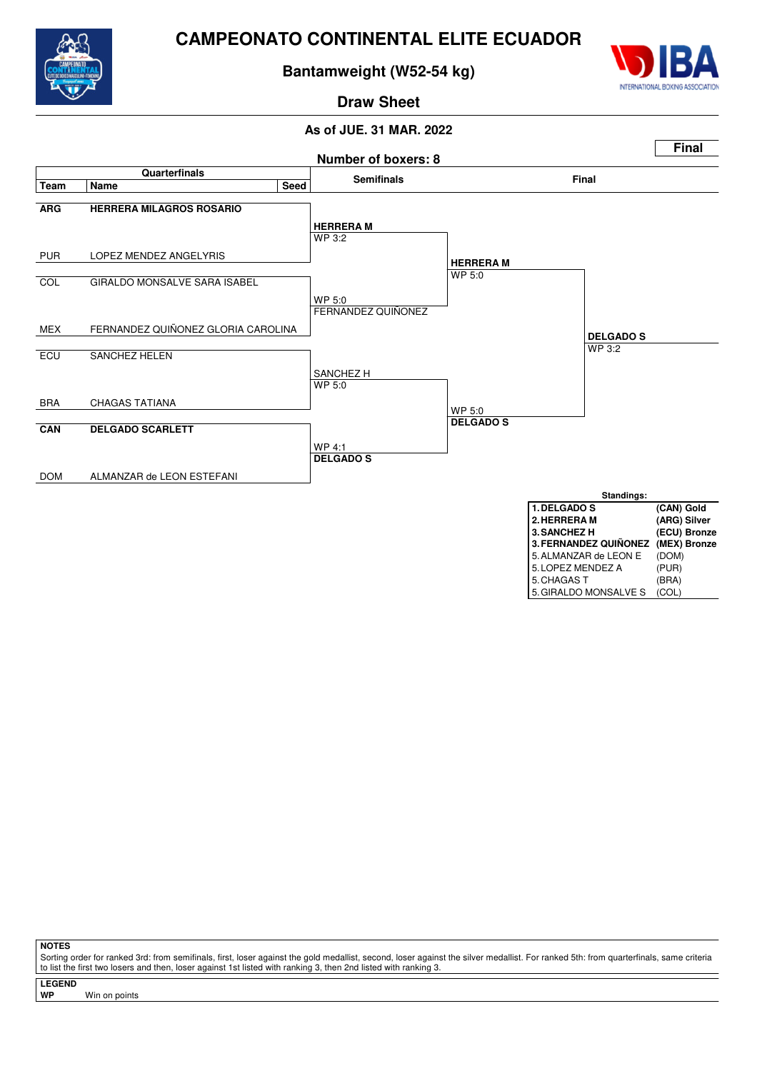# CAMPEONATO CONTINENTAL ELITE ECUADOR

## Bantamweight (W52-54 kg)

### Draw Sheet

**As of JUE. 31 MAR. 2022**

**Final**

**Number of boxers: 8**

| Team | Name | Seed | Semifinals | Final | |
|---|---|---|---|---|---|
| **ARG** | **HERRERA MILAGROS ROSARIO** | | **HERRERA M** WP 3:2 | | |
| PUR | LOPEZ MENDEZ ANGELYRIS | | | **HERRERA M** WP 5:0 | |
| COL | GIRALDO MONSALVE SARA ISABEL | | WP 5:0 FERNANDEZ QUIÑONEZ | | |
| MEX | FERNANDEZ QUIÑONEZ GLORIA CAROLINA | | | | **DELGADO S** WP 3:2 |
| ECU | SANCHEZ HELEN | | SANCHEZ H WP 5:0 | | |
| BRA | CHAGAS TATIANA | | | WP 5:0 **DELGADO S** | |
| **CAN** | **DELGADO SCARLETT** | | WP 4:1 **DELGADO S** | | |
| DOM | ALMANZAR de LEON ESTEFANI | | | | |

**Standings:**

| | |
|---|---|
| **1. DELGADO S** | **(CAN) Gold** |
| **2. HERRERA M** | **(ARG) Silver** |
| **3. SANCHEZ H** | **(ECU) Bronze** |
| **3. FERNANDEZ QUIÑONEZ** | **(MEX) Bronze** |
| 5. ALMANZAR de LEON E | (DOM) |
| 5. LOPEZ MENDEZ A | (PUR) |
| 5. CHAGAS T | (BRA) |
| 5. GIRALDO MONSALVE S | (COL) |

**NOTES**

Sorting order for ranked 3rd: from semifinals, first, loser against the gold medallist, second, loser against the silver medallist. For ranked 5th: from quarterfinals, same criteria to list the first two losers and then, loser against 1st listed with ranking 3, then 2nd listed with ranking 3.

**LEGEND**

**WP** Win on points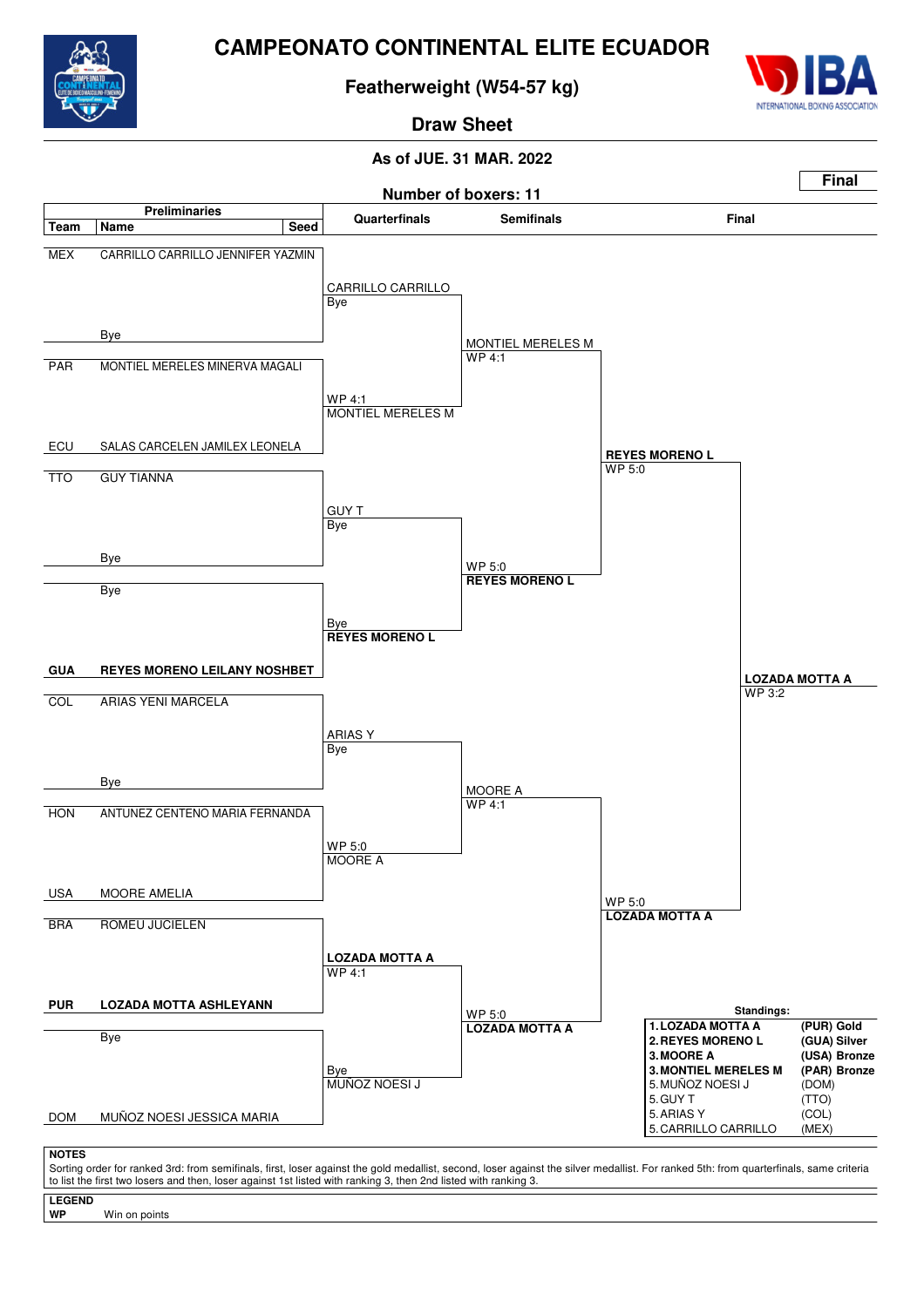# CAMPEONATO CONTINENTAL ELITE ECUADOR

## Featherweight (W54-57 kg)

### Draw Sheet

**As of JUE. 31 MAR. 2022**

**Final**

**Number of boxers: 11**

| Team | Name | Seed | Quarterfinals | Semifinals | Final |
|---|---|---|---|---|---|
| MEX | CARRILLO CARRILLO JENNIFER YAZMIN | | CARRILLO CARRILLO (Bye) | | |
| | Bye | | | MONTIEL MERELES M (WP 4:1) | |
| PAR | MONTIEL MERELES MINERVA MAGALI | | WP 4:1 MONTIEL MERELES M | | |
| ECU | SALAS CARCELEN JAMILEX LEONELA | | | | **REYES MORENO L** (WP 5:0) |
| TTO | GUY TIANNA | | GUY T (Bye) | | |
| | Bye | | | WP 5:0 **REYES MORENO L** | |
| | Bye | | Bye **REYES MORENO L** | | |
| **GUA** | **REYES MORENO LEILANY NOSHBET** | | | | |
| COL | ARIAS YENI MARCELA | | ARIAS Y (Bye) | | **LOZADA MOTTA A** (WP 3:2) |
| | Bye | | | MOORE A (WP 4:1) | |
| HON | ANTUNEZ CENTENO MARIA FERNANDA | | WP 5:0 MOORE A | | |
| USA | MOORE AMELIA | | | | WP 5:0 **LOZADA MOTTA A** |
| BRA | ROMEU JUCIELEN | | **LOZADA MOTTA A** (WP 4:1) | | |
| **PUR** | **LOZADA MOTTA ASHLEYANN** | | | WP 5:0 **LOZADA MOTTA A** | |
| | Bye | | Bye MUÑOZ NOESI J | | |
| DOM | MUÑOZ NOESI JESSICA MARIA | | | | |

**Standings:**

| Rank | Name | Team / Medal |
|---|---|---|
| **1.** | **LOZADA MOTTA A** | **(PUR) Gold** |
| **2.** | **REYES MORENO L** | **(GUA) Silver** |
| **3.** | **MOORE A** | **(USA) Bronze** |
| **3.** | **MONTIEL MERELES M** | **(PAR) Bronze** |
| 5. | MUÑOZ NOESI J | (DOM) |
| 5. | GUY T | (TTO) |
| 5. | ARIAS Y | (COL) |
| 5. | CARRILLO CARRILLO | (MEX) |

**NOTES**

Sorting order for ranked 3rd: from semifinals, first, loser against the gold medallist, second, loser against the silver medallist. For ranked 5th: from quarterfinals, same criteria to list the first two losers and then, loser against 1st listed with ranking 3, then 2nd listed with ranking 3.

**LEGEND**

**WP** Win on points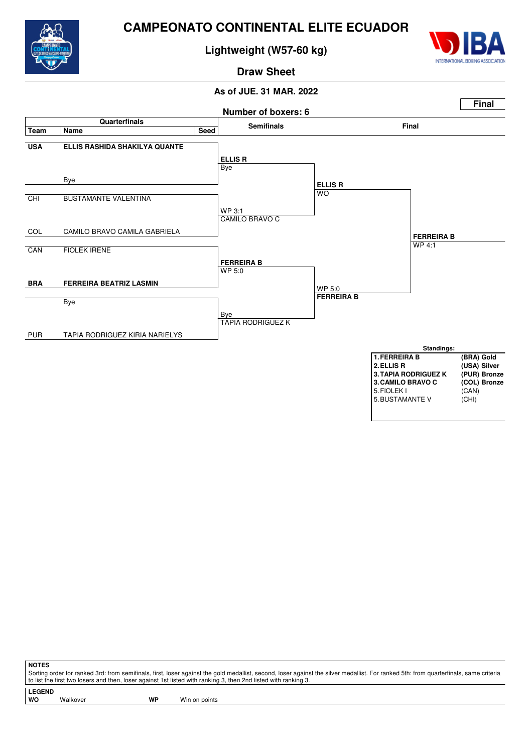# CAMPEONATO CONTINENTAL ELITE ECUADOR

## Lightweight (W57-60 kg)

### Draw Sheet

**As of JUE. 31 MAR. 2022**

**Final**

**Number of boxers: 6**

| Quarterfinals | | | Semifinals | Final | |
|---|---|---|---|---|---|
| **Team** | **Name** | **Seed** | | | |
| **USA** | **ELLIS RASHIDA SHAKILYA QUANTE** | | **ELLIS R** Bye | **ELLIS R** WO | **FERREIRA B** WP 4:1 |
| | Bye | | | | |
| CHI | BUSTAMANTE VALENTINA | | WP 3:1 CAMILO BRAVO C | | |
| COL | CAMILO BRAVO CAMILA GABRIELA | | | | |
| CAN | FIOLEK IRENE | | **FERREIRA B** WP 5:0 | WP 5:0 **FERREIRA B** | |
| **BRA** | **FERREIRA BEATRIZ LASMIN** | | | | |
| | Bye | | Bye TAPIA RODRIGUEZ K | | |
| PUR | TAPIA RODRIGUEZ KIRIA NARIELYS | | | | |

**Standings:**

| | |
|---|---|
| **1. FERREIRA B** | **(BRA) Gold** |
| **2. ELLIS R** | **(USA) Silver** |
| **3. TAPIA RODRIGUEZ K** | **(PUR) Bronze** |
| **3. CAMILO BRAVO C** | **(COL) Bronze** |
| 5. FIOLEK I | (CAN) |
| 5. BUSTAMANTE V | (CHI) |

**NOTES**

Sorting order for ranked 3rd: from semifinals, first, loser against the gold medallist, second, loser against the silver medallist. For ranked 5th: from quarterfinals, same criteria to list the first two losers and then, loser against 1st listed with ranking 3, then 2nd listed with ranking 3.

**LEGEND**

**WO** Walkover **WP** Win on points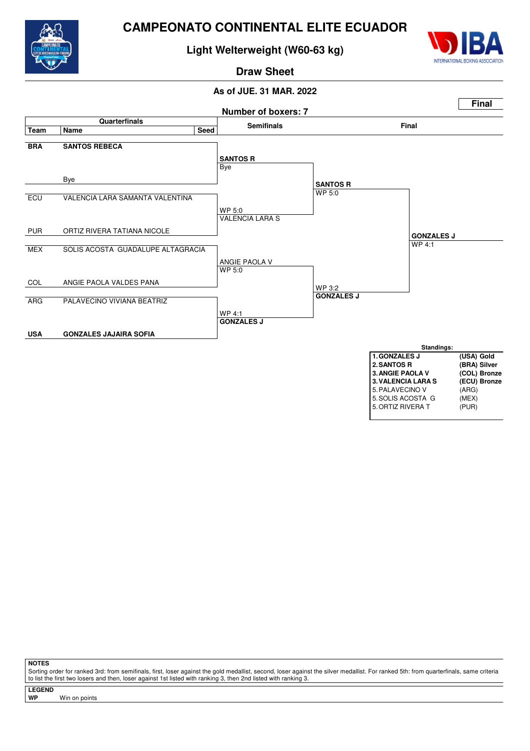# CAMPEONATO CONTINENTAL ELITE ECUADOR

## Light Welterweight (W60-63 kg)

### Draw Sheet

**As of JUE. 31 MAR. 2022**

**Final**

**Number of boxers: 7**

| Team | Name | Seed |
|---|---|---|
| **BRA** | **SANTOS REBECA** | |
| | Bye | |
| ECU | VALENCIA LARA SAMANTA VALENTINA | |
| PUR | ORTIZ RIVERA TATIANA NICOLE | |
| MEX | SOLIS ACOSTA GUADALUPE ALTAGRACIA | |
| COL | ANGIE PAOLA VALDES PANA | |
| ARG | PALAVECINO VIVIANA BEATRIZ | |
| **USA** | **GONZALES JAJAIRA SOFIA** | |

**Semifinals**

- **SANTOS R** — Bye
- VALENCIA LARA S — WP 5:0
- ANGIE PAOLA V — WP 5:0
- **GONZALES J** — WP 4:1

**Final**

- **SANTOS R** — WP 5:0
- **GONZALES J** — WP 3:2

**Winner**

- **GONZALES J** — WP 4:1

**Standings:**

| Rank | Name | Country / Medal |
|---|---|---|
| **1.** | **GONZALES J** | **(USA) Gold** |
| **2.** | **SANTOS R** | **(BRA) Silver** |
| **3.** | **ANGIE PAOLA V** | **(COL) Bronze** |
| **3.** | **VALENCIA LARA S** | **(ECU) Bronze** |
| 5. | PALAVECINO V | (ARG) |
| 5. | SOLIS ACOSTA G | (MEX) |
| 5. | ORTIZ RIVERA T | (PUR) |

**NOTES**

Sorting order for ranked 3rd: from semifinals, first, loser against the gold medallist, second, loser against the silver medallist. For ranked 5th: from quarterfinals, same criteria to list the first two losers and then, loser against 1st listed with ranking 3, then 2nd listed with ranking 3.

**LEGEND**

**WP** Win on points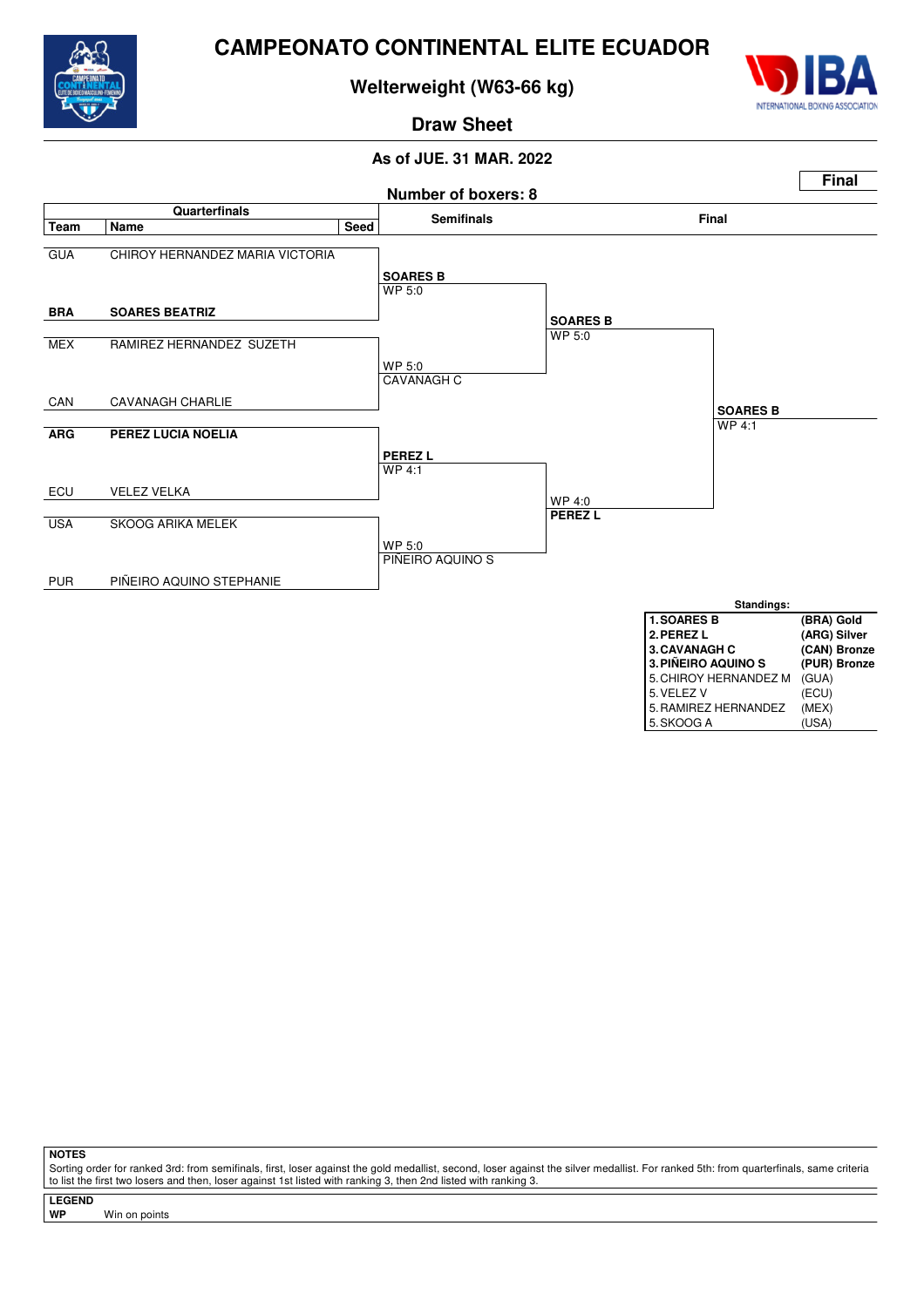# CAMPEONATO CONTINENTAL ELITE ECUADOR

## Welterweight (W63-66 kg)

### Draw Sheet

**As of JUE. 31 MAR. 2022**

**Final**

**Number of boxers: 8**

| Team | Name | Seed | Semifinals | Final | |
|---|---|---|---|---|---|
| GUA | CHIROY HERNANDEZ MARIA VICTORIA | | **SOARES B** WP 5:0 | | |
| **BRA** | **SOARES BEATRIZ** | | | **SOARES B** WP 5:0 | |
| MEX | RAMIREZ HERNANDEZ SUZETH | | WP 5:0 CAVANAGH C | | |
| CAN | CAVANAGH CHARLIE | | | | **SOARES B** WP 4:1 |
| **ARG** | **PEREZ LUCIA NOELIA** | | **PEREZ L** WP 4:1 | | |
| ECU | VELEZ VELKA | | | WP 4:0 **PEREZ L** | |
| USA | SKOOG ARIKA MELEK | | WP 5:0 PIÑEIRO AQUINO S | | |
| PUR | PIÑEIRO AQUINO STEPHANIE | | | | |

**Standings:**

| Rank | Name | Team / Medal |
|---|---|---|
| **1.** | **SOARES B** | **(BRA) Gold** |
| **2.** | **PEREZ L** | **(ARG) Silver** |
| **3.** | **CAVANAGH C** | **(CAN) Bronze** |
| **3.** | **PIÑEIRO AQUINO S** | **(PUR) Bronze** |
| 5. | CHIROY HERNANDEZ M | (GUA) |
| 5. | VELEZ V | (ECU) |
| 5. | RAMIREZ HERNANDEZ | (MEX) |
| 5. | SKOOG A | (USA) |

**NOTES**

Sorting order for ranked 3rd: from semifinals, first, loser against the gold medallist, second, loser against the silver medallist. For ranked 5th: from quarterfinals, same criteria to list the first two losers and then, loser against 1st listed with ranking 3, then 2nd listed with ranking 3.

**LEGEND**

**WP** Win on points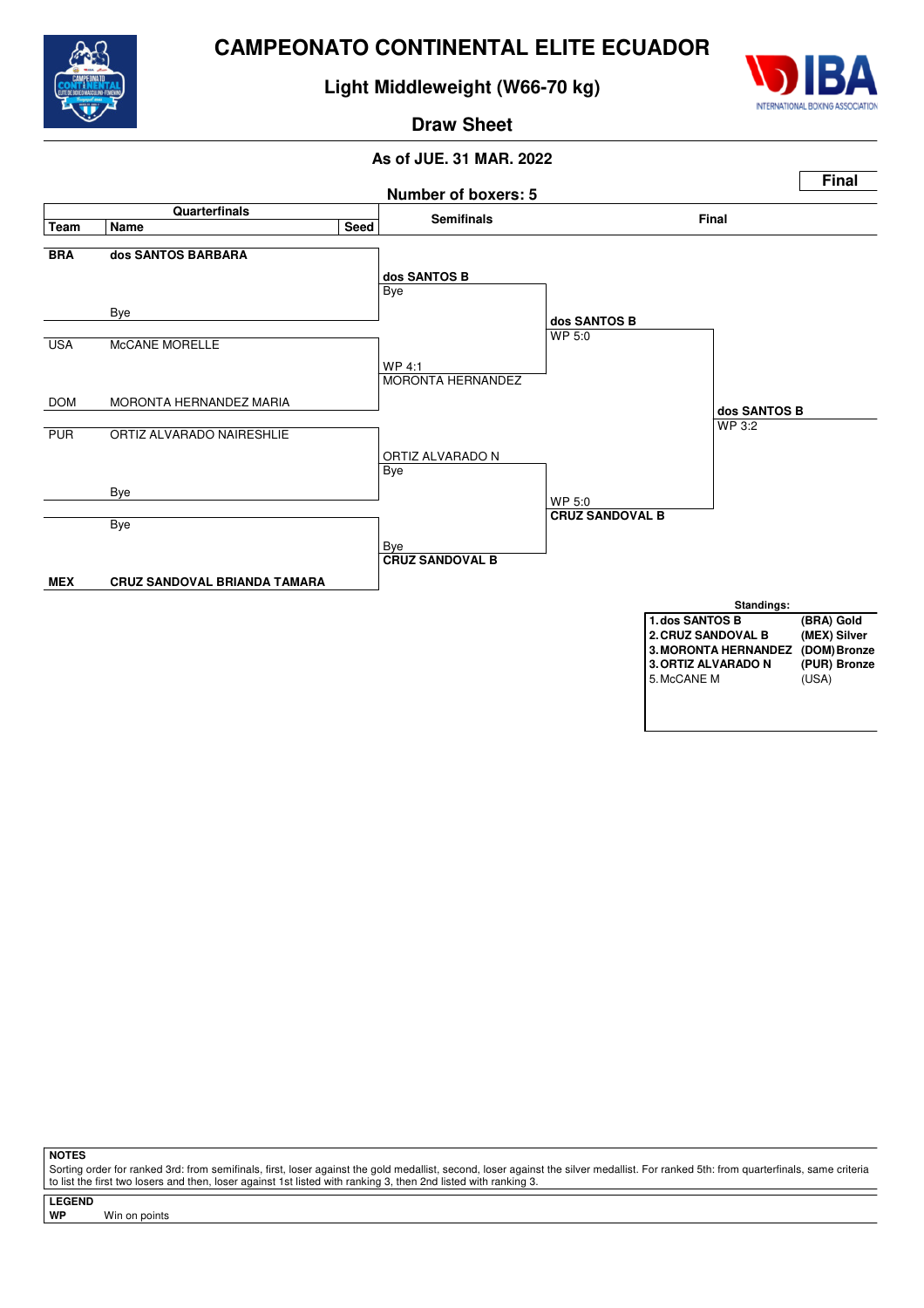# CAMPEONATO CONTINENTAL ELITE ECUADOR

## Light Middleweight (W66-70 kg)

### Draw Sheet

**As of JUE. 31 MAR. 2022**

**Final**

**Number of boxers: 5**

| Team | Name | Seed |
|---|---|---|
| **BRA** | **dos SANTOS BARBARA** | |
| | Bye | |
| USA | McCANE MORELLE | |
| DOM | MORONTA HERNANDEZ MARIA | |
| PUR | ORTIZ ALVARADO NAIRESHLIE | |
| | Bye | |
| | Bye | |
| **MEX** | **CRUZ SANDOVAL BRIANDA TAMARA** | |

**Quarterfinals:**
- **dos SANTOS B** – Bye
- MORONTA HERNANDEZ – WP 4:1
- ORTIZ ALVARADO N – Bye
- **CRUZ SANDOVAL B** – Bye

**Semifinals:**
- **dos SANTOS B** – WP 5:0
- **CRUZ SANDOVAL B** – WP 5:0

**Final:**
- **dos SANTOS B** – WP 3:2

**Standings:**

| Rank | Name | Team / Medal |
|---|---|---|
| **1.** | **dos SANTOS B** | **(BRA) Gold** |
| **2.** | **CRUZ SANDOVAL B** | **(MEX) Silver** |
| **3.** | **MORONTA HERNANDEZ** | **(DOM) Bronze** |
| **3.** | **ORTIZ ALVARADO N** | **(PUR) Bronze** |
| 5. | McCANE M | (USA) |

**NOTES**

Sorting order for ranked 3rd: from semifinals, first, loser against the gold medallist, second, loser against the silver medallist. For ranked 5th: from quarterfinals, same criteria to list the first two losers and then, loser against 1st listed with ranking 3, then 2nd listed with ranking 3.

**LEGEND**

**WP** Win on points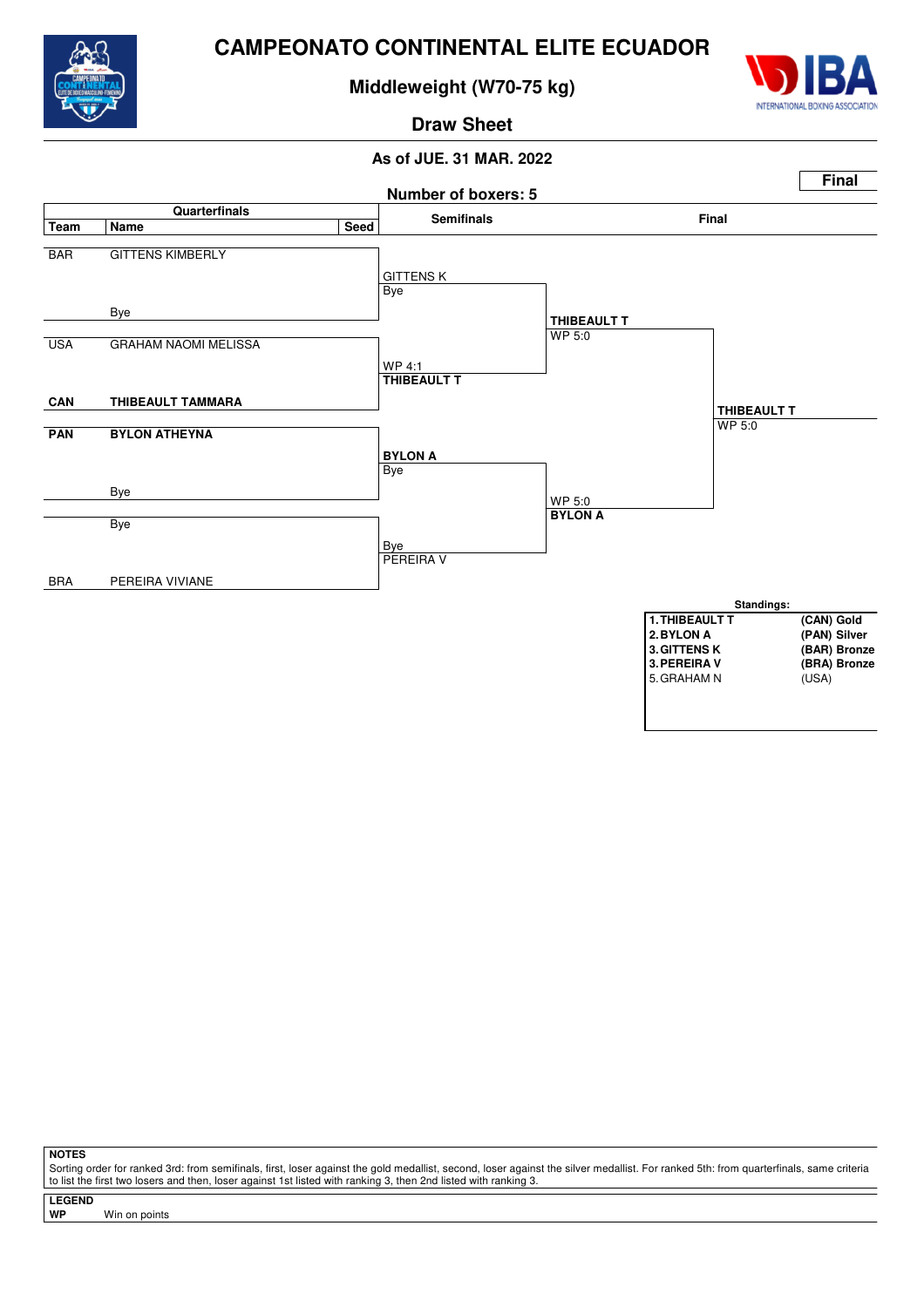# CAMPEONATO CONTINENTAL ELITE ECUADOR

## Middleweight (W70-75 kg)

### Draw Sheet

**As of JUE. 31 MAR. 2022**

**Final**

**Number of boxers: 5**

| Team | Name | Seed | Quarterfinals | Semifinals | Final |
|---|---|---|---|---|---|
| BAR | GITTENS KIMBERLY | | | | |
| | Bye | | GITTENS K / Bye | | |
| USA | GRAHAM NAOMI MELISSA | | | THIBEAULT T / WP 5:0 | |
| **CAN** | **THIBEAULT TAMMARA** | | WP 4:1 / **THIBEAULT T** | | **THIBEAULT T** / WP 5:0 |
| **PAN** | **BYLON ATHEYNA** | | | | |
| | Bye | | **BYLON A** / Bye | | |
| | Bye | | | WP 5:0 / **BYLON A** | |
| BRA | PEREIRA VIVIANE | | Bye / PEREIRA V | | |

**Standings:**

| Rank | Name | Team / Medal |
|---|---|---|
| **1.** | **THIBEAULT T** | **(CAN) Gold** |
| **2.** | **BYLON A** | **(PAN) Silver** |
| **3.** | **GITTENS K** | **(BAR) Bronze** |
| **3.** | **PEREIRA V** | **(BRA) Bronze** |
| 5. | GRAHAM N | (USA) |

**NOTES**

Sorting order for ranked 3rd: from semifinals, first, loser against the gold medallist, second, loser against the silver medallist. For ranked 5th: from quarterfinals, same criteria to list the first two losers and then, loser against 1st listed with ranking 3, then 2nd listed with ranking 3.

**LEGEND**

**WP** Win on points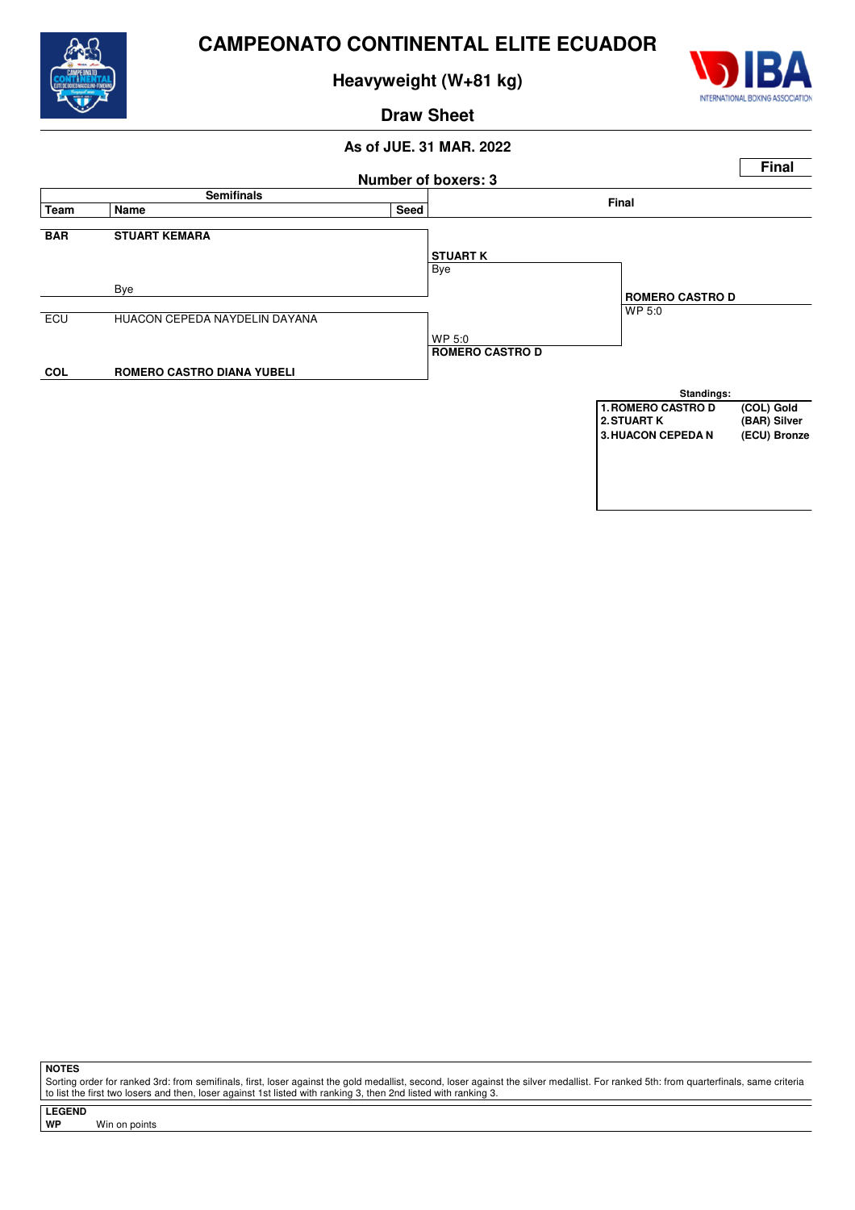# CAMPEONATO CONTINENTAL ELITE ECUADOR

## Heavyweight (W+81 kg)

### Draw Sheet

**As of JUE. 31 MAR. 2022**

**Number of boxers: 3**

**Final**

| Team | Name | Seed |
| --- | --- | --- |
| **BAR** | **STUART KEMARA** | |
| | Bye | |
| ECU | HUACON CEPEDA NAYDELIN DAYANA | |
| **COL** | **ROMERO CASTRO DIANA YUBELI** | |

**Semifinals**

- **STUART K** — Bye
- WP 5:0 — **ROMERO CASTRO D**

**Final**

- **ROMERO CASTRO D** — WP 5:0

**Standings:**

| | | |
| --- | --- | --- |
| 1. | **ROMERO CASTRO D** | **(COL) Gold** |
| 2. | **STUART K** | **(BAR) Silver** |
| 3. | **HUACON CEPEDA N** | **(ECU) Bronze** |

**NOTES**

Sorting order for ranked 3rd: from semifinals, first, loser against the gold medallist, second, loser against the silver medallist. For ranked 5th: from quarterfinals, same criteria to list the first two losers and then, loser against 1st listed with ranking 3, then 2nd listed with ranking 3.

**LEGEND**

**WP** Win on points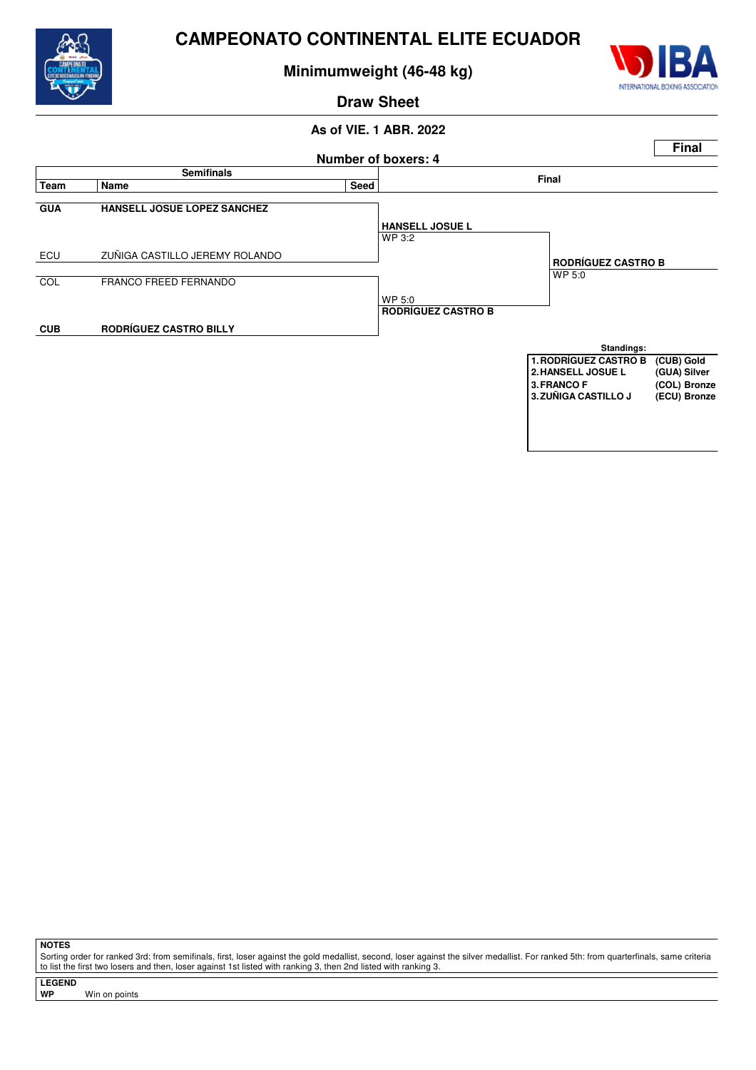# CAMPEONATO CONTINENTAL ELITE ECUADOR

## Minimumweight (46-48 kg)

### Draw Sheet

**As of VIE. 1 ABR. 2022**

**Final**

**Number of boxers: 4**

| Team | Name | Seed |
|---|---|---|
| **GUA** | **HANSELL JOSUE LOPEZ SANCHEZ** | |
| ECU | ZUÑIGA CASTILLO JEREMY ROLANDO | |
| COL | FRANCO FREED FERNANDO | |
| **CUB** | **RODRÍGUEZ CASTRO BILLY** | |

| Semifinals | Final |
|---|---|
| **HANSELL JOSUE L** WP 3:2 | **RODRÍGUEZ CASTRO B** WP 5:0 |
| WP 5:0 **RODRÍGUEZ CASTRO B** | |

**Standings:**

| | |
|---|---|
| **1. RODRÍGUEZ CASTRO B** | **(CUB) Gold** |
| **2. HANSELL JOSUE L** | **(GUA) Silver** |
| **3. FRANCO F** | **(COL) Bronze** |
| **3. ZUÑIGA CASTILLO J** | **(ECU) Bronze** |

**NOTES**

Sorting order for ranked 3rd: from semifinals, first, loser against the gold medallist, second, loser against the silver medallist. For ranked 5th: from quarterfinals, same criteria to list the first two losers and then, loser against 1st listed with ranking 3, then 2nd listed with ranking 3.

**LEGEND**

**WP** Win on points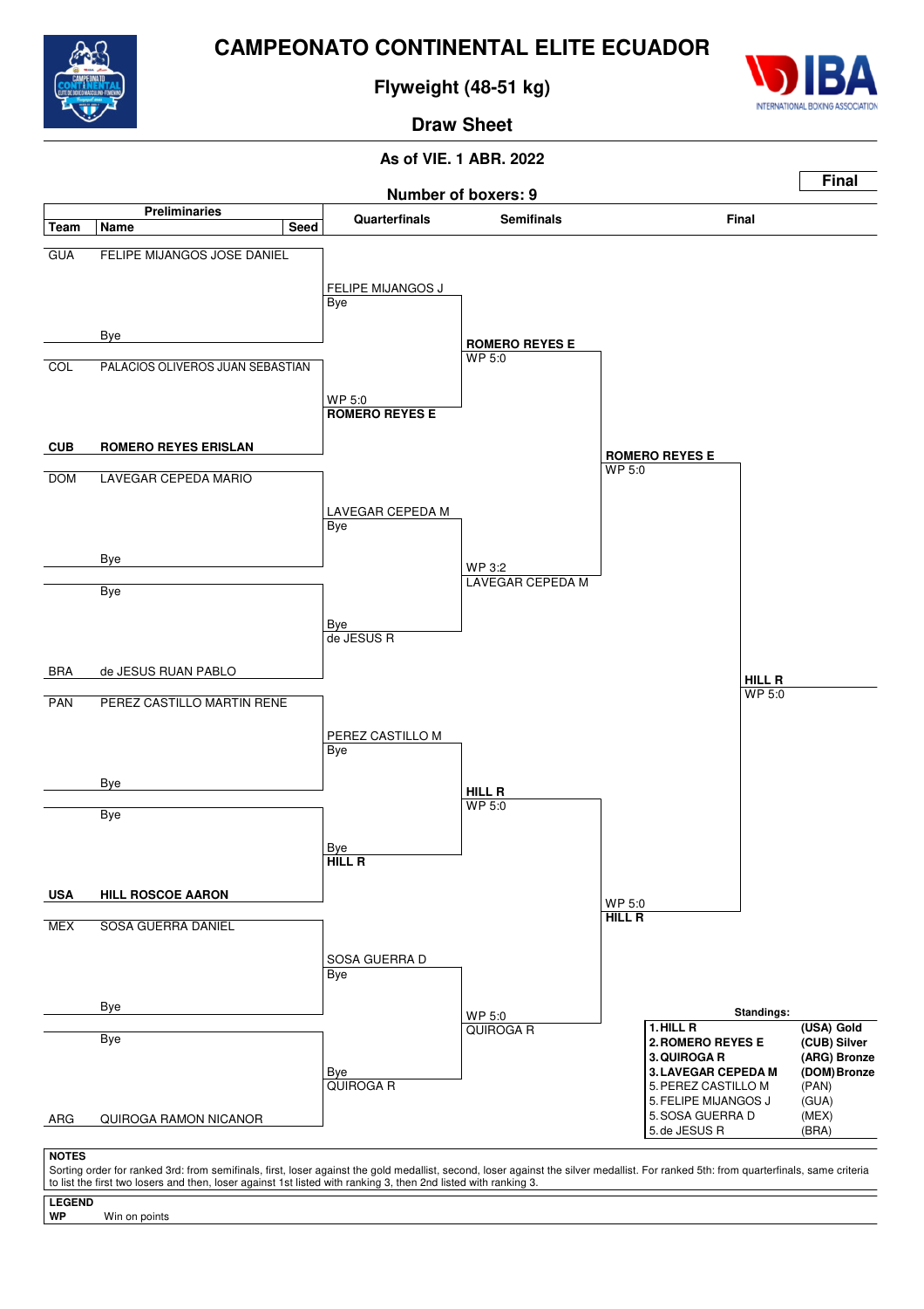# CAMPEONATO CONTINENTAL ELITE ECUADOR

## Flyweight (48-51 kg)

## Draw Sheet

**As of VIE. 1 ABR. 2022**

**Final**

**Number of boxers: 9**

### Preliminaries

| Team | Name | Seed |
|---|---|---|
| GUA | FELIPE MIJANGOS JOSE DANIEL | |
| | Bye | |
| COL | PALACIOS OLIVEROS JUAN SEBASTIAN | |
| **CUB** | **ROMERO REYES ERISLAN** | |
| DOM | LAVEGAR CEPEDA MARIO | |
| | Bye | |
| | Bye | |
| BRA | de JESUS RUAN PABLO | |
| PAN | PEREZ CASTILLO MARTIN RENE | |
| | Bye | |
| | Bye | |
| **USA** | **HILL ROSCOE AARON** | |
| MEX | SOSA GUERRA DANIEL | |
| | Bye | |
| | Bye | |
| ARG | QUIROGA RAMON NICANOR | |

### Quarterfinals

- FELIPE MIJANGOS J – Bye
- WP 5:0 – **ROMERO REYES E**
- LAVEGAR CEPEDA M – Bye
- Bye – de JESUS R
- PEREZ CASTILLO M – Bye
- Bye – **HILL R**
- SOSA GUERRA D – Bye
- Bye – QUIROGA R

### Semifinals

- **ROMERO REYES E** – WP 5:0
- WP 3:2 – LAVEGAR CEPEDA M
- **HILL R** – WP 5:0
- WP 5:0 – QUIROGA R

### Final

- **ROMERO REYES E** – WP 5:0
- WP 5:0 – **HILL R**

**HILL R** – WP 5:0

### Standings:

| | | |
|---|---|---|
| **1.** | **HILL R** | **(USA) Gold** |
| **2.** | **ROMERO REYES E** | **(CUB) Silver** |
| **3.** | **QUIROGA R** | **(ARG) Bronze** |
| **3.** | **LAVEGAR CEPEDA M** | **(DOM) Bronze** |
| 5. | PEREZ CASTILLO M | (PAN) |
| 5. | FELIPE MIJANGOS J | (GUA) |
| 5. | SOSA GUERRA D | (MEX) |
| 5. | de JESUS R | (BRA) |

**NOTES**

Sorting order for ranked 3rd: from semifinals, first, loser against the gold medallist, second, loser against the silver medallist. For ranked 5th: from quarterfinals, same criteria to list the first two losers and then, loser against 1st listed with ranking 3, then 2nd listed with ranking 3.

**LEGEND**

**WP** Win on points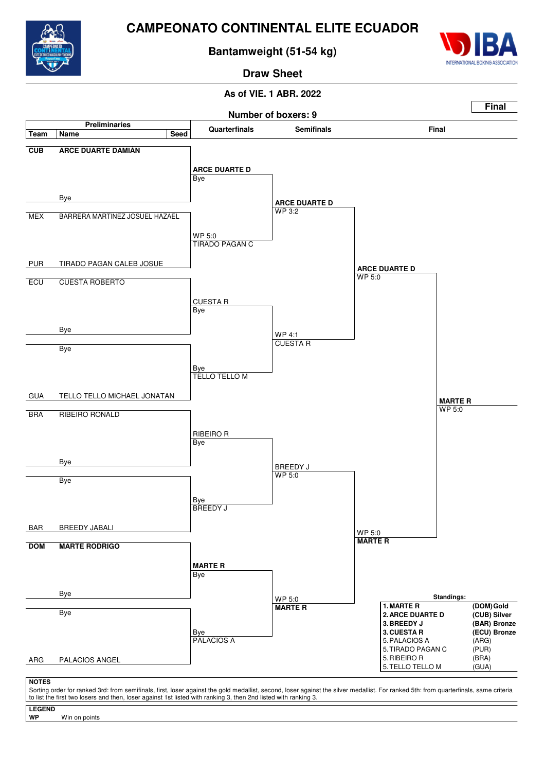# CAMPEONATO CONTINENTAL ELITE ECUADOR

## Bantamweight (51-54 kg)

### Draw Sheet

**As of VIE. 1 ABR. 2022**

**Final**

**Number of boxers: 9**

| Team | Name | Seed | Quarterfinals | Semifinals | Final |
|---|---|---|---|---|---|
| **CUB** | **ARCE DUARTE DAMIÁN** | | **ARCE DUARTE D** Bye | **ARCE DUARTE D** WP 3:2 | **ARCE DUARTE D** WP 5:0 |
| | Bye | | | | |
| MEX | BARRERA MARTINEZ JOSUEL HAZAEL | | WP 5:0 TIRADO PAGAN C | | |
| PUR | TIRADO PAGAN CALEB JOSUE | | | | |
| ECU | CUESTA ROBERTO | | CUESTA R Bye | WP 4:1 CUESTA R | |
| | Bye | | | | |
| | Bye | | Bye TELLO TELLO M | | |
| GUA | TELLO TELLO MICHAEL JONATAN | | | | **MARTE R** WP 5:0 |
| BRA | RIBEIRO RONALD | | RIBEIRO R Bye | BREEDY J WP 5:0 | |
| | Bye | | | | |
| | Bye | | Bye BREEDY J | | |
| BAR | BREEDY JABALI | | | | WP 5:0 **MARTE R** |
| **DOM** | **MARTE RODRIGO** | | **MARTE R** Bye | WP 5:0 **MARTE R** | |
| | Bye | | | | |
| | Bye | | Bye PALACIOS A | | |
| ARG | PALACIOS ANGEL | | | | |

**Standings:**

| Rank | Name | Team / Medal |
|---|---|---|
| **1.** | **MARTE R** | **(DOM) Gold** |
| **2.** | **ARCE DUARTE D** | **(CUB) Silver** |
| **3.** | **BREEDY J** | **(BAR) Bronze** |
| **3.** | **CUESTA R** | **(ECU) Bronze** |
| 5. | PALACIOS A | (ARG) |
| 5. | TIRADO PAGAN C | (PUR) |
| 5. | RIBEIRO R | (BRA) |
| 5. | TELLO TELLO M | (GUA) |

**NOTES**

Sorting order for ranked 3rd: from semifinals, first, loser against the gold medallist, second, loser against the silver medallist. For ranked 5th: from quarterfinals, same criteria to list the first two losers and then, loser against 1st listed with ranking 3, then 2nd listed with ranking 3.

**LEGEND**

**WP** Win on points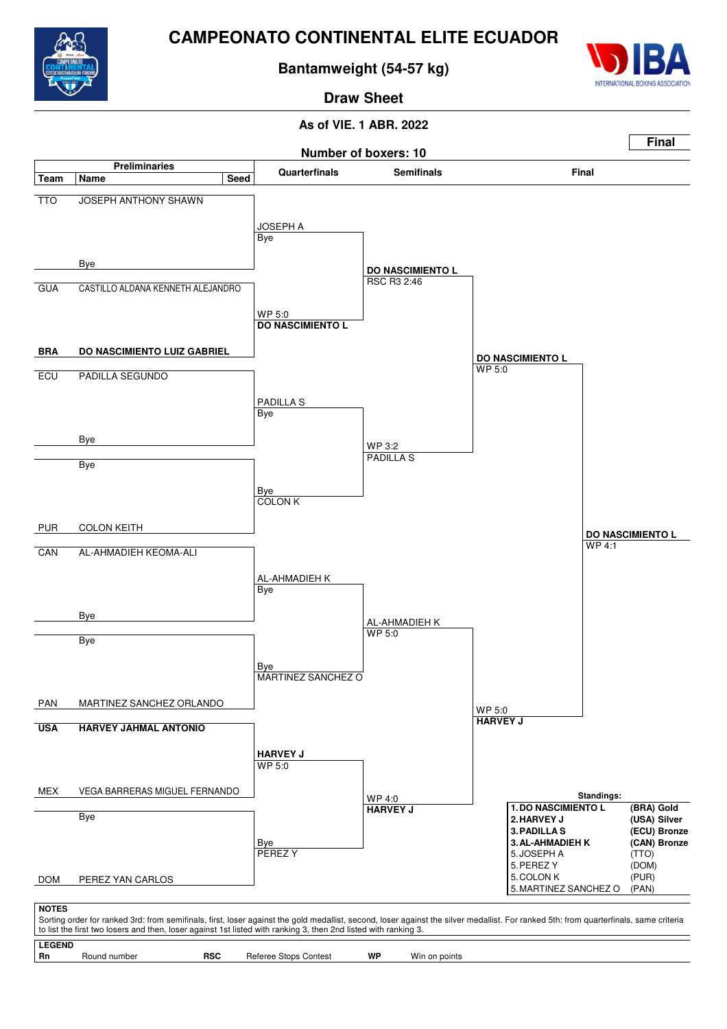# CAMPEONATO CONTINENTAL ELITE ECUADOR

## Bantamweight (54-57 kg)

### Draw Sheet

**As of VIE. 1 ABR. 2022**

**Final**

**Number of boxers: 10**

| Team | Name | Seed |
|---|---|---|
| TTO | JOSEPH ANTHONY SHAWN | |
| | Bye | |
| GUA | CASTILLO ALDANA KENNETH ALEJANDRO | |
| **BRA** | **DO NASCIMENTO LUIZ GABRIEL** | |
| ECU | PADILLA SEGUNDO | |
| | Bye | |
| | Bye | |
| PUR | COLON KEITH | |
| CAN | AL-AHMADIEH KEOMA-ALI | |
| | Bye | |
| | Bye | |
| PAN | MARTINEZ SANCHEZ ORLANDO | |
| **USA** | **HARVEY JAHMAL ANTONIO** | |
| MEX | VEGA BARRERAS MIGUEL FERNANDO | |
| | Bye | |
| DOM | PEREZ YAN CARLOS | |

**Quarterfinals**

- JOSEPH A — Bye
- WP 5:0 — **DO NASCIMENTO L**
- PADILLA S — Bye
- Bye — COLON K
- AL-AHMADIEH K — Bye
- Bye — MARTINEZ SANCHEZ O
- **HARVEY J** — WP 5:0
- Bye — PEREZ Y

**Semifinals**

- **DO NASCIMENTO L** — RSC R3 2:46
- WP 3:2 — PADILLA S
- AL-AHMADIEH K — WP 5:0
- WP 4:0 — **HARVEY J**

**Final**

- **DO NASCIMENTO L** — WP 5:0
- WP 5:0 — **HARVEY J**

**Winner:** **DO NASCIMENTO L** — WP 4:1

**Standings:**

| | Name | Country |
|---|---|---|
| **1.** | **DO NASCIMENTO L** | **(BRA) Gold** |
| **2.** | **HARVEY J** | **(USA) Silver** |
| **3.** | **PADILLA S** | **(ECU) Bronze** |
| **3.** | **AL-AHMADIEH K** | **(CAN) Bronze** |
| 5. | JOSEPH A | (TTO) |
| 5. | PEREZ Y | (DOM) |
| 5. | COLON K | (PUR) |
| 5. | MARTINEZ SANCHEZ O | (PAN) |

**NOTES**

Sorting order for ranked 3rd: from semifinals, first, loser against the gold medallist, second, loser against the silver medallist. For ranked 5th: from quarterfinals, same criteria to list the first two losers and then, loser against 1st listed with ranking 3, then 2nd listed with ranking 3.

**LEGEND**

| | | | | | |
|---|---|---|---|---|---|
| **Rn** | Round number | **RSC** | Referee Stops Contest | **WP** | Win on points |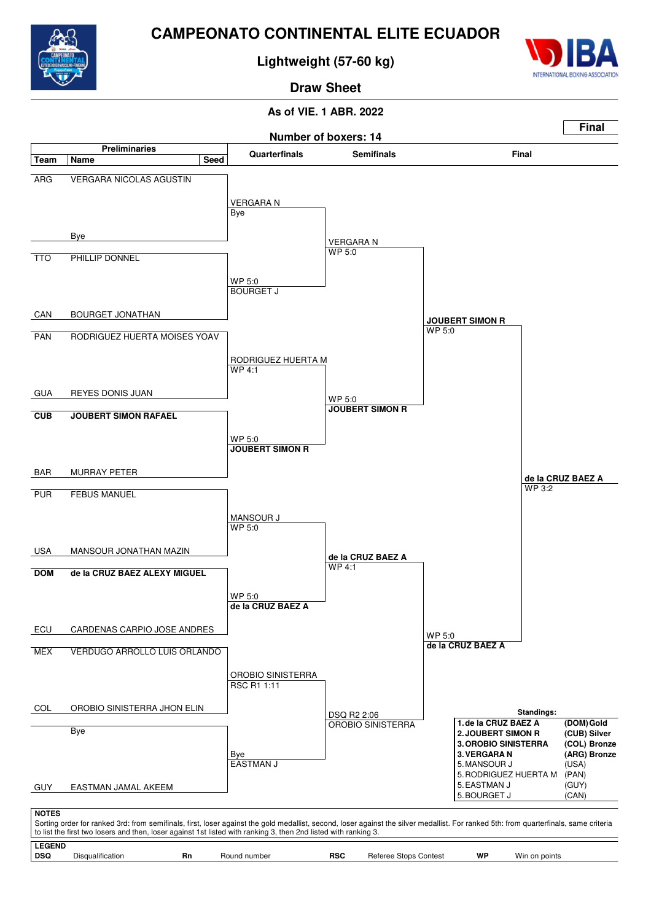# CAMPEONATO CONTINENTAL ELITE ECUADOR

## Lightweight (57-60 kg)

## Draw Sheet

**As of VIE. 1 ABR. 2022**

**Final**

**Number of boxers: 14**

| Team | Name | Seed | Quarterfinals | Semifinals | Final |
|---|---|---|---|---|---|
| ARG | VERGARA NICOLAS AGUSTIN | | VERGARA N<br>Bye | VERGARA N<br>WP 5:0 | JOUBERT SIMON R<br>WP 5:0 |
| | Bye | | | | |
| TTO | PHILLIP DONNEL | | WP 5:0<br>BOURGET J | | |
| CAN | BOURGET JONATHAN | | | | |
| PAN | RODRIGUEZ HUERTA MOISES YOAV | | RODRIGUEZ HUERTA M<br>WP 4:1 | WP 5:0<br>**JOUBERT SIMON R** | |
| GUA | REYES DONIS JUAN | | | | |
| **CUB** | **JOUBERT SIMON RAFAEL** | | WP 5:0<br>**JOUBERT SIMON R** | | |
| BAR | MURRAY PETER | | | | **de la CRUZ BAEZ A**<br>WP 3:2 |
| PUR | FEBUS MANUEL | | MANSOUR J<br>WP 5:0 | **de la CRUZ BAEZ A**<br>WP 4:1 | WP 5:0<br>**de la CRUZ BAEZ A** |
| USA | MANSOUR JONATHAN MAZIN | | | | |
| **DOM** | **de la CRUZ BAEZ ALEXY MIGUEL** | | WP 5:0<br>**de la CRUZ BAEZ A** | | |
| ECU | CARDENAS CARPIO JOSE ANDRES | | | | |
| MEX | VERDUGO ARROLLO LUIS ORLANDO | | OROBIO SINISTERRA<br>RSC R1 1:11 | DSQ R2 2:06<br>OROBIO SINISTERRA | |
| COL | OROBIO SINISTERRA JHON ELIN | | | | |
| | Bye | | Bye<br>EASTMAN J | | |
| GUY | EASTMAN JAMAL AKEEM | | | | |

**Standings:**

| | | |
|---|---|---|
| **1. de la CRUZ BAEZ A** | **(DOM) Gold** |
| **2. JOUBERT SIMON R** | **(CUB) Silver** |
| **3. OROBIO SINISTERRA** | **(COL) Bronze** |
| **3. VERGARA N** | **(ARG) Bronze** |
| 5. MANSOUR J | (USA) |
| 5. RODRIGUEZ HUERTA M | (PAN) |
| 5. EASTMAN J | (GUY) |
| 5. BOURGET J | (CAN) |

**NOTES**

Sorting order for ranked 3rd: from semifinals, first, loser against the gold medallist, second, loser against the silver medallist. For ranked 5th: from quarterfinals, same criteria to list the first two losers and then, loser against 1st listed with ranking 3, then 2nd listed with ranking 3.

**LEGEND**

| | | | | | | | |
|---|---|---|---|---|---|---|---|
| **DSQ** | Disqualification | **Rn** | Round number | **RSC** | Referee Stops Contest | **WP** | Win on points |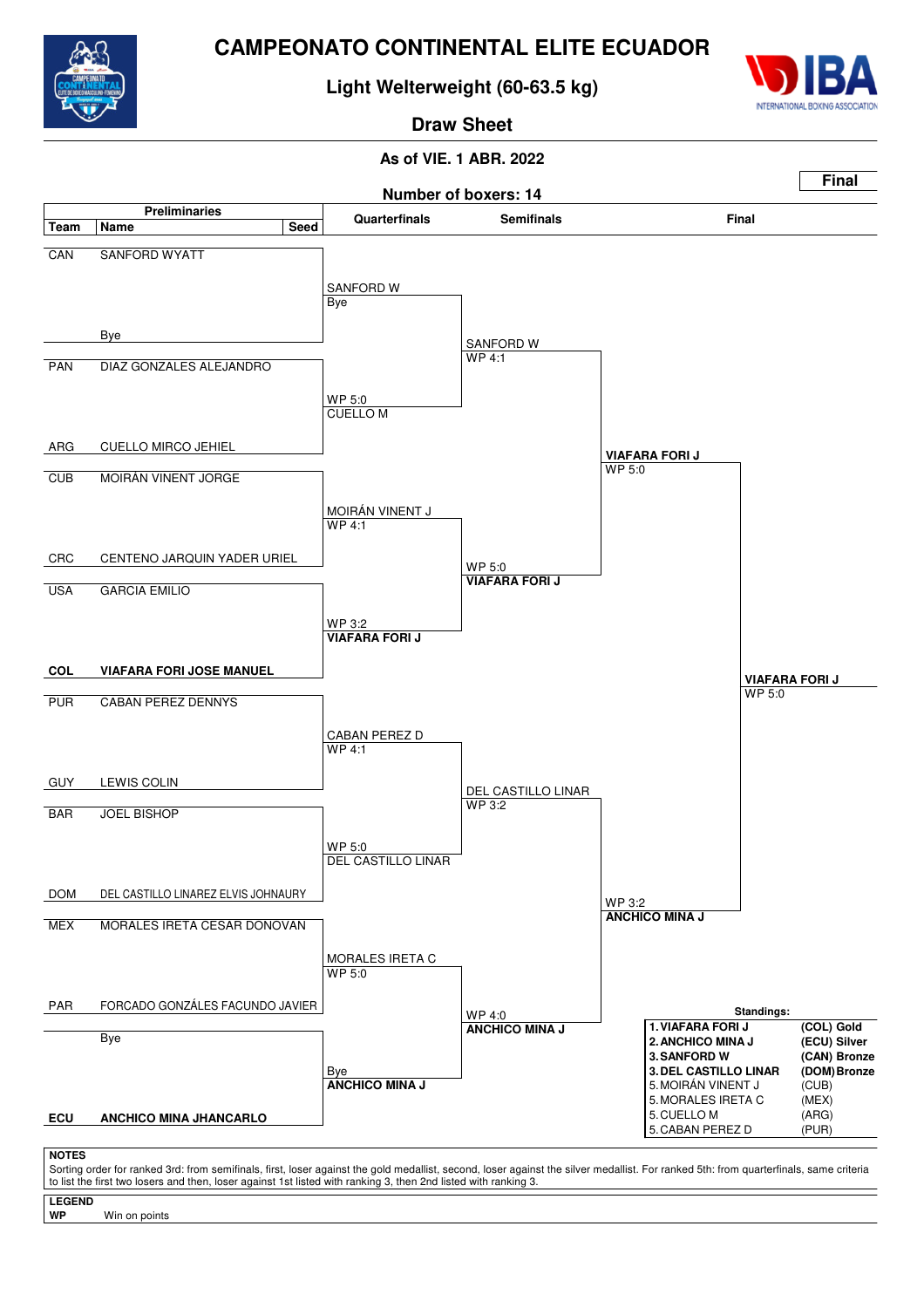# CAMPEONATO CONTINENTAL ELITE ECUADOR

## Light Welterweight (60-63.5 kg)

### Draw Sheet

As of VIE. 1 ABR. 2022

**Final**

Number of boxers: 14

## Preliminaries

| Team | Name | Seed |
|---|---|---|
| CAN | SANFORD WYATT | |
| | Bye | |
| PAN | DIAZ GONZALES ALEJANDRO | |
| ARG | CUELLO MIRCO JEHIEL | |
| CUB | MOIRÁN VINENT JORGE | |
| CRC | CENTENO JARQUIN YADER URIEL | |
| USA | GARCIA EMILIO | |
| **COL** | **VIAFARA FORI JOSE MANUEL** | |
| PUR | CABAN PEREZ DENNYS | |
| GUY | LEWIS COLIN | |
| BAR | JOEL BISHOP | |
| DOM | DEL CASTILLO LINAREZ ELVIS JOHNAURY | |
| MEX | MORALES IRETA CESAR DONOVAN | |
| PAR | FORCADO GONZÁLES FACUNDO JAVIER | |
| | Bye | |
| **ECU** | **ANCHICO MINA JHANCARLO** | |

## Quarterfinals

- SANFORD W — Bye
- CUELLO M — WP 5:0
- MOIRÁN VINENT J — WP 4:1
- **VIAFARA FORI J** — WP 3:2
- CABAN PEREZ D — WP 4:1
- DEL CASTILLO LINAR — WP 5:0
- MORALES IRETA C — WP 5:0
- **ANCHICO MINA J** — Bye

## Semifinals

- SANFORD W — WP 4:1
- **VIAFARA FORI J** — WP 5:0
- DEL CASTILLO LINAR — WP 3:2
- **ANCHICO MINA J** — WP 4:0

## Final

- **VIAFARA FORI J** — WP 5:0
- **ANCHICO MINA J** — WP 3:2

**Winner: VIAFARA FORI J** — WP 5:0

## Standings:

| Rank | Name | Team / Medal |
|---|---|---|
| **1.** | **VIAFARA FORI J** | **(COL) Gold** |
| **2.** | **ANCHICO MINA J** | **(ECU) Silver** |
| **3.** | **SANFORD W** | **(CAN) Bronze** |
| **3.** | **DEL CASTILLO LINAR** | **(DOM) Bronze** |
| 5. | MOIRÁN VINENT J | (CUB) |
| 5. | MORALES IRETA C | (MEX) |
| 5. | CUELLO M | (ARG) |
| 5. | CABAN PEREZ D | (PUR) |

**NOTES**

Sorting order for ranked 3rd: from semifinals, first, loser against the gold medallist, second, loser against the silver medallist. For ranked 5th: from quarterfinals, same criteria to list the first two losers and then, loser against 1st listed with ranking 3, then 2nd listed with ranking 3.

**LEGEND**

**WP** Win on points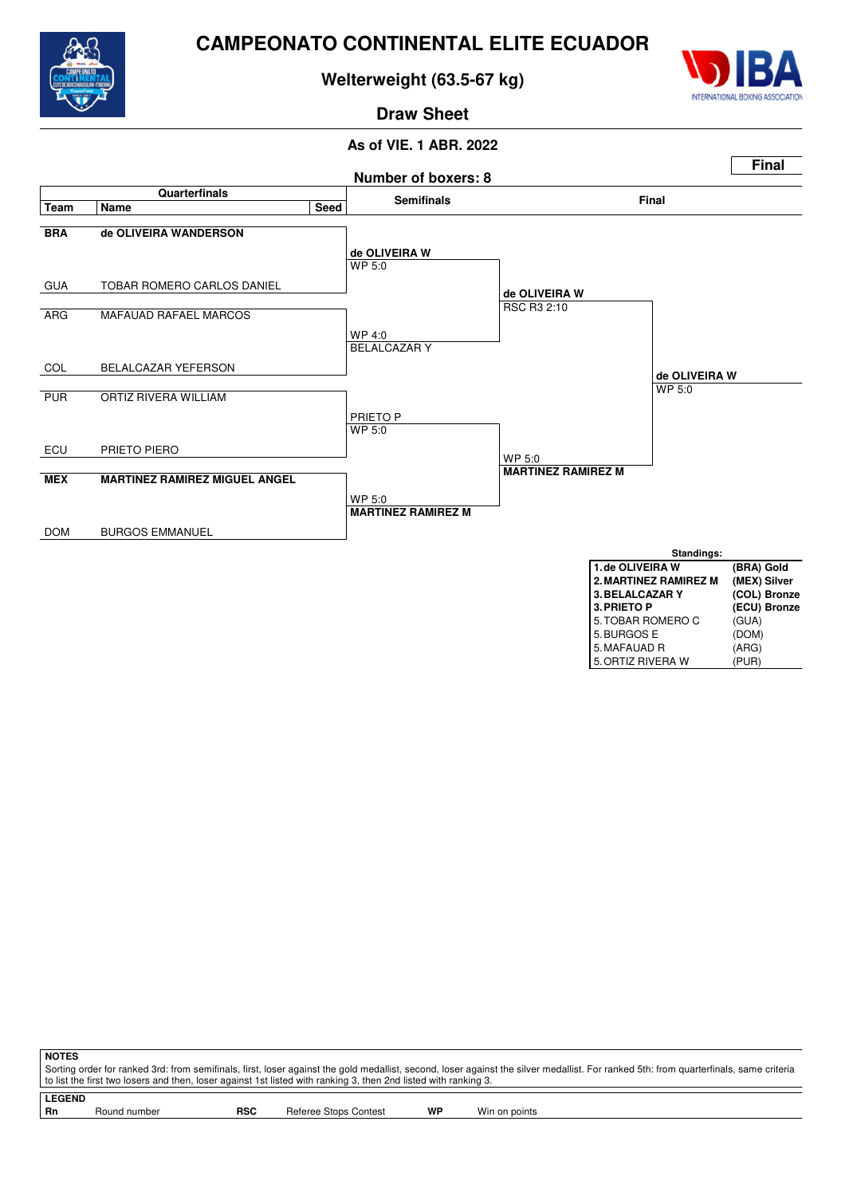# CAMPEONATO CONTINENTAL ELITE ECUADOR

## Welterweight (63.5-67 kg)

### Draw Sheet

As of VIE. 1 ABR. 2022

**Final**

Number of boxers: 8

| Team | Name | Seed | Semifinals | Final | |
|---|---|---|---|---|---|
| **BRA** | **de OLIVEIRA WANDERSON** | | | | |
| | | | **de OLIVEIRA W** WP 5:0 | | |
| GUA | TOBAR ROMERO CARLOS DANIEL | | | **de OLIVEIRA W** RSC R3 2:10 | |
| ARG | MAFAUAD RAFAEL MARCOS | | | | |
| | | | WP 4:0 BELALCAZAR Y | | |
| COL | BELALCAZAR YEFERSON | | | | **de OLIVEIRA W** WP 5:0 |
| PUR | ORTIZ RIVERA WILLIAM | | | | |
| | | | PRIETO P WP 5:0 | | |
| ECU | PRIETO PIERO | | | WP 5:0 **MARTINEZ RAMIREZ M** | |
| **MEX** | **MARTINEZ RAMIREZ MIGUEL ANGEL** | | | | |
| | | | WP 5:0 **MARTINEZ RAMIREZ M** | | |
| DOM | BURGOS EMMANUEL | | | | |

**Standings:**

| | |
|---|---|
| **1. de OLIVEIRA W** | **(BRA) Gold** |
| **2. MARTINEZ RAMIREZ M** | **(MEX) Silver** |
| **3. BELALCAZAR Y** | **(COL) Bronze** |
| **3. PRIETO P** | **(ECU) Bronze** |
| 5. TOBAR ROMERO C | (GUA) |
| 5. BURGOS E | (DOM) |
| 5. MAFAUAD R | (ARG) |
| 5. ORTIZ RIVERA W | (PUR) |

**NOTES**

Sorting order for ranked 3rd: from semifinals, first, loser against the gold medallist, second, loser against the silver medallist. For ranked 5th: from quarterfinals, same criteria to list the first two losers and then, loser against 1st listed with ranking 3, then 2nd listed with ranking 3.

**LEGEND**

| | | | | | |
|---|---|---|---|---|---|
| **Rn** | Round number | **RSC** | Referee Stops Contest | **WP** | Win on points |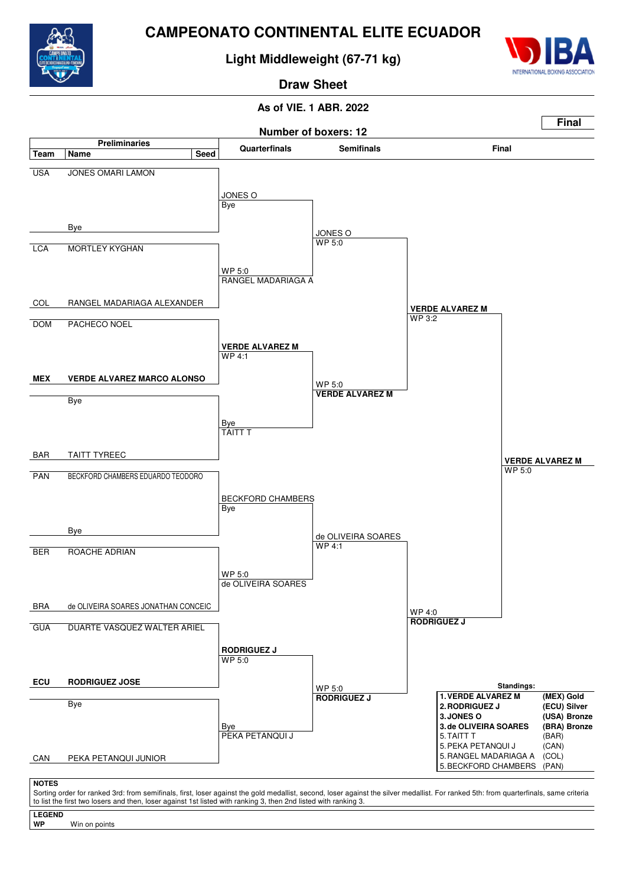# CAMPEONATO CONTINENTAL ELITE ECUADOR

## Light Middleweight (67-71 kg)

## Draw Sheet

**As of VIE. 1 ABR. 2022**

**Final**

**Number of boxers: 12**

| Team | Name | Seed |
|---|---|---|
| USA | JONES OMARI LAMON | |
| | Bye | |
| LCA | MORTLEY KYGHAN | |
| COL | RANGEL MADARIAGA ALEXANDER | |
| DOM | PACHECO NOEL | |
| **MEX** | **VERDE ALVAREZ MARCO ALONSO** | |
| | Bye | |
| BAR | TAITT TYREEC | |
| PAN | BECKFORD CHAMBERS EDUARDO TEODORO | |
| | Bye | |
| BER | ROACHE ADRIAN | |
| BRA | de OLIVEIRA SOARES JONATHAN CONCEIC | |
| GUA | DUARTE VASQUEZ WALTER ARIEL | |
| **ECU** | **RODRIGUEZ JOSE** | |
| | Bye | |
| CAN | PEKA PETANQUI JUNIOR | |

**Quarterfinals**

- JONES O – Bye
- RANGEL MADARIAGA A – WP 5:0
- **VERDE ALVAREZ M** – WP 4:1
- TAITT T – Bye
- BECKFORD CHAMBERS – Bye
- de OLIVEIRA SOARES – WP 5:0
- **RODRIGUEZ J** – WP 5:0
- PEKA PETANQUI J – Bye

**Semifinals**

- JONES O – WP 5:0
- **VERDE ALVAREZ M** – WP 5:0
- de OLIVEIRA SOARES – WP 4:1
- **RODRIGUEZ J** – WP 5:0

**Final**

- **VERDE ALVAREZ M** – WP 3:2
- **RODRIGUEZ J** – WP 4:0

**Winner:** **VERDE ALVAREZ M** – WP 5:0

**Standings:**

| | Name | Team |
|---|---|---|
| **1.** | **VERDE ALVAREZ M** | **(MEX) Gold** |
| **2.** | **RODRIGUEZ J** | **(ECU) Silver** |
| **3.** | **JONES O** | **(USA) Bronze** |
| **3.** | **de OLIVEIRA SOARES** | **(BRA) Bronze** |
| 5. | TAITT T | (BAR) |
| 5. | PEKA PETANQUI J | (CAN) |
| 5. | RANGEL MADARIAGA A | (COL) |
| 5. | BECKFORD CHAMBERS | (PAN) |

**NOTES**

Sorting order for ranked 3rd: from semifinals, first, loser against the gold medallist, second, loser against the silver medallist. For ranked 5th: from quarterfinals, same criteria to list the first two losers and then, loser against 1st listed with ranking 3, then 2nd listed with ranking 3.

**LEGEND**

**WP** Win on points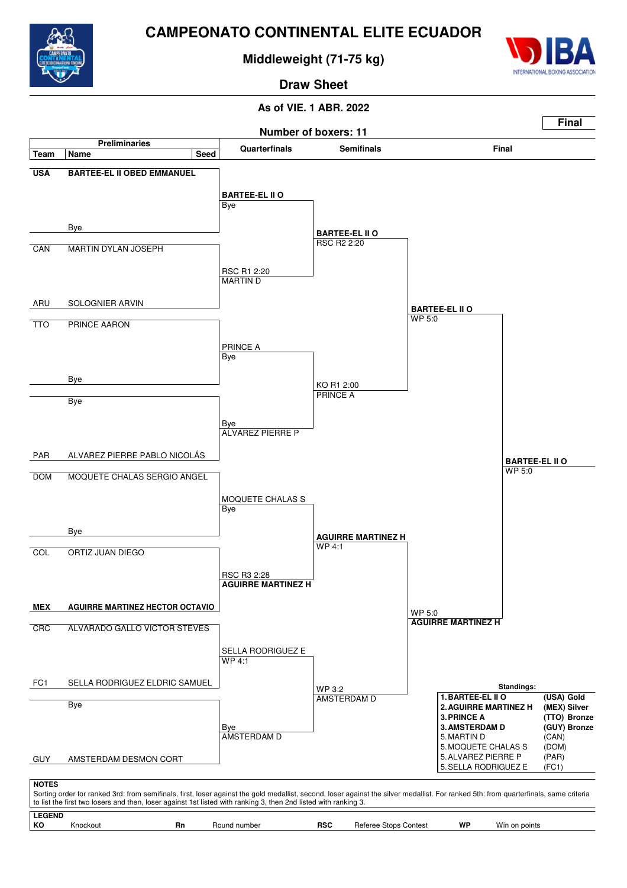# CAMPEONATO CONTINENTAL ELITE ECUADOR

## Middleweight (71-75 kg)

### Draw Sheet

**As of VIE. 1 ABR. 2022**

**Final**

**Number of boxers: 11**

| Team | Name | Seed |
|---|---|---|
| **USA** | **BARTEE-EL II OBED EMMANUEL** | |
| | Bye | |
| CAN | MARTIN DYLAN JOSEPH | |
| ARU | SOLOGNIER ARVIN | |
| TTO | PRINCE AARON | |
| | Bye | |
| | Bye | |
| PAR | ALVAREZ PIERRE PABLO NICOLÁS | |
| DOM | MOQUETE CHALAS SERGIO ANGEL | |
| | Bye | |
| COL | ORTIZ JUAN DIEGO | |
| **MEX** | **AGUIRRE MARTINEZ HECTOR OCTAVIO** | |
| CRC | ALVARADO GALLO VICTOR STEVES | |
| FC1 | SELLA RODRIGUEZ ELDRIC SAMUEL | |
| | Bye | |
| GUY | AMSTERDAM DESMON CORT | |

**Quarterfinals**

| Winner | Result |
|---|---|
| **BARTEE-EL II O** | Bye |
| MARTIN D | RSC R1 2:20 |
| PRINCE A | Bye |
| ALVAREZ PIERRE P | Bye |
| MOQUETE CHALAS S | Bye |
| **AGUIRRE MARTINEZ H** | RSC R3 2:28 |
| SELLA RODRIGUEZ E | WP 4:1 |
| AMSTERDAM D | Bye |

**Semifinals**

| Winner | Result |
|---|---|
| **BARTEE-EL II O** | RSC R2 2:20 |
| PRINCE A | KO R1 2:00 |
| **AGUIRRE MARTINEZ H** | WP 4:1 |
| AMSTERDAM D | WP 3:2 |

**Final**

| Winner | Result |
|---|---|
| **BARTEE-EL II O** | WP 5:0 |
| **AGUIRRE MARTINEZ H** | WP 5:0 |

**Champion:** **BARTEE-EL II O** — WP 5:0

**Standings:**

| Rank | Name | Team / Medal |
|---|---|---|
| 1. | **BARTEE-EL II O** | **(USA) Gold** |
| 2. | **AGUIRRE MARTINEZ H** | **(MEX) Silver** |
| 3. | **PRINCE A** | **(TTO) Bronze** |
| 3. | **AMSTERDAM D** | **(GUY) Bronze** |
| 5. | MARTIN D | (CAN) |
| 5. | MOQUETE CHALAS S | (DOM) |
| 5. | ALVAREZ PIERRE P | (PAR) |
| 5. | SELLA RODRIGUEZ E | (FC1) |

**NOTES**

Sorting order for ranked 3rd: from semifinals, first, loser against the gold medallist, second, loser against the silver medallist. For ranked 5th: from quarterfinals, same criteria to list the first two losers and then, loser against 1st listed with ranking 3, then 2nd listed with ranking 3.

**LEGEND**

| | | | | | | | |
|---|---|---|---|---|---|---|---|
| **KO** | Knockout | **Rn** | Round number | **RSC** | Referee Stops Contest | **WP** | Win on points |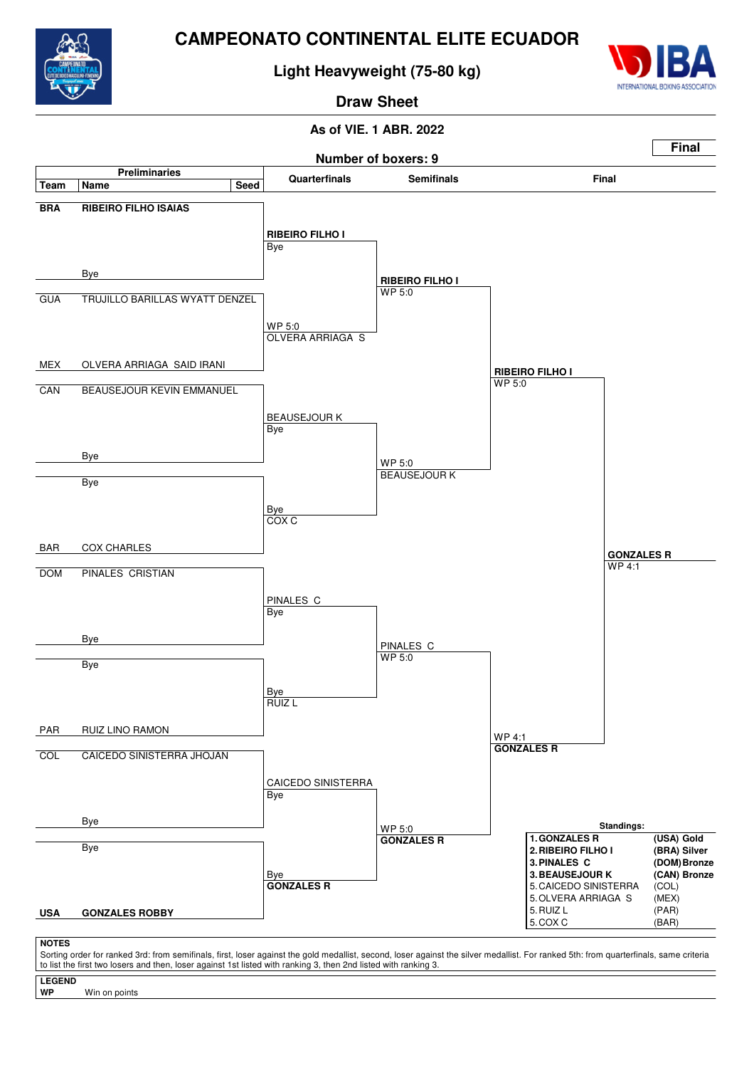# CAMPEONATO CONTINENTAL ELITE ECUADOR

## Light Heavyweight (75-80 kg)

## Draw Sheet

**As of VIE. 1 ABR. 2022**

**Final**

**Number of boxers: 9**

### Preliminaries

| Team | Name | Seed |
|---|---|---|
| **BRA** | **RIBEIRO FILHO ISAIAS** | |
| | Bye | |
| GUA | TRUJILLO BARILLAS WYATT DENZEL | |
| MEX | OLVERA ARRIAGA SAID IRANI | |
| CAN | BEAUSEJOUR KEVIN EMMANUEL | |
| | Bye | |
| | Bye | |
| BAR | COX CHARLES | |
| DOM | PINALES CRISTIAN | |
| | Bye | |
| | Bye | |
| PAR | RUIZ LINO RAMON | |
| COL | CAICEDO SINISTERRA JHOJAN | |
| | Bye | |
| | Bye | |
| **USA** | **GONZALES ROBBY** | |

### Quarterfinals

- **RIBEIRO FILHO I** — Bye
- OLVERA ARRIAGA S — WP 5:0
- BEAUSEJOUR K — Bye
- COX C — Bye
- PINALES C — Bye
- RUIZ L — Bye
- CAICEDO SINISTERRA — Bye
- **GONZALES R** — Bye

### Semifinals

- **RIBEIRO FILHO I** — WP 5:0
- BEAUSEJOUR K — WP 5:0
- PINALES C — WP 5:0
- **GONZALES R** — WP 5:0

### Final

- **RIBEIRO FILHO I** — WP 5:0
- **GONZALES R** — WP 4:1

**Winner: GONZALES R** — WP 4:1

### Standings:

| | | |
|---|---|---|
| **1. GONZALES R** | **(USA)** | **Gold** |
| **2. RIBEIRO FILHO I** | **(BRA)** | **Silver** |
| **3. PINALES C** | **(DOM)** | **Bronze** |
| **3. BEAUSEJOUR K** | **(CAN)** | **Bronze** |
| 5. CAICEDO SINISTERRA | (COL) | |
| 5. OLVERA ARRIAGA S | (MEX) | |
| 5. RUIZ L | (PAR) | |
| 5. COX C | (BAR) | |

**NOTES**

Sorting order for ranked 3rd: from semifinals, first, loser against the gold medallist, second, loser against the silver medallist. For ranked 5th: from quarterfinals, same criteria to list the first two losers and then, loser against 1st listed with ranking 3, then 2nd listed with ranking 3.

**LEGEND**

**WP** Win on points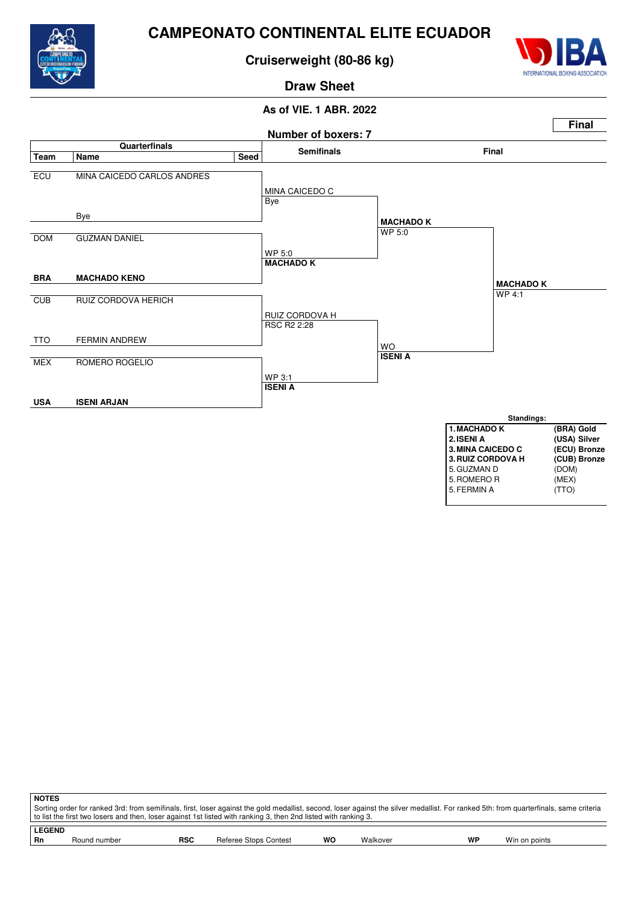# CAMPEONATO CONTINENTAL ELITE ECUADOR

## Cruiserweight (80-86 kg)

### Draw Sheet

As of VIE. 1 ABR. 2022

**Final**

Number of boxers: 7

| Team | Name | Seed | Semifinals | Final | |
|---|---|---|---|---|---|
| ECU | MINA CAICEDO CARLOS ANDRES | | MINA CAICEDO C Bye | | |
| | Bye | | | MACHADO K WP 5:0 | |
| DOM | GUZMAN DANIEL | | WP 5:0 MACHADO K | | |
| **BRA** | **MACHADO KENO** | | | | **MACHADO K** WP 4:1 |
| CUB | RUIZ CORDOVA HERICH | | RUIZ CORDOVA H RSC R2 2:28 | | |
| TTO | FERMIN ANDREW | | | WO **ISENI A** | |
| MEX | ROMERO ROGELIO | | WP 3:1 **ISENI A** | | |
| **USA** | **ISENI ARJAN** | | | | |

**Standings:**

| | |
|---|---|
| **1. MACHADO K** | **(BRA) Gold** |
| **2. ISENI A** | **(USA) Silver** |
| **3. MINA CAICEDO C** | **(ECU) Bronze** |
| **3. RUIZ CORDOVA H** | **(CUB) Bronze** |
| 5. GUZMAN D | (DOM) |
| 5. ROMERO R | (MEX) |
| 5. FERMIN A | (TTO) |

**NOTES**

Sorting order for ranked 3rd: from semifinals, first, loser against the gold medallist, second, loser against the silver medallist. For ranked 5th: from quarterfinals, same criteria to list the first two losers and then, loser against 1st listed with ranking 3, then 2nd listed with ranking 3.

**LEGEND**

| | | | | | | | |
|---|---|---|---|---|---|---|---|
| **Rn** | Round number | **RSC** | Referee Stops Contest | **WO** | Walkover | **WP** | Win on points |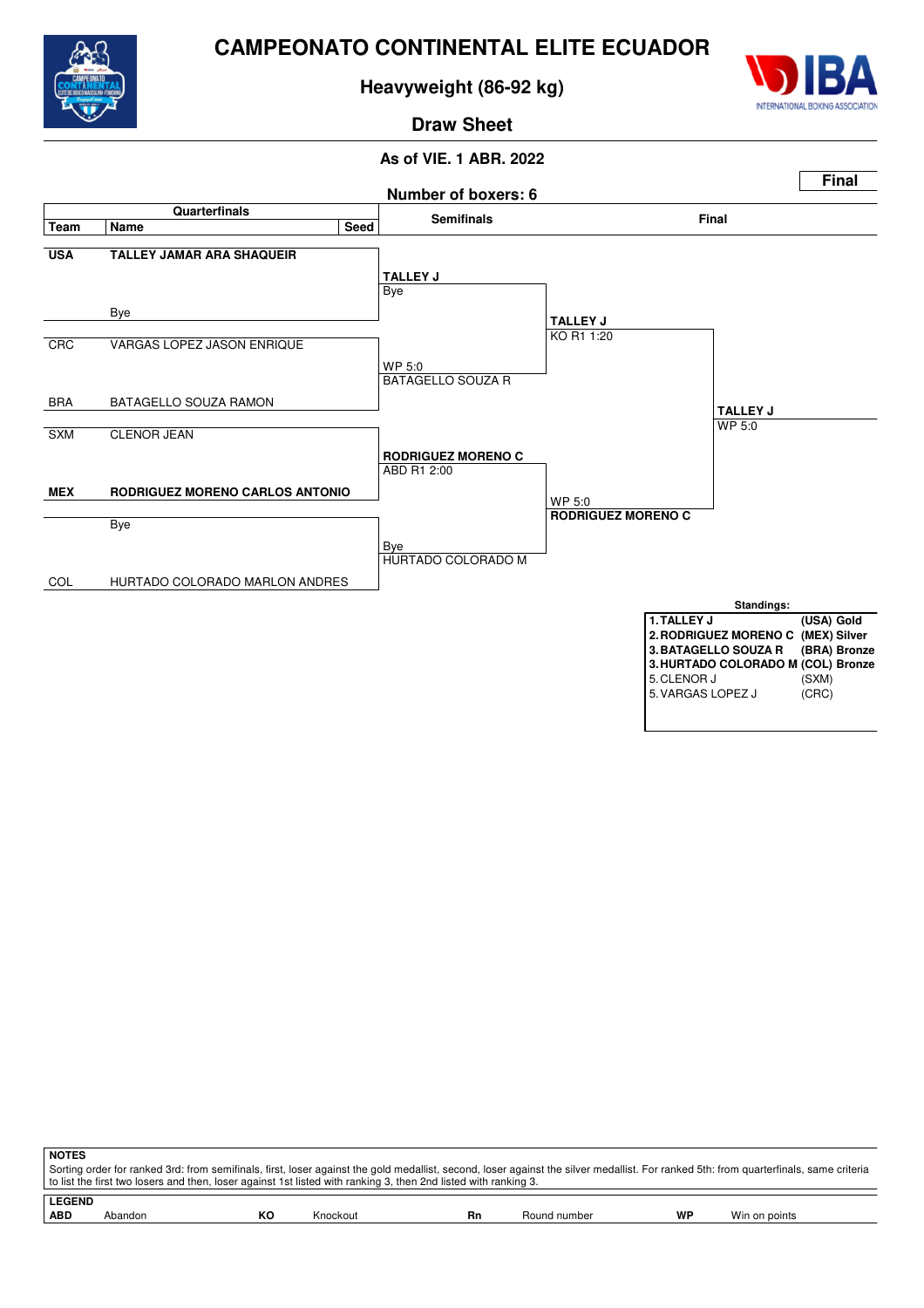# CAMPEONATO CONTINENTAL ELITE ECUADOR

## Heavyweight (86-92 kg)

### Draw Sheet

**As of VIE. 1 ABR. 2022**

**Final**

**Number of boxers: 6**

| Team | Name | Seed | Semifinals | Final | |
|---|---|---|---|---|---|
| **USA** | **TALLEY JAMAR ARA SHAQUEIR** | | **TALLEY J** Bye | | |
| | Bye | | | **TALLEY J** KO R1 1:20 | |
| CRC | VARGAS LOPEZ JASON ENRIQUE | | WP 5:0 BATAGELLO SOUZA R | | |
| BRA | BATAGELLO SOUZA RAMON | | | | **TALLEY J** WP 5:0 |
| SXM | CLENOR JEAN | | **RODRIGUEZ MORENO C** ABD R1 2:00 | | |
| **MEX** | **RODRIGUEZ MORENO CARLOS ANTONIO** | | | WP 5:0 **RODRIGUEZ MORENO C** | |
| | Bye | | Bye HURTADO COLORADO M | | |
| COL | HURTADO COLORADO MARLON ANDRES | | | | |

**Standings:**

| | | |
|---|---|---|
| **1.** | **TALLEY J** | **(USA) Gold** |
| **2.** | **RODRIGUEZ MORENO C** | **(MEX) Silver** |
| **3.** | **BATAGELLO SOUZA R** | **(BRA) Bronze** |
| **3.** | **HURTADO COLORADO M** | **(COL) Bronze** |
| 5. | CLENOR J | (SXM) |
| 5. | VARGAS LOPEZ J | (CRC) |

**NOTES**

Sorting order for ranked 3rd: from semifinals, first, loser against the gold medallist, second, loser against the silver medallist. For ranked 5th: from quarterfinals, same criteria to list the first two losers and then, loser against 1st listed with ranking 3, then 2nd listed with ranking 3.

**LEGEND**

| | | | | | | | |
|---|---|---|---|---|---|---|---|
| **ABD** | Abandon | **KO** | Knockout | **Rn** | Round number | **WP** | Win on points |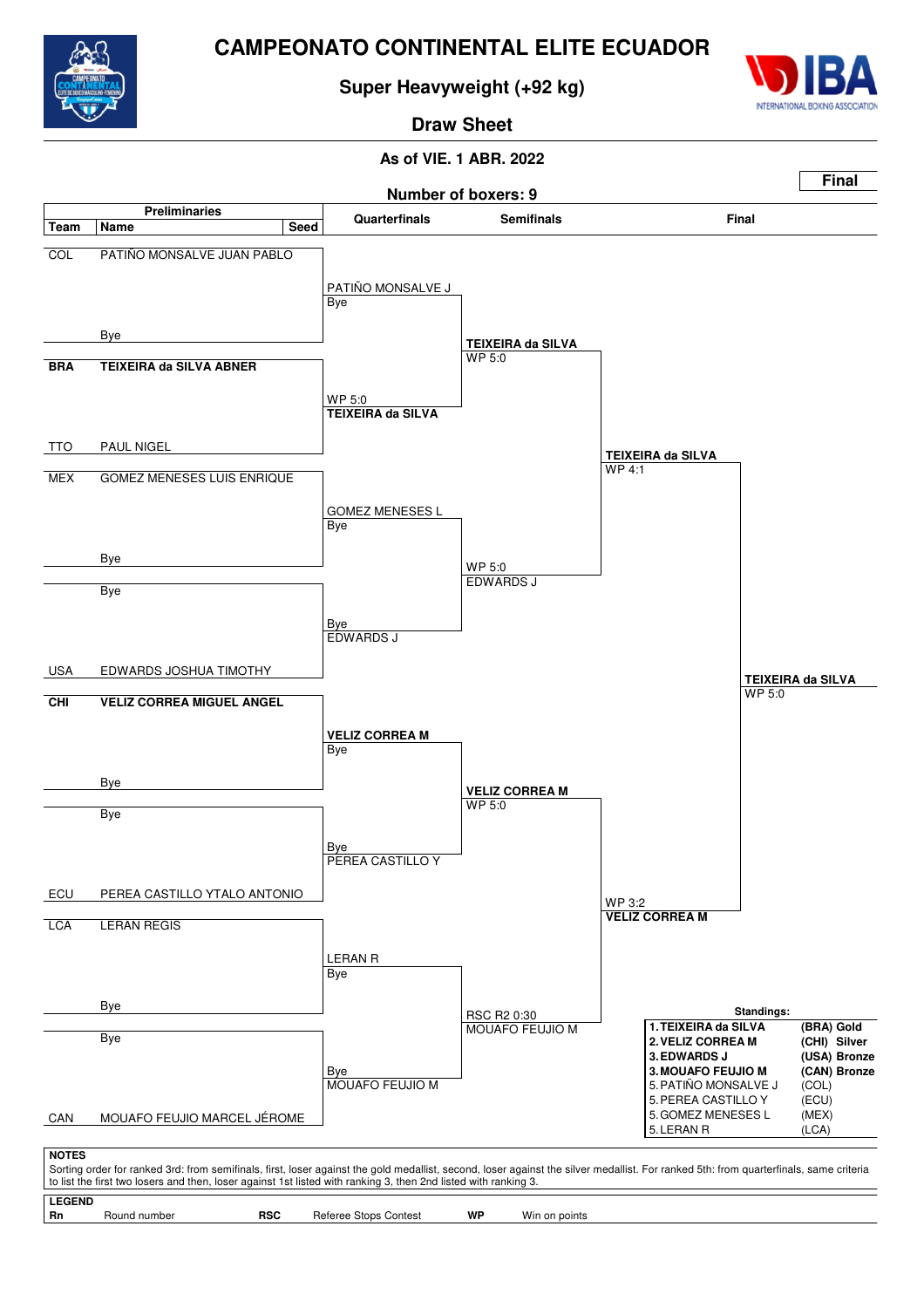# CAMPEONATO CONTINENTAL ELITE ECUADOR

## Super Heavyweight (+92 kg)

## Draw Sheet

**As of VIE. 1 ABR. 2022**

**Final**

**Number of boxers: 9**

| Team | Name | Seed |
|---|---|---|
| COL | PATIÑO MONSALVE JUAN PABLO | |
| | Bye | |
| **BRA** | **TEIXEIRA da SILVA ABNER** | |
| TTO | PAUL NIGEL | |
| MEX | GOMEZ MENESES LUIS ENRIQUE | |
| | Bye | |
| | Bye | |
| USA | EDWARDS JOSHUA TIMOTHY | |
| **CHI** | **VELIZ CORREA MIGUEL ANGEL** | |
| | Bye | |
| | Bye | |
| ECU | PEREA CASTILLO YTALO ANTONIO | |
| LCA | LERAN REGIS | |
| | Bye | |
| | Bye | |
| CAN | MOUAFO FEUJIO MARCEL JÉROME | |

**Quarterfinals**

- PATIÑO MONSALVE J — Bye
- WP 5:0 — **TEIXEIRA da SILVA**
- GOMEZ MENESES L — Bye
- Bye — EDWARDS J
- **VELIZ CORREA M** — Bye
- Bye — PEREA CASTILLO Y
- LERAN R — Bye
- Bye — MOUAFO FEUJIO M

**Semifinals**

- **TEIXEIRA da SILVA** — WP 5:0
- WP 5:0 — EDWARDS J
- **VELIZ CORREA M** — WP 5:0
- RSC R2 0:30 — MOUAFO FEUJIO M

**Final**

- **TEIXEIRA da SILVA** — WP 4:1
- WP 3:2 — **VELIZ CORREA M**

**Winner:** **TEIXEIRA da SILVA** — WP 5:0

**Standings:**

| | | |
|---|---|---|
| 1. | **TEIXEIRA da SILVA** | **(BRA) Gold** |
| 2. | **VELIZ CORREA M** | **(CHI) Silver** |
| 3. | **EDWARDS J** | **(USA) Bronze** |
| 3. | **MOUAFO FEUJIO M** | **(CAN) Bronze** |
| 5. | PATIÑO MONSALVE J | (COL) |
| 5. | PEREA CASTILLO Y | (ECU) |
| 5. | GOMEZ MENESES L | (MEX) |
| 5. | LERAN R | (LCA) |

**NOTES**

Sorting order for ranked 3rd: from semifinals, first, loser against the gold medallist, second, loser against the silver medallist. For ranked 5th: from quarterfinals, same criteria to list the first two losers and then, loser against 1st listed with ranking 3, then 2nd listed with ranking 3.

**LEGEND**

| | | | | | |
|---|---|---|---|---|---|
| **Rn** | Round number | **RSC** | Referee Stops Contest | **WP** | Win on points |